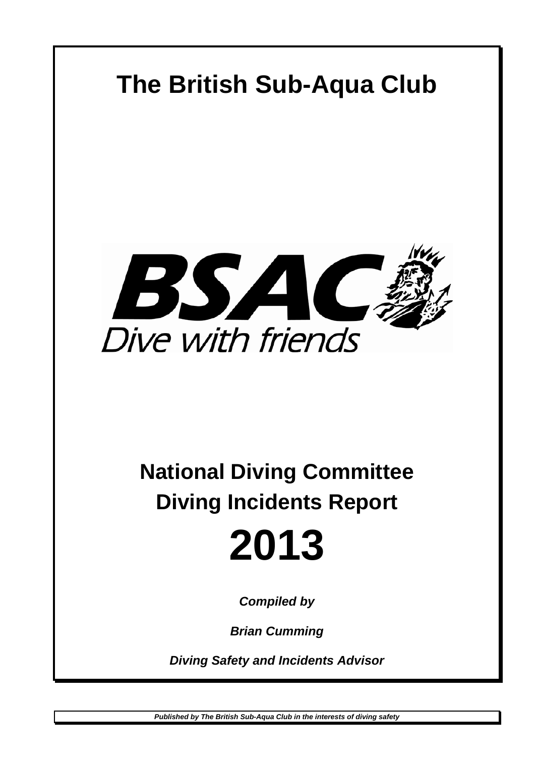# The British Sub-Aqua Club

BSAC
Dive with friends

## National Diving Committee
## Diving Incidents Report

# 2013

***Compiled by***

***Brian Cumming***

***Diving Safety and Incidents Advisor***

***Published by The British Sub-Aqua Club in the interests of diving safety***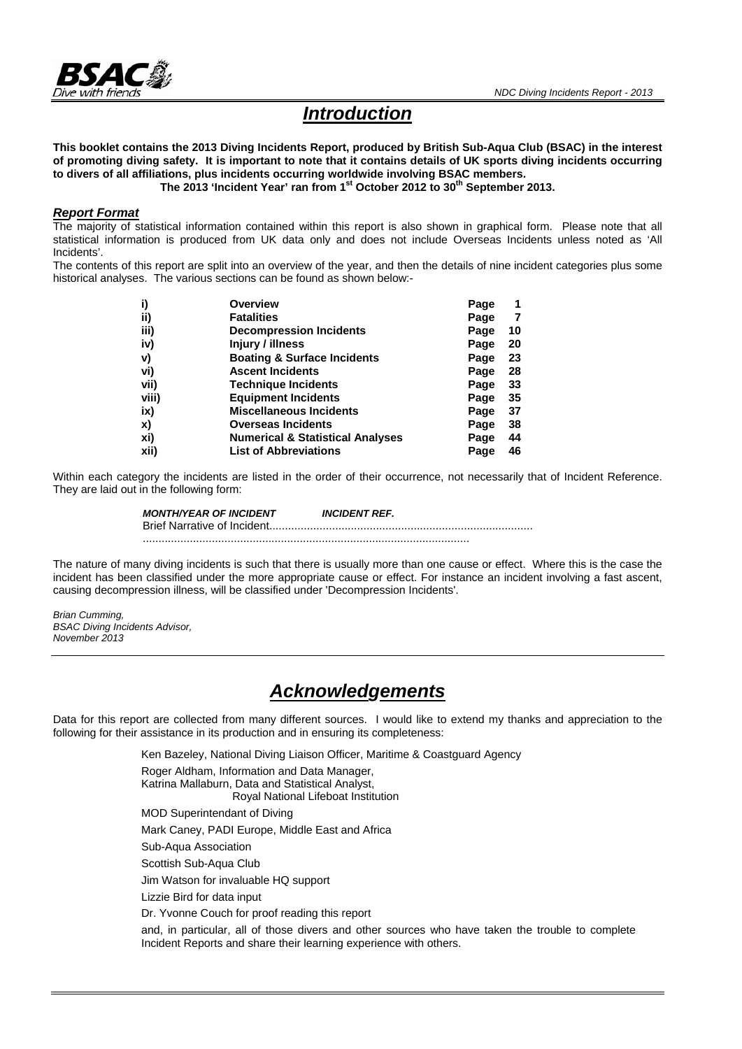# *Introduction*

**This booklet contains the 2013 Diving Incidents Report, produced by British Sub-Aqua Club (BSAC) in the interest of promoting diving safety. It is important to note that it contains details of UK sports diving incidents occurring to divers of all affiliations, plus incidents occurring worldwide involving BSAC members.**

**The 2013 'Incident Year' ran from 1st October 2012 to 30th September 2013.**

### *Report Format*

The majority of statistical information contained within this report is also shown in graphical form. Please note that all statistical information is produced from UK data only and does not include Overseas Incidents unless noted as 'All Incidents'.

The contents of this report are split into an overview of the year, and then the details of nine incident categories plus some historical analyses. The various sections can be found as shown below:-

| | | | |
|---|---|---|---|
| **i)** | **Overview** | **Page** | **1** |
| **ii)** | **Fatalities** | **Page** | **7** |
| **iii)** | **Decompression Incidents** | **Page** | **10** |
| **iv)** | **Injury / illness** | **Page** | **20** |
| **v)** | **Boating & Surface Incidents** | **Page** | **23** |
| **vi)** | **Ascent Incidents** | **Page** | **28** |
| **vii)** | **Technique Incidents** | **Page** | **33** |
| **viii)** | **Equipment Incidents** | **Page** | **35** |
| **ix)** | **Miscellaneous Incidents** | **Page** | **37** |
| **x)** | **Overseas Incidents** | **Page** | **38** |
| **xi)** | **Numerical & Statistical Analyses** | **Page** | **44** |
| **xii)** | **List of Abbreviations** | **Page** | **46** |

Within each category the incidents are listed in the order of their occurrence, not necessarily that of Incident Reference. They are laid out in the following form:

***MONTH/YEAR OF INCIDENT*** ***INCIDENT REF.***
Brief Narrative of Incident....................................................................................
.......................................................................................................

The nature of many diving incidents is such that there is usually more than one cause or effect. Where this is the case the incident has been classified under the more appropriate cause or effect. For instance an incident involving a fast ascent, causing decompression illness, will be classified under 'Decompression Incidents'.

*Brian Cumming,*
*BSAC Diving Incidents Advisor,*
*November 2013*

# *Acknowledgements*

Data for this report are collected from many different sources. I would like to extend my thanks and appreciation to the following for their assistance in its production and in ensuring its completeness:

Ken Bazeley, National Diving Liaison Officer, Maritime & Coastguard Agency

Roger Aldham, Information and Data Manager,
Katrina Mallaburn, Data and Statistical Analyst,
Royal National Lifeboat Institution

MOD Superintendant of Diving

Mark Caney, PADI Europe, Middle East and Africa

Sub-Aqua Association

Scottish Sub-Aqua Club

Jim Watson for invaluable HQ support

Lizzie Bird for data input

Dr. Yvonne Couch for proof reading this report

and, in particular, all of those divers and other sources who have taken the trouble to complete Incident Reports and share their learning experience with others.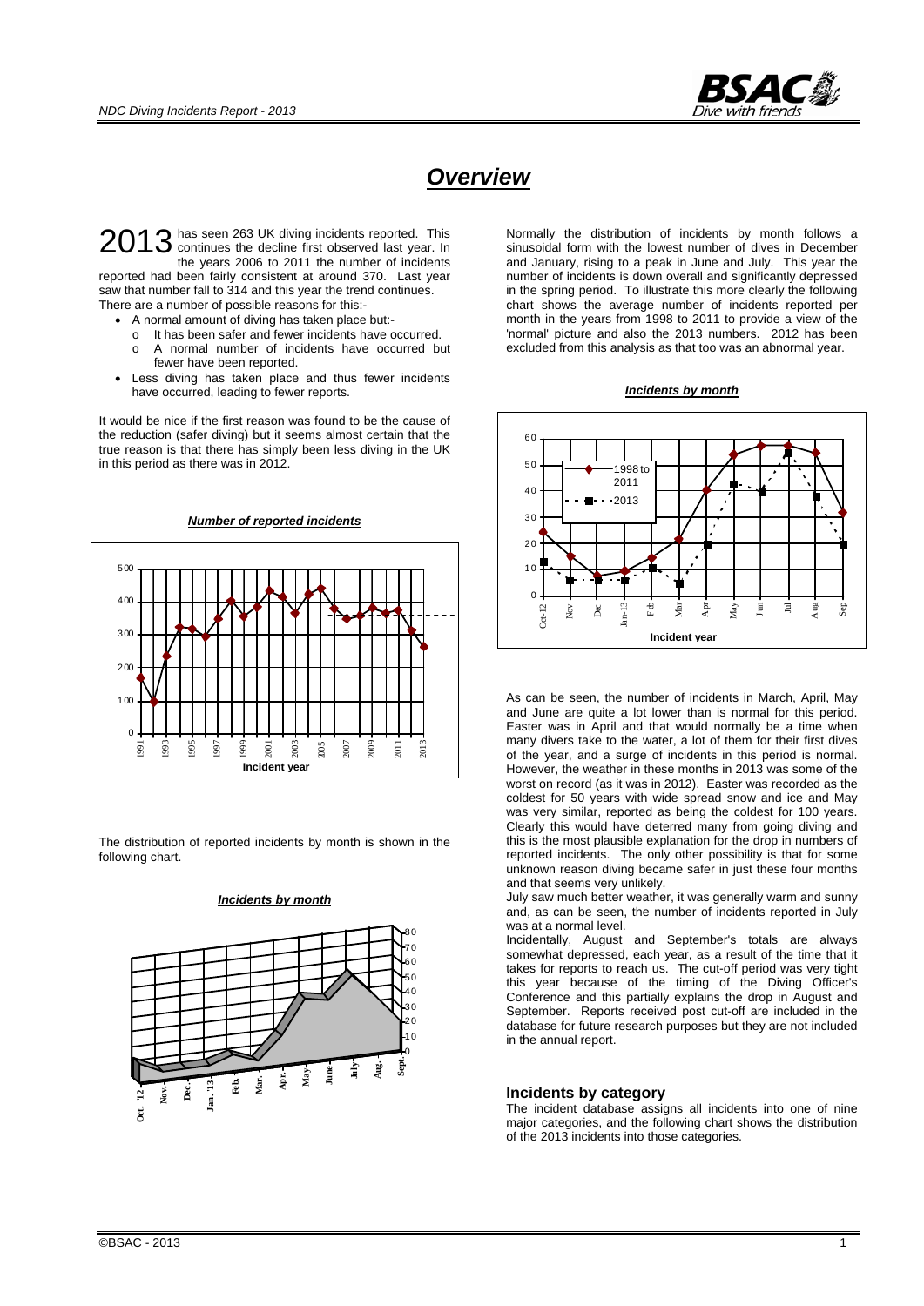# *Overview*

2013 has seen 263 UK diving incidents reported. This continues the decline first observed last year. In the years 2006 to 2011 the number of incidents reported had been fairly consistent at around 370. Last year saw that number fall to 314 and this year the trend continues.

There are a number of possible reasons for this:-

- A normal amount of diving has taken place but:-
    - It has been safer and fewer incidents have occurred.
    - A normal number of incidents have occurred but fewer have been reported.
- Less diving has taken place and thus fewer incidents have occurred, leading to fewer reports.

It would be nice if the first reason was found to be the cause of the reduction (safer diving) but it seems almost certain that the true reason is that there has simply been less diving in the UK in this period as there was in 2012.

***Number of reported incidents***

The distribution of reported incidents by month is shown in the following chart.

***Incidents by month***

Normally the distribution of incidents by month follows a sinusoidal form with the lowest number of dives in December and January, rising to a peak in June and July. This year the number of incidents is down overall and significantly depressed in the spring period. To illustrate this more clearly the following chart shows the average number of incidents reported per month in the years from 1998 to 2011 to provide a view of the 'normal' picture and also the 2013 numbers. 2012 has been excluded from this analysis as that too was an abnormal year.

***Incidents by month***

As can be seen, the number of incidents in March, April, May and June are quite a lot lower than is normal for this period. Easter was in April and that would normally be a time when many divers take to the water, a lot of them for their first dives of the year, and a surge of incidents in this period is normal. However, the weather in these months in 2013 was some of the worst on record (as it was in 2012). Easter was recorded as the coldest for 50 years with wide spread snow and ice and May was very similar, reported as being the coldest for 100 years. Clearly this would have deterred many from going diving and this is the most plausible explanation for the drop in numbers of reported incidents. The only other possibility is that for some unknown reason diving became safer in just these four months and that seems very unlikely.

July saw much better weather, it was generally warm and sunny and, as can be seen, the number of incidents reported in July was at a normal level.

Incidentally, August and September's totals are always somewhat depressed, each year, as a result of the time that it takes for reports to reach us. The cut-off period was very tight this year because of the timing of the Diving Officer's Conference and this partially explains the drop in August and September. Reports received post cut-off are included in the database for future research purposes but they are not included in the annual report.

## Incidents by category

The incident database assigns all incidents into one of nine major categories, and the following chart shows the distribution of the 2013 incidents into those categories.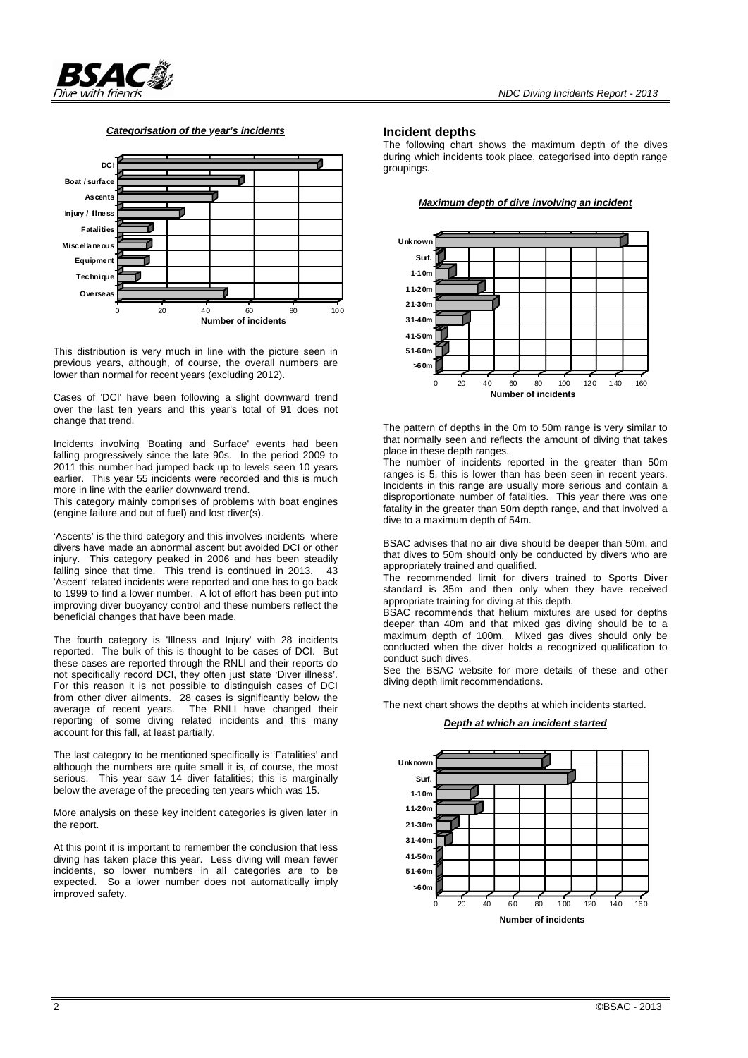***Categorisation of the year's incidents***

This distribution is very much in line with the picture seen in previous years, although, of course, the overall numbers are lower than normal for recent years (excluding 2012).

Cases of 'DCI' have been following a slight downward trend over the last ten years and this year's total of 91 does not change that trend.

Incidents involving 'Boating and Surface' events had been falling progressively since the late 90s. In the period 2009 to 2011 this number had jumped back up to levels seen 10 years earlier. This year 55 incidents were recorded and this is much more in line with the earlier downward trend.
This category mainly comprises of problems with boat engines (engine failure and out of fuel) and lost diver(s).

'Ascents' is the third category and this involves incidents where divers have made an abnormal ascent but avoided DCI or other injury. This category peaked in 2006 and has been steadily falling since that time. This trend is continued in 2013. 43 'Ascent' related incidents were reported and one has to go back to 1999 to find a lower number. A lot of effort has been put into improving diver buoyancy control and these numbers reflect the beneficial changes that have been made.

The fourth category is 'Illness and Injury' with 28 incidents reported. The bulk of this is thought to be cases of DCI. But these cases are reported through the RNLI and their reports do not specifically record DCI, they often just state 'Diver illness'. For this reason it is not possible to distinguish cases of DCI from other diver ailments. 28 cases is significantly below the average of recent years. The RNLI have changed their reporting of some diving related incidents and this many account for this fall, at least partially.

The last category to be mentioned specifically is 'Fatalities' and although the numbers are quite small it is, of course, the most serious. This year saw 14 diver fatalities; this is marginally below the average of the preceding ten years which was 15.

More analysis on these key incident categories is given later in the report.

At this point it is important to remember the conclusion that less diving has taken place this year. Less diving will mean fewer incidents, so lower numbers in all categories are to be expected. So a lower number does not automatically imply improved safety.

## Incident depths

The following chart shows the maximum depth of the dives during which incidents took place, categorised into depth range groupings.

***Maximum depth of dive involving an incident***

The pattern of depths in the 0m to 50m range is very similar to that normally seen and reflects the amount of diving that takes place in these depth ranges.
The number of incidents reported in the greater than 50m ranges is 5, this is lower than has been seen in recent years. Incidents in this range are usually more serious and contain a disproportionate number of fatalities. This year there was one fatality in the greater than 50m depth range, and that involved a dive to a maximum depth of 54m.

BSAC advises that no air dive should be deeper than 50m, and that dives to 50m should only be conducted by divers who are appropriately trained and qualified.
The recommended limit for divers trained to Sports Diver standard is 35m and then only when they have received appropriate training for diving at this depth.
BSAC recommends that helium mixtures are used for depths deeper than 40m and that mixed gas diving should be to a maximum depth of 100m. Mixed gas dives should only be conducted when the diver holds a recognized qualification to conduct such dives.
See the BSAC website for more details of these and other diving depth limit recommendations.

The next chart shows the depths at which incidents started.

***Depth at which an incident started***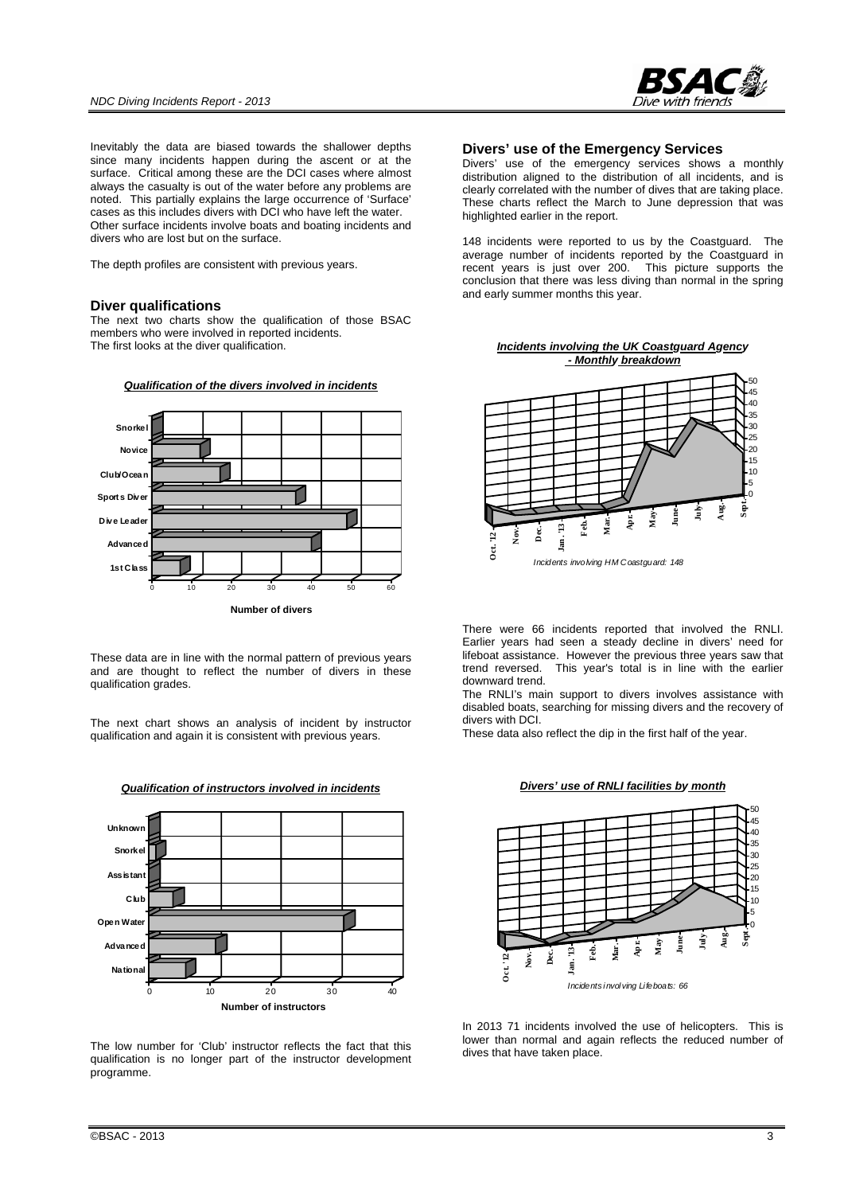Inevitably the data are biased towards the shallower depths since many incidents happen during the ascent or at the surface. Critical among these are the DCI cases where almost always the casualty is out of the water before any problems are noted. This partially explains the large occurrence of 'Surface' cases as this includes divers with DCI who have left the water. Other surface incidents involve boats and boating incidents and divers who are lost but on the surface.

The depth profiles are consistent with previous years.

## Diver qualifications

The next two charts show the qualification of those BSAC members who were involved in reported incidents.
The first looks at the diver qualification.

***Qualification of the divers involved in incidents***

These data are in line with the normal pattern of previous years and are thought to reflect the number of divers in these qualification grades.

The next chart shows an analysis of incident by instructor qualification and again it is consistent with previous years.

***Qualification of instructors involved in incidents***

The low number for 'Club' instructor reflects the fact that this qualification is no longer part of the instructor development programme.

## Divers' use of the Emergency Services

Divers' use of the emergency services shows a monthly distribution aligned to the distribution of all incidents, and is clearly correlated with the number of dives that are taking place. These charts reflect the March to June depression that was highlighted earlier in the report.

148 incidents were reported to us by the Coastguard. The average number of incidents reported by the Coastguard in recent years is just over 200. This picture supports the conclusion that there was less diving than normal in the spring and early summer months this year.

***Incidents involving the UK Coastguard Agency - Monthly breakdown***

*Incidents involving HM Coastguard: 148*

There were 66 incidents reported that involved the RNLI. Earlier years had seen a steady decline in divers' need for lifeboat assistance. However the previous three years saw that trend reversed. This year's total is in line with the earlier downward trend.

The RNLI's main support to divers involves assistance with disabled boats, searching for missing divers and the recovery of divers with DCI.

These data also reflect the dip in the first half of the year.

***Divers' use of RNLI facilities by month***

*Incidents involving Lifeboats: 66*

In 2013 71 incidents involved the use of helicopters. This is lower than normal and again reflects the reduced number of dives that have taken place.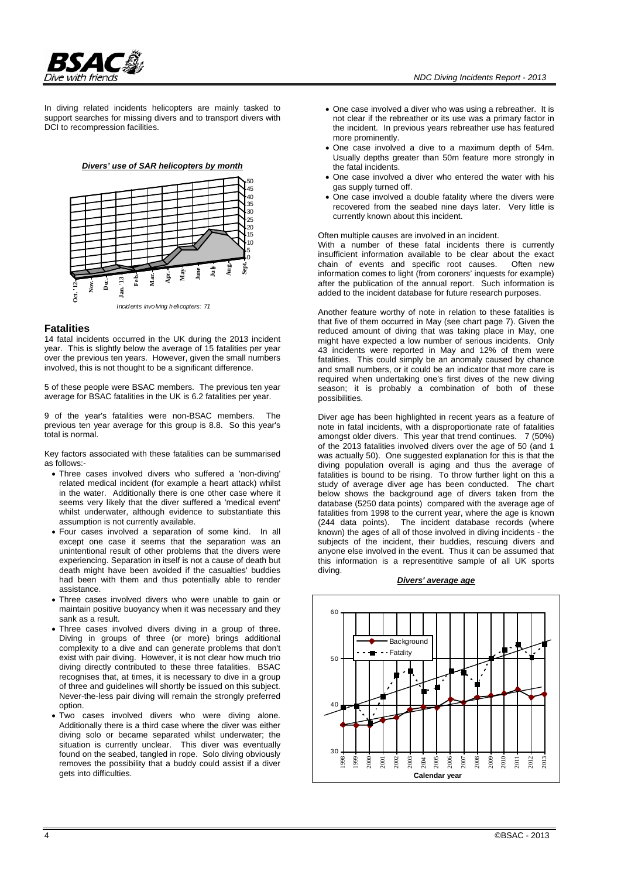In diving related incidents helicopters are mainly tasked to support searches for missing divers and to transport divers with DCI to recompression facilities.

***Divers' use of SAR helicopters by month***

*Incidents involving helicopters: 71*

## Fatalities

14 fatal incidents occurred in the UK during the 2013 incident year. This is slightly below the average of 15 fatalities per year over the previous ten years. However, given the small numbers involved, this is not thought to be a significant difference.

5 of these people were BSAC members. The previous ten year average for BSAC fatalities in the UK is 6.2 fatalities per year.

9 of the year's fatalities were non-BSAC members. The previous ten year average for this group is 8.8. So this year's total is normal.

Key factors associated with these fatalities can be summarised as follows:-

- Three cases involved divers who suffered a 'non-diving' related medical incident (for example a heart attack) whilst in the water. Additionally there is one other case where it seems very likely that the diver suffered a 'medical event' whilst underwater, although evidence to substantiate this assumption is not currently available.
- Four cases involved a separation of some kind. In all except one case it seems that the separation was an unintentional result of other problems that the divers were experiencing. Separation in itself is not a cause of death but death might have been avoided if the casualties' buddies had been with them and thus potentially able to render assistance.
- Three cases involved divers who were unable to gain or maintain positive buoyancy when it was necessary and they sank as a result.
- Three cases involved divers diving in a group of three. Diving in groups of three (or more) brings additional complexity to a dive and can generate problems that don't exist with pair diving. However, it is not clear how much trio diving directly contributed to these three fatalities. BSAC recognises that, at times, it is necessary to dive in a group of three and guidelines will shortly be issued on this subject. Never-the-less pair diving will remain the strongly preferred option.
- Two cases involved divers who were diving alone. Additionally there is a third case where the diver was either diving solo or became separated whilst underwater; the situation is currently unclear. This diver was eventually found on the seabed, tangled in rope. Solo diving obviously removes the possibility that a buddy could assist if a diver gets into difficulties.
- One case involved a diver who was using a rebreather. It is not clear if the rebreather or its use was a primary factor in the incident. In previous years rebreather use has featured more prominently.
- One case involved a dive to a maximum depth of 54m. Usually depths greater than 50m feature more strongly in the fatal incidents.
- One case involved a diver who entered the water with his gas supply turned off.
- One case involved a double fatality where the divers were recovered from the seabed nine days later. Very little is currently known about this incident.

Often multiple causes are involved in an incident.

With a number of these fatal incidents there is currently insufficient information available to be clear about the exact chain of events and specific root causes. Often new information comes to light (from coroners' inquests for example) after the publication of the annual report. Such information is added to the incident database for future research purposes.

Another feature worthy of note in relation to these fatalities is that five of them occurred in May (see chart page 7). Given the reduced amount of diving that was taking place in May, one might have expected a low number of serious incidents. Only 43 incidents were reported in May and 12% of them were fatalities. This could simply be an anomaly caused by chance and small numbers, or it could be an indicator that more care is required when undertaking one's first dives of the new diving season; it is probably a combination of both of these possibilities.

Diver age has been highlighted in recent years as a feature of note in fatal incidents, with a disproportionate rate of fatalities amongst older divers. This year that trend continues. 7 (50%) of the 2013 fatalities involved divers over the age of 50 (and 1 was actually 50). One suggested explanation for this is that the diving population overall is aging and thus the average of fatalities is bound to be rising. To throw further light on this a study of average diver age has been conducted. The chart below shows the background age of divers taken from the database (5250 data points) compared with the average age of fatalities from 1998 to the current year, where the age is known (244 data points). The incident database records (where known) the ages of all of those involved in diving incidents - the subjects of the incident, their buddies, rescuing divers and anyone else involved in the event. Thus it can be assumed that this information is a representitive sample of all UK sports diving.

***Divers' average age***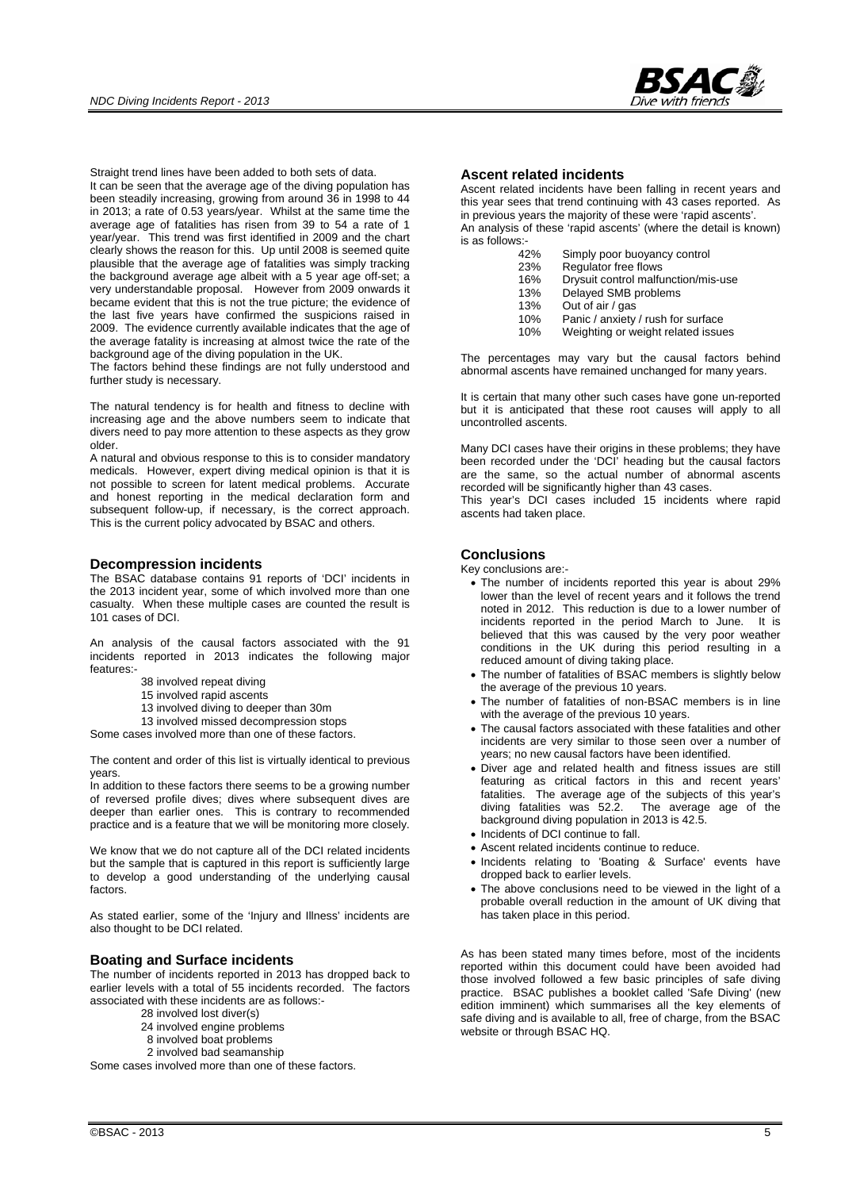Straight trend lines have been added to both sets of data.

It can be seen that the average age of the diving population has been steadily increasing, growing from around 36 in 1998 to 44 in 2013; a rate of 0.53 years/year. Whilst at the same time the average age of fatalities has risen from 39 to 54 a rate of 1 year/year. This trend was first identified in 2009 and the chart clearly shows the reason for this. Up until 2008 is seemed quite plausible that the average age of fatalities was simply tracking the background average age albeit with a 5 year age off-set; a very understandable proposal. However from 2009 onwards it became evident that this is not the true picture; the evidence of the last five years have confirmed the suspicions raised in 2009. The evidence currently available indicates that the age of the average fatality is increasing at almost twice the rate of the background age of the diving population in the UK.

The factors behind these findings are not fully understood and further study is necessary.

The natural tendency is for health and fitness to decline with increasing age and the above numbers seem to indicate that divers need to pay more attention to these aspects as they grow older.

A natural and obvious response to this is to consider mandatory medicals. However, expert diving medical opinion is that it is not possible to screen for latent medical problems. Accurate and honest reporting in the medical declaration form and subsequent follow-up, if necessary, is the correct approach. This is the current policy advocated by BSAC and others.

## Decompression incidents

The BSAC database contains 91 reports of 'DCI' incidents in the 2013 incident year, some of which involved more than one casualty. When these multiple cases are counted the result is 101 cases of DCI.

An analysis of the causal factors associated with the 91 incidents reported in 2013 indicates the following major features:-

- 38 involved repeat diving
- 15 involved rapid ascents
- 13 involved diving to deeper than 30m
- 13 involved missed decompression stops

Some cases involved more than one of these factors.

The content and order of this list is virtually identical to previous years.

In addition to these factors there seems to be a growing number of reversed profile dives; dives where subsequent dives are deeper than earlier ones. This is contrary to recommended practice and is a feature that we will be monitoring more closely.

We know that we do not capture all of the DCI related incidents but the sample that is captured in this report is sufficiently large to develop a good understanding of the underlying causal factors.

As stated earlier, some of the 'Injury and Illness' incidents are also thought to be DCI related.

## Boating and Surface incidents

The number of incidents reported in 2013 has dropped back to earlier levels with a total of 55 incidents recorded. The factors associated with these incidents are as follows:-

- 28 involved lost diver(s)
- 24 involved engine problems
- 8 involved boat problems
- 2 involved bad seamanship

Some cases involved more than one of these factors.

## Ascent related incidents

Ascent related incidents have been falling in recent years and this year sees that trend continuing with 43 cases reported. As in previous years the majority of these were 'rapid ascents'.

An analysis of these 'rapid ascents' (where the detail is known) is as follows:-

| | |
|---|---|
| 42% | Simply poor buoyancy control |
| 23% | Regulator free flows |
| 16% | Drysuit control malfunction/mis-use |
| 13% | Delayed SMB problems |
| 13% | Out of air / gas |
| 10% | Panic / anxiety / rush for surface |
| 10% | Weighting or weight related issues |

The percentages may vary but the causal factors behind abnormal ascents have remained unchanged for many years.

It is certain that many other such cases have gone un-reported but it is anticipated that these root causes will apply to all uncontrolled ascents.

Many DCI cases have their origins in these problems; they have been recorded under the 'DCI' heading but the causal factors are the same, so the actual number of abnormal ascents recorded will be significantly higher than 43 cases.

This year's DCI cases included 15 incidents where rapid ascents had taken place.

## Conclusions

Key conclusions are:-

- The number of incidents reported this year is about 29% lower than the level of recent years and it follows the trend noted in 2012. This reduction is due to a lower number of incidents reported in the period March to June. It is believed that this was caused by the very poor weather conditions in the UK during this period resulting in a reduced amount of diving taking place.
- The number of fatalities of BSAC members is slightly below the average of the previous 10 years.
- The number of fatalities of non-BSAC members is in line with the average of the previous 10 years.
- The causal factors associated with these fatalities and other incidents are very similar to those seen over a number of years; no new causal factors have been identified.
- Diver age and related health and fitness issues are still featuring as critical factors in this and recent years' fatalities. The average age of the subjects of this year's diving fatalities was 52.2. The average age of the background diving population in 2013 is 42.5.
- Incidents of DCI continue to fall.
- Ascent related incidents continue to reduce.
- Incidents relating to 'Boating & Surface' events have dropped back to earlier levels.
- The above conclusions need to be viewed in the light of a probable overall reduction in the amount of UK diving that has taken place in this period.

As has been stated many times before, most of the incidents reported within this document could have been avoided had those involved followed a few basic principles of safe diving practice. BSAC publishes a booklet called 'Safe Diving' (new edition imminent) which summarises all the key elements of safe diving and is available to all, free of charge, from the BSAC website or through BSAC HQ.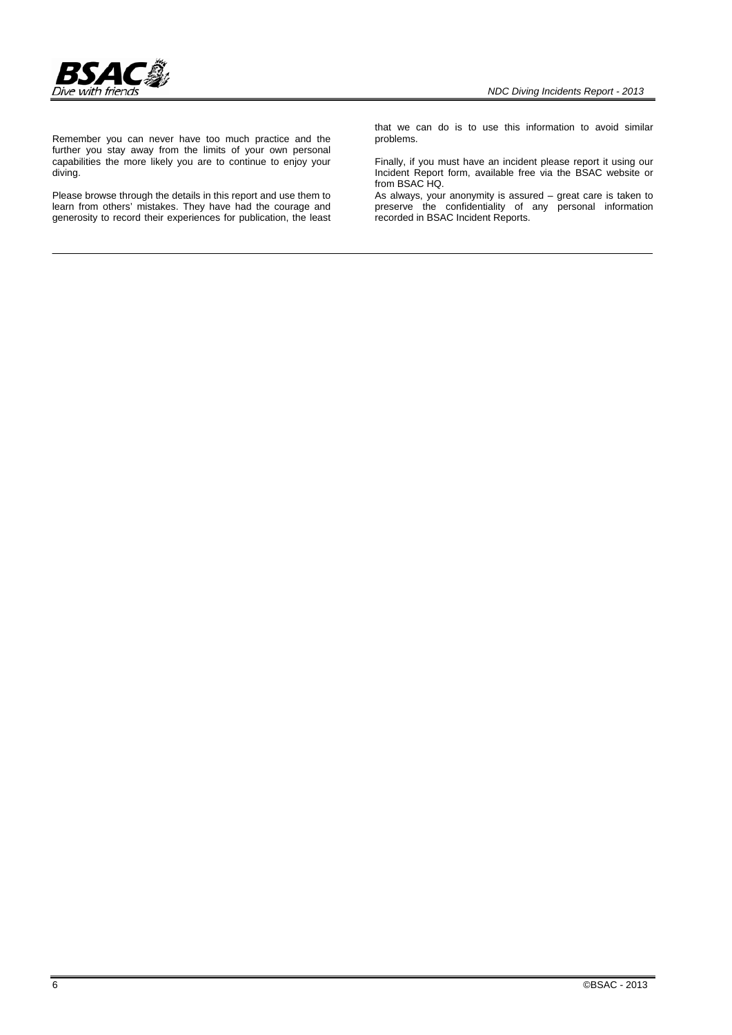Remember you can never have too much practice and the further you stay away from the limits of your own personal capabilities the more likely you are to continue to enjoy your diving.

Please browse through the details in this report and use them to learn from others' mistakes. They have had the courage and generosity to record their experiences for publication, the least that we can do is to use this information to avoid similar problems.

Finally, if you must have an incident please report it using our Incident Report form, available free via the BSAC website or from BSAC HQ.

As always, your anonymity is assured – great care is taken to preserve the confidentiality of any personal information recorded in BSAC Incident Reports.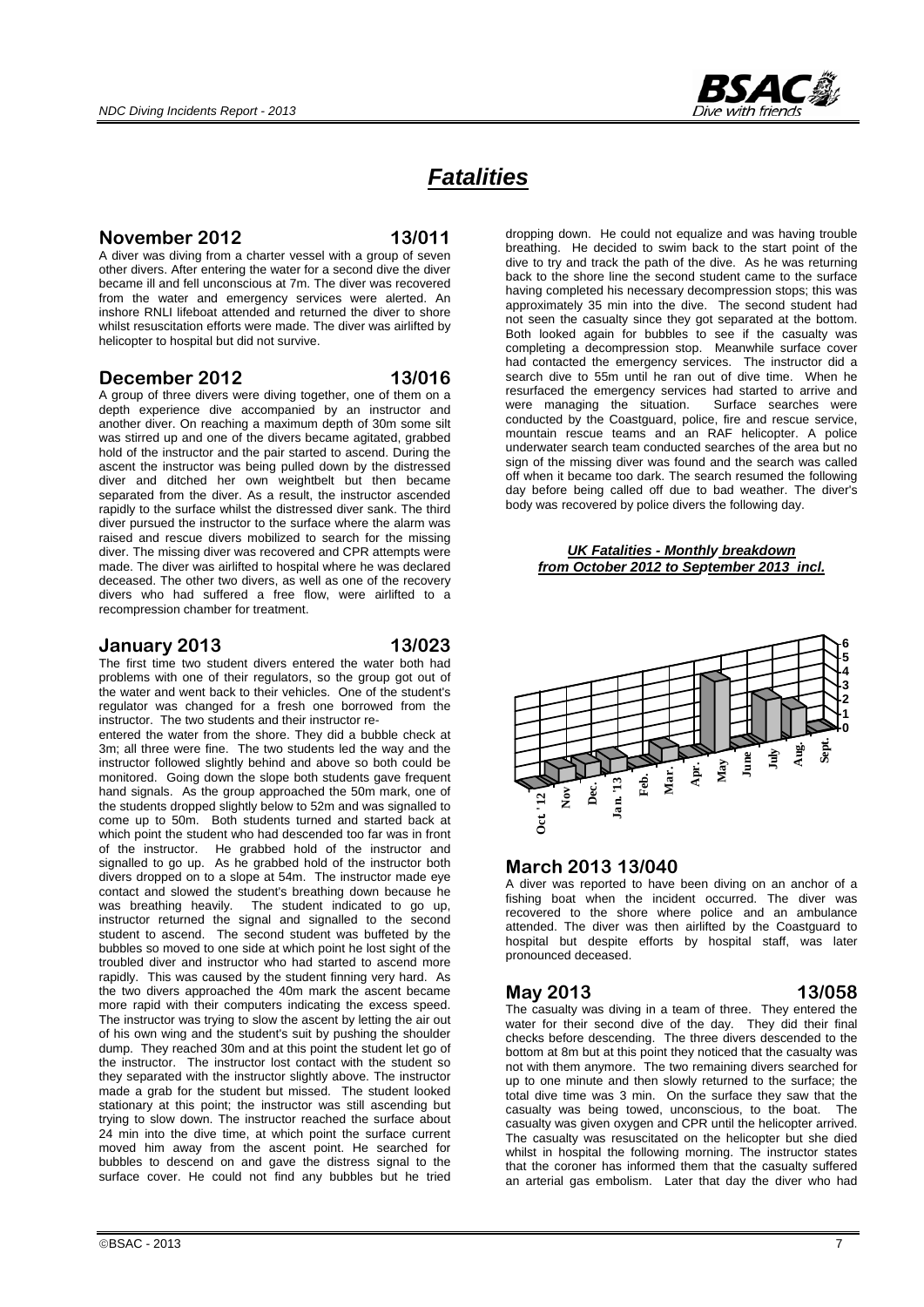# *Fatalities*

## November 2012 13/011

A diver was diving from a charter vessel with a group of seven other divers. After entering the water for a second dive the diver became ill and fell unconscious at 7m. The diver was recovered from the water and emergency services were alerted. An inshore RNLI lifeboat attended and returned the diver to shore whilst resuscitation efforts were made. The diver was airlifted by helicopter to hospital but did not survive.

## December 2012 13/016

A group of three divers were diving together, one of them on a depth experience dive accompanied by an instructor and another diver. On reaching a maximum depth of 30m some silt was stirred up and one of the divers became agitated, grabbed hold of the instructor and the pair started to ascend. During the ascent the instructor was being pulled down by the distressed diver and ditched her own weightbelt but then became separated from the diver. As a result, the instructor ascended rapidly to the surface whilst the distressed diver sank. The third diver pursued the instructor to the surface where the alarm was raised and rescue divers mobilized to search for the missing diver. The missing diver was recovered and CPR attempts were made. The diver was airlifted to hospital where he was declared deceased. The other two divers, as well as one of the recovery divers who had suffered a free flow, were airlifted to a recompression chamber for treatment.

## January 2013 13/023

The first time two student divers entered the water both had problems with one of their regulators, so the group got out of the water and went back to their vehicles. One of the student's regulator was changed for a fresh one borrowed from the instructor. The two students and their instructor re-entered the water from the shore. They did a bubble check at 3m; all three were fine. The two students led the way and the instructor followed slightly behind and above so both could be monitored. Going down the slope both students gave frequent hand signals. As the group approached the 50m mark, one of the students dropped slightly below to 52m and was signalled to come up to 50m. Both students turned and started back at which point the student who had descended too far was in front of the instructor. He grabbed hold of the instructor and signalled to go up. As he grabbed hold of the instructor both divers dropped on to a slope at 54m. The instructor made eye contact and slowed the student's breathing down because he was breathing heavily. The student indicated to go up, instructor returned the signal and signalled to the second student to ascend. The second student was buffeted by the bubbles so moved to one side at which point he lost sight of the troubled diver and instructor who had started to ascend more rapidly. This was caused by the student finning very hard. As the two divers approached the 40m mark the ascent became more rapid with their computers indicating the excess speed. The instructor was trying to slow the ascent by letting the air out of his own wing and the student's suit by pushing the shoulder dump. They reached 30m and at this point the student let go of the instructor. The instructor lost contact with the student so they separated with the instructor slightly above. The instructor made a grab for the student but missed. The student looked stationary at this point; the instructor was still ascending but trying to slow down. The instructor reached the surface about 24 min into the dive time, at which point the surface current moved him away from the ascent point. He searched for bubbles to descend on and gave the distress signal to the surface cover. He could not find any bubbles but he tried dropping down. He could not equalize and was having trouble breathing. He decided to swim back to the start point of the dive to try and track the path of the dive. As he was returning back to the shore line the second student came to the surface having completed his necessary decompression stops; this was approximately 35 min into the dive. The second student had not seen the casualty since they got separated at the bottom. Both looked again for bubbles to see if the casualty was completing a decompression stop. Meanwhile surface cover had contacted the emergency services. The instructor did a search dive to 55m until he ran out of dive time. When he resurfaced the emergency services had started to arrive and were managing the situation. Surface searches were conducted by the Coastguard, police, fire and rescue service, mountain rescue teams and an RAF helicopter. A police underwater search team conducted searches of the area but no sign of the missing diver was found and the search was called off when it became too dark. The search resumed the following day before being called off due to bad weather. The diver's body was recovered by police divers the following day.

***UK Fatalities - Monthly breakdown from October 2012 to September 2013 incl.***

| Month | Fatalities |
|---|---|
| Oct '12 | 0 |
| Nov | 1 |
| Dec. | 1 |
| Jan. '13 | 1 |
| Feb. | 0 |
| Mar. | 1 |
| Apr. | 0 |
| May | 5 |
| June | 0 |
| July | 3 |
| Aug. | 2 |
| Sept. | 0 |

## March 2013 13/040

A diver was reported to have been diving on an anchor of a fishing boat when the incident occurred. The diver was recovered to the shore where police and an ambulance attended. The diver was then airlifted by the Coastguard to hospital but despite efforts by hospital staff, was later pronounced deceased.

## May 2013 13/058

The casualty was diving in a team of three. They entered the water for their second dive of the day. They did their final checks before descending. The three divers descended to the bottom at 8m but at this point they noticed that the casualty was not with them anymore. The two remaining divers searched for up to one minute and then slowly returned to the surface; the total dive time was 3 min. On the surface they saw that the casualty was being towed, unconscious, to the boat. The casualty was given oxygen and CPR until the helicopter arrived. The casualty was resuscitated on the helicopter but she died whilst in hospital the following morning. The instructor states that the coroner has informed them that the casualty suffered an arterial gas embolism. Later that day the diver who had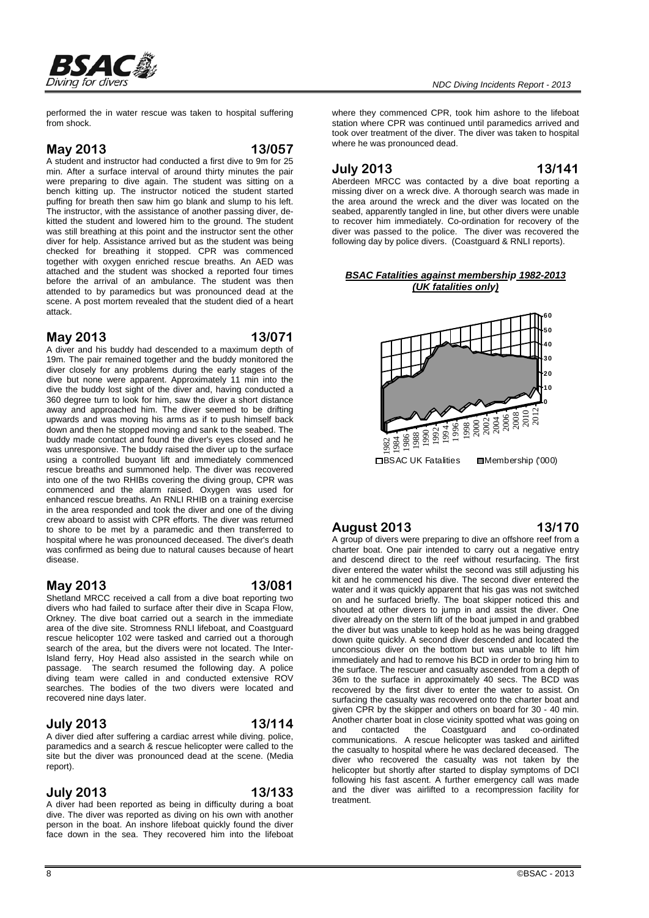performed the in water rescue was taken to hospital suffering from shock.

## May 2013 13/057

A student and instructor had conducted a first dive to 9m for 25 min. After a surface interval of around thirty minutes the pair were preparing to dive again. The student was sitting on a bench kitting up. The instructor noticed the student started puffing for breath then saw him go blank and slump to his left. The instructor, with the assistance of another passing diver, de-kitted the student and lowered him to the ground. The student was still breathing at this point and the instructor sent the other diver for help. Assistance arrived but as the student was being checked for breathing it stopped. CPR was commenced together with oxygen enriched rescue breaths. An AED was attached and the student was shocked a reported four times before the arrival of an ambulance. The student was then attended to by paramedics but was pronounced dead at the scene. A post mortem revealed that the student died of a heart attack.

## May 2013 13/071

A diver and his buddy had descended to a maximum depth of 19m. The pair remained together and the buddy monitored the diver closely for any problems during the early stages of the dive but none were apparent. Approximately 11 min into the dive the buddy lost sight of the diver and, having conducted a 360 degree turn to look for him, saw the diver a short distance away and approached him. The diver seemed to be drifting upwards and was moving his arms as if to push himself back down and then he stopped moving and sank to the seabed. The buddy made contact and found the diver's eyes closed and he was unresponsive. The buddy raised the diver up to the surface using a controlled buoyant lift and immediately commenced rescue breaths and summoned help. The diver was recovered into one of the two RHIBs covering the diving group, CPR was commenced and the alarm raised. Oxygen was used for enhanced rescue breaths. An RNLI RHIB on a training exercise in the area responded and took the diver and one of the diving crew aboard to assist with CPR efforts. The diver was returned to shore to be met by a paramedic and then transferred to hospital where he was pronounced deceased. The diver's death was confirmed as being due to natural causes because of heart disease.

## May 2013 13/081

Shetland MRCC received a call from a dive boat reporting two divers who had failed to surface after their dive in Scapa Flow, Orkney. The dive boat carried out a search in the immediate area of the dive site. Stromness RNLI lifeboat, and Coastguard rescue helicopter 102 were tasked and carried out a thorough search of the area, but the divers were not located. The Inter-Island ferry, Hoy Head also assisted in the search while on passage. The search resumed the following day. A police diving team were called in and conducted extensive ROV searches. The bodies of the two divers were located and recovered nine days later.

## July 2013 13/114

A diver died after suffering a cardiac arrest while diving. police, paramedics and a search & rescue helicopter were called to the site but the diver was pronounced dead at the scene. (Media report).

## July 2013 13/133

A diver had been reported as being in difficulty during a boat dive. The diver was reported as diving on his own with another person in the boat. An inshore lifeboat quickly found the diver face down in the sea. They recovered him into the lifeboat where they commenced CPR, took him ashore to the lifeboat station where CPR was continued until paramedics arrived and took over treatment of the diver. The diver was taken to hospital where he was pronounced dead.

## July 2013 13/141

Aberdeen MRCC was contacted by a dive boat reporting a missing diver on a wreck dive. A thorough search was made in the area around the wreck and the diver was located on the seabed, apparently tangled in line, but other divers were unable to recover him immediately. Co-ordination for recovery of the diver was passed to the police. The diver was recovered the following day by police divers. (Coastguard & RNLI reports).

***BSAC Fatalities against membership 1982-2013 (UK fatalities only)***

□BSAC UK Fatalities ■Membership ('000)

## August 2013 13/170

A group of divers were preparing to dive an offshore reef from a charter boat. One pair intended to carry out a negative entry and descend direct to the reef without resurfacing. The first diver entered the water whilst the second was still adjusting his kit and he commenced his dive. The second diver entered the water and it was quickly apparent that his gas was not switched on and he surfaced briefly. The boat skipper noticed this and shouted at other divers to jump in and assist the diver. One diver already on the stern lift of the boat jumped in and grabbed the diver but was unable to keep hold as he was being dragged down quite quickly. A second diver descended and located the unconscious diver on the bottom but was unable to lift him immediately and had to remove his BCD in order to bring him to the surface. The rescuer and casualty ascended from a depth of 36m to the surface in approximately 40 secs. The BCD was recovered by the first diver to enter the water to assist. On surfacing the casualty was recovered onto the charter boat and given CPR by the skipper and others on board for 30 - 40 min. Another charter boat in close vicinity spotted what was going on and contacted the Coastguard and co-ordinated communications. A rescue helicopter was tasked and airlifted the casualty to hospital where he was declared deceased. The diver who recovered the casualty was not taken by the helicopter but shortly after started to display symptoms of DCI following his fast ascent. A further emergency call was made and the diver was airlifted to a recompression facility for treatment.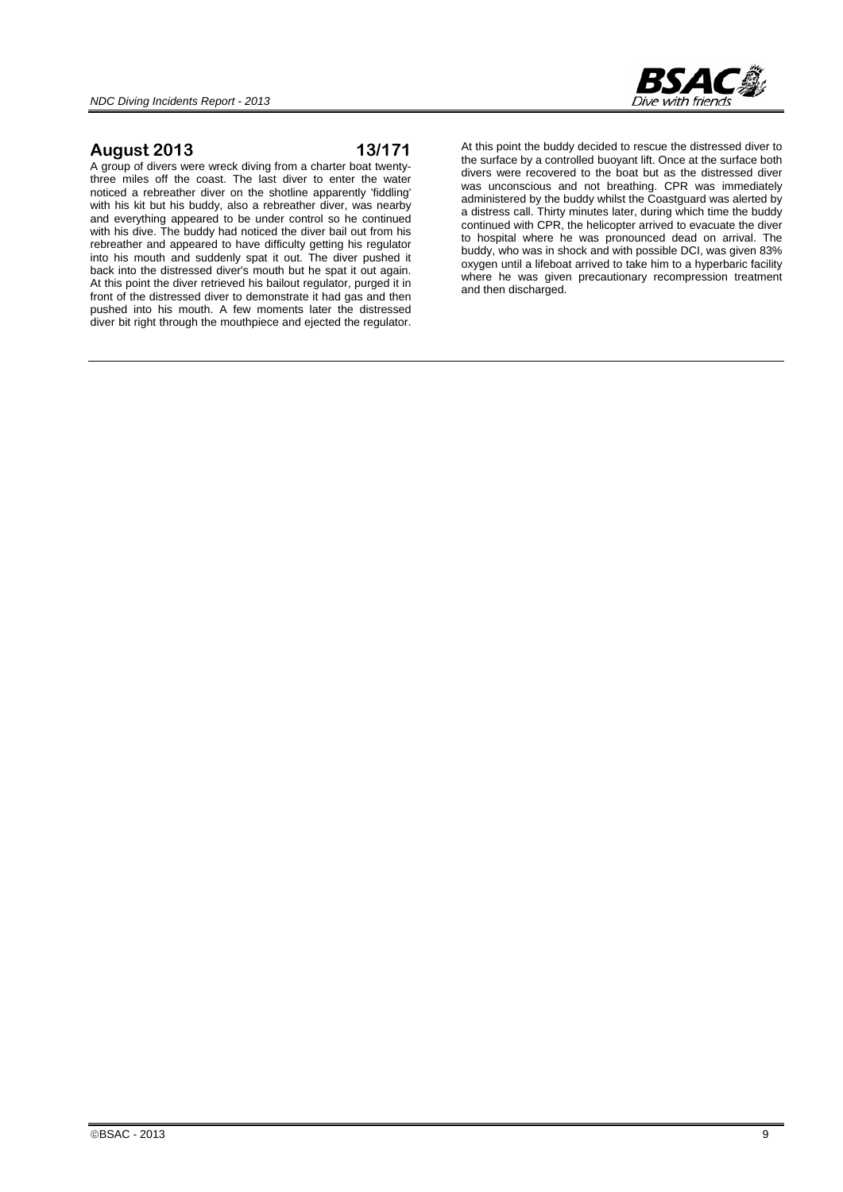## August 2013 13/171

A group of divers were wreck diving from a charter boat twenty-three miles off the coast. The last diver to enter the water noticed a rebreather diver on the shotline apparently 'fiddling' with his kit but his buddy, also a rebreather diver, was nearby and everything appeared to be under control so he continued with his dive. The buddy had noticed the diver bail out from his rebreather and appeared to have difficulty getting his regulator into his mouth and suddenly spat it out. The diver pushed it back into the distressed diver's mouth but he spat it out again. At this point the diver retrieved his bailout regulator, purged it in front of the distressed diver to demonstrate it had gas and then pushed into his mouth. A few moments later the distressed diver bit right through the mouthpiece and ejected the regulator. At this point the buddy decided to rescue the distressed diver to the surface by a controlled buoyant lift. Once at the surface both divers were recovered to the boat but as the distressed diver was unconscious and not breathing. CPR was immediately administered by the buddy whilst the Coastguard was alerted by a distress call. Thirty minutes later, during which time the buddy continued with CPR, the helicopter arrived to evacuate the diver to hospital where he was pronounced dead on arrival. The buddy, who was in shock and with possible DCI, was given 83% oxygen until a lifeboat arrived to take him to a hyperbaric facility where he was given precautionary recompression treatment and then discharged.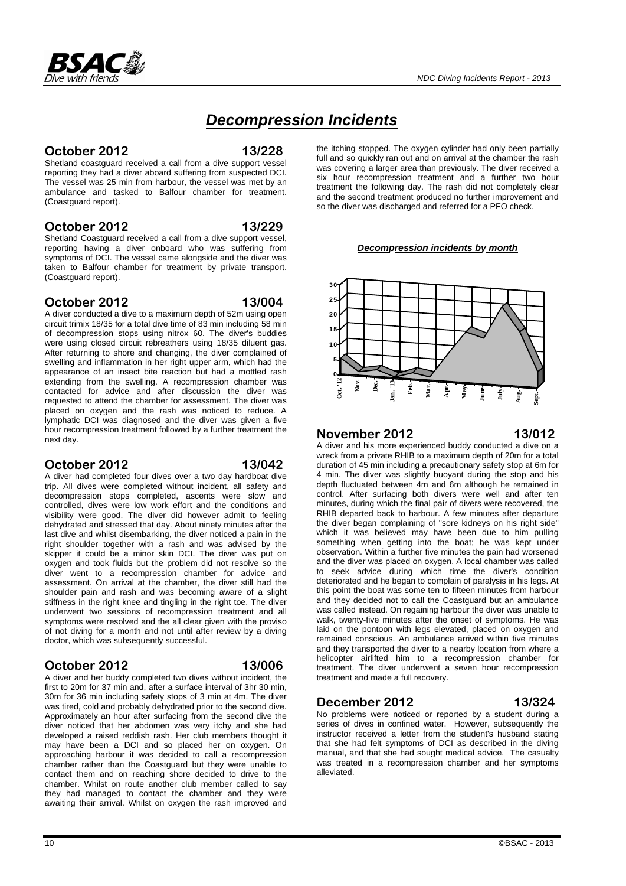# Decompression Incidents

## October 2012 13/228

Shetland coastguard received a call from a dive support vessel reporting they had a diver aboard suffering from suspected DCI. The vessel was 25 min from harbour, the vessel was met by an ambulance and tasked to Balfour chamber for treatment. (Coastguard report).

## October 2012 13/229

Shetland Coastguard received a call from a dive support vessel, reporting having a diver onboard who was suffering from symptoms of DCI. The vessel came alongside and the diver was taken to Balfour chamber for treatment by private transport. (Coastguard report).

## October 2012 13/004

A diver conducted a dive to a maximum depth of 52m using open circuit trimix 18/35 for a total dive time of 83 min including 58 min of decompression stops using nitrox 60. The diver's buddies were using closed circuit rebreathers using 18/35 diluent gas. After returning to shore and changing, the diver complained of swelling and inflammation in her right upper arm, which had the appearance of an insect bite reaction but had a mottled rash extending from the swelling. A recompression chamber was contacted for advice and after discussion the diver was requested to attend the chamber for assessment. The diver was placed on oxygen and the rash was noticed to reduce. A lymphatic DCI was diagnosed and the diver was given a five hour recompression treatment followed by a further treatment the next day.

## October 2012 13/042

A diver had completed four dives over a two day hardboat dive trip. All dives were completed without incident, all safety and decompression stops completed, ascents were slow and controlled, dives were low work effort and the conditions and visibility were good. The diver did however admit to feeling dehydrated and stressed that day. About ninety minutes after the last dive and whilst disembarking, the diver noticed a pain in the right shoulder together with a rash and was advised by the skipper it could be a minor skin DCI. The diver was put on oxygen and took fluids but the problem did not resolve so the diver went to a recompression chamber for advice and assessment. On arrival at the chamber, the diver still had the shoulder pain and rash and was becoming aware of a slight stiffness in the right knee and tingling in the right toe. The diver underwent two sessions of recompression treatment and all symptoms were resolved and the all clear given with the proviso of not diving for a month and not until after review by a diving doctor, which was subsequently successful.

## October 2012 13/006

A diver and her buddy completed two dives without incident, the first to 20m for 37 min and, after a surface interval of 3hr 30 min, 30m for 36 min including safety stops of 3 min at 4m. The diver was tired, cold and probably dehydrated prior to the second dive. Approximately an hour after surfacing from the second dive the diver noticed that her abdomen was very itchy and she had developed a raised reddish rash. Her club members thought it may have been a DCI and so placed her on oxygen. On approaching harbour it was decided to call a recompression chamber rather than the Coastguard but they were unable to contact them and on reaching shore decided to drive to the chamber. Whilst on route another club member called to say they had managed to contact the chamber and they were awaiting their arrival. Whilst on oxygen the rash improved and the itching stopped. The oxygen cylinder had only been partially full and so quickly ran out and on arrival at the chamber the rash was covering a larger area than previously. The diver received a six hour recompression treatment and a further two hour treatment the following day. The rash did not completely clear and the second treatment produced no further improvement and so the diver was discharged and referred for a PFO check.

***Decompression incidents by month***

| Month | Oct. '12 | Nov. | Dec. | Jan. '13 | Feb. | Mar. | Apr. | May | June | July | Aug. | Sept. |
|---|---|---|---|---|---|---|---|---|---|---|---|---|
| Incidents | 6 | 1 | 2 | 0 | 2 | 1 | 8 | 15 | 12 | 23 | 14 | 1 |

## November 2012 13/012

A diver and his more experienced buddy conducted a dive on a wreck from a private RHIB to a maximum depth of 20m for a total duration of 45 min including a precautionary safety stop at 6m for 4 min. The diver was slightly buoyant during the stop and his depth fluctuated between 4m and 6m although he remained in control. After surfacing both divers were well and after ten minutes, during which the final pair of divers were recovered, the RHIB departed back to harbour. A few minutes after departure the diver began complaining of "sore kidneys on his right side" which it was believed may have been due to him pulling something when getting into the boat; he was kept under observation. Within a further five minutes the pain had worsened and the diver was placed on oxygen. A local chamber was called to seek advice during which time the diver's condition deteriorated and he began to complain of paralysis in his legs. At this point the boat was some ten to fifteen minutes from harbour and they decided not to call the Coastguard but an ambulance was called instead. On regaining harbour the diver was unable to walk, twenty-five minutes after the onset of symptoms. He was laid on the pontoon with legs elevated, placed on oxygen and remained conscious. An ambulance arrived within five minutes and they transported the diver to a nearby location from where a helicopter airlifted him to a recompression chamber for treatment. The diver underwent a seven hour recompression treatment and made a full recovery.

## December 2012 13/324

No problems were noticed or reported by a student during a series of dives in confined water. However, subsequently the instructor received a letter from the student's husband stating that she had felt symptoms of DCI as described in the diving manual, and that she had sought medical advice. The casualty was treated in a recompression chamber and her symptoms alleviated.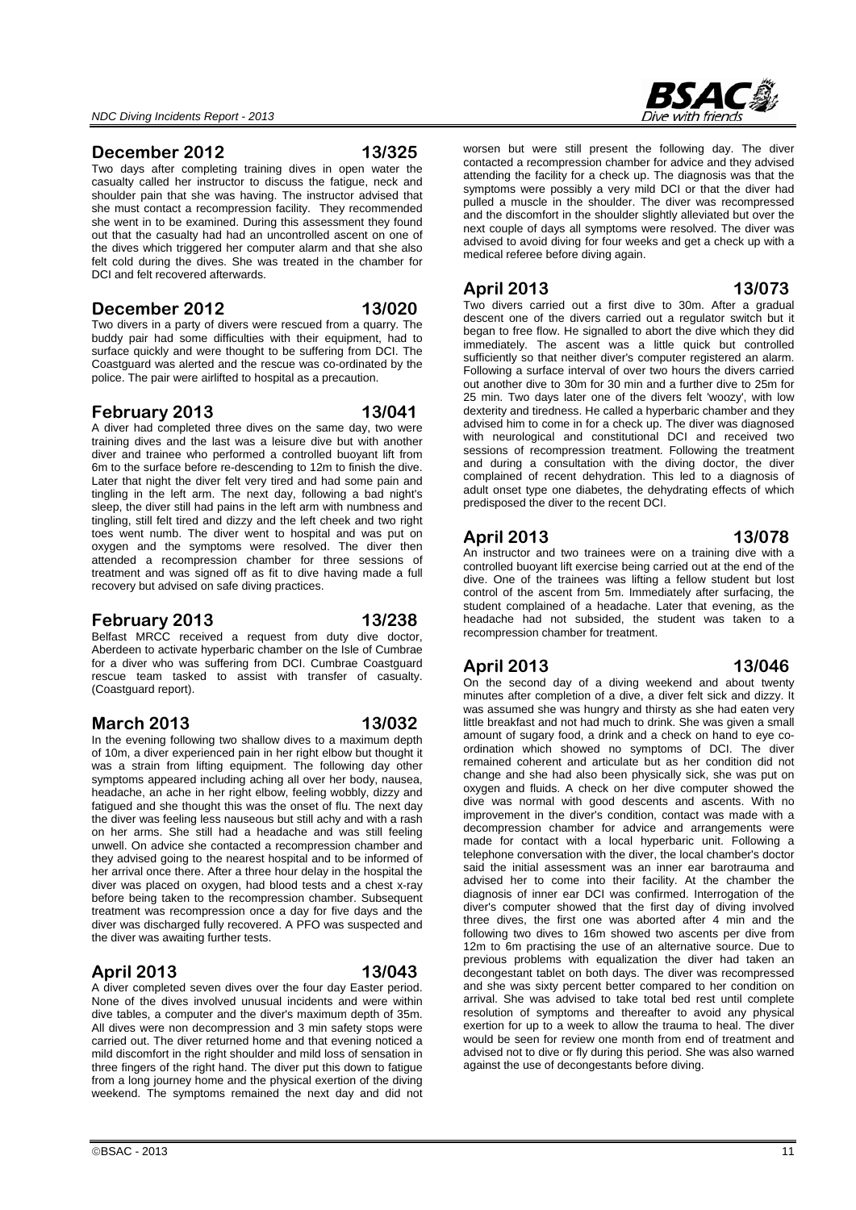## December 2012 13/325

Two days after completing training dives in open water the casualty called her instructor to discuss the fatigue, neck and shoulder pain that she was having. The instructor advised that she must contact a recompression facility. They recommended she went in to be examined. During this assessment they found out that the casualty had had an uncontrolled ascent on one of the dives which triggered her computer alarm and that she also felt cold during the dives. She was treated in the chamber for DCI and felt recovered afterwards.

## December 2012 13/020

Two divers in a party of divers were rescued from a quarry. The buddy pair had some difficulties with their equipment, had to surface quickly and were thought to be suffering from DCI. The Coastguard was alerted and the rescue was co-ordinated by the police. The pair were airlifted to hospital as a precaution.

## February 2013 13/041

A diver had completed three dives on the same day, two were training dives and the last was a leisure dive but with another diver and trainee who performed a controlled buoyant lift from 6m to the surface before re-descending to 12m to finish the dive. Later that night the diver felt very tired and had some pain and tingling in the left arm. The next day, following a bad night's sleep, the diver still had pains in the left arm with numbness and tingling, still felt tired and dizzy and the left cheek and two right toes went numb. The diver went to hospital and was put on oxygen and the symptoms were resolved. The diver then attended a recompression chamber for three sessions of treatment and was signed off as fit to dive having made a full recovery but advised on safe diving practices.

## February 2013 13/238

Belfast MRCC received a request from duty dive doctor, Aberdeen to activate hyperbaric chamber on the Isle of Cumbrae for a diver who was suffering from DCI. Cumbrae Coastguard rescue team tasked to assist with transfer of casualty. (Coastguard report).

## March 2013 13/032

In the evening following two shallow dives to a maximum depth of 10m, a diver experienced pain in her right elbow but thought it was a strain from lifting equipment. The following day other symptoms appeared including aching all over her body, nausea, headache, an ache in her right elbow, feeling wobbly, dizzy and fatigued and she thought this was the onset of flu. The next day the diver was feeling less nauseous but still achy and with a rash on her arms. She still had a headache and was still feeling unwell. On advice she contacted a recompression chamber and they advised going to the nearest hospital and to be informed of her arrival once there. After a three hour delay in the hospital the diver was placed on oxygen, had blood tests and a chest x-ray before being taken to the recompression chamber. Subsequent treatment was recompression once a day for five days and the diver was discharged fully recovered. A PFO was suspected and the diver was awaiting further tests.

## April 2013 13/043

A diver completed seven dives over the four day Easter period. None of the dives involved unusual incidents and were within dive tables, a computer and the diver's maximum depth of 35m. All dives were non decompression and 3 min safety stops were carried out. The diver returned home and that evening noticed a mild discomfort in the right shoulder and mild loss of sensation in three fingers of the right hand. The diver put this down to fatigue from a long journey home and the physical exertion of the diving weekend. The symptoms remained the next day and did not worsen but were still present the following day. The diver contacted a recompression chamber for advice and they advised attending the facility for a check up. The diagnosis was that the symptoms were possibly a very mild DCI or that the diver had pulled a muscle in the shoulder. The diver was recompressed and the discomfort in the shoulder slightly alleviated but over the next couple of days all symptoms were resolved. The diver was advised to avoid diving for four weeks and get a check up with a medical referee before diving again.

## April 2013 13/073

Two divers carried out a first dive to 30m. After a gradual descent one of the divers carried out a regulator switch but it began to free flow. He signalled to abort the dive which they did immediately. The ascent was a little quick but controlled sufficiently so that neither diver's computer registered an alarm. Following a surface interval of over two hours the divers carried out another dive to 30m for 30 min and a further dive to 25m for 25 min. Two days later one of the divers felt 'woozy', with low dexterity and tiredness. He called a hyperbaric chamber and they advised him to come in for a check up. The diver was diagnosed with neurological and constitutional DCI and received two sessions of recompression treatment. Following the treatment and during a consultation with the diving doctor, the diver complained of recent dehydration. This led to a diagnosis of adult onset type one diabetes, the dehydrating effects of which predisposed the diver to the recent DCI.

## April 2013 13/078

An instructor and two trainees were on a training dive with a controlled buoyant lift exercise being carried out at the end of the dive. One of the trainees was lifting a fellow student but lost control of the ascent from 5m. Immediately after surfacing, the student complained of a headache. Later that evening, as the headache had not subsided, the student was taken to a recompression chamber for treatment.

## April 2013 13/046

On the second day of a diving weekend and about twenty minutes after completion of a dive, a diver felt sick and dizzy. It was assumed she was hungry and thirsty as she had eaten very little breakfast and not had much to drink. She was given a small amount of sugary food, a drink and a check on hand to eye co-ordination which showed no symptoms of DCI. The diver remained coherent and articulate but as her condition did not change and she had also been physically sick, she was put on oxygen and fluids. A check on her dive computer showed the dive was normal with good descents and ascents. With no improvement in the diver's condition, contact was made with a decompression chamber for advice and arrangements were made for contact with a local hyperbaric unit. Following a telephone conversation with the diver, the local chamber's doctor said the initial assessment was an inner ear barotrauma and advised her to come into their facility. At the chamber the diagnosis of inner ear DCI was confirmed. Interrogation of the diver's computer showed that the first day of diving involved three dives, the first one was aborted after 4 min and the following two dives to 16m showed two ascents per dive from 12m to 6m practising the use of an alternative source. Due to previous problems with equalization the diver had taken an decongestant tablet on both days. The diver was recompressed and she was sixty percent better compared to her condition on arrival. She was advised to take total bed rest until complete resolution of symptoms and thereafter to avoid any physical exertion for up to a week to allow the trauma to heal. The diver would be seen for review one month from end of treatment and advised not to dive or fly during this period. She was also warned against the use of decongestants before diving.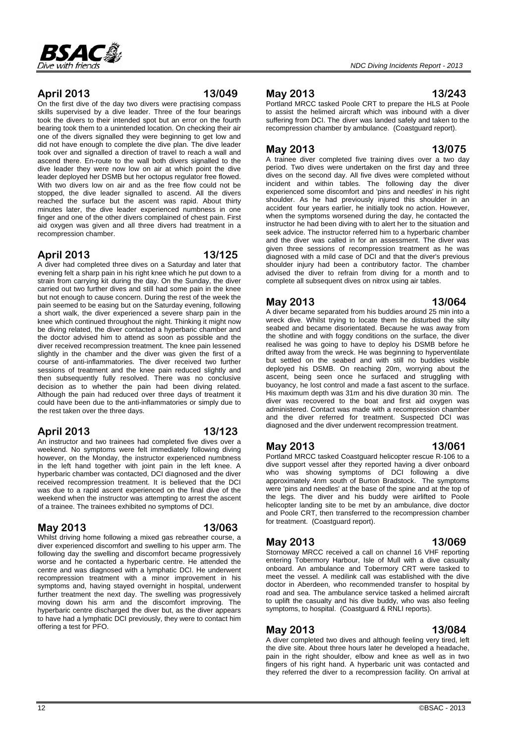### April 2013 13/049

On the first dive of the day two divers were practising compass skills supervised by a dive leader. Three of the four bearings took the divers to their intended spot but an error on the fourth bearing took them to a unintended location. On checking their air one of the divers signalled they were beginning to get low and did not have enough to complete the dive plan. The dive leader took over and signalled a direction of travel to reach a wall and ascend there. En-route to the wall both divers signalled to the dive leader they were now low on air at which point the dive leader deployed her DSMB but her octopus regulator free flowed. With two divers low on air and as the free flow could not be stopped, the dive leader signalled to ascend. All the divers reached the surface but the ascent was rapid. About thirty minutes later, the dive leader experienced numbness in one finger and one of the other divers complained of chest pain. First aid oxygen was given and all three divers had treatment in a recompression chamber.

### April 2013 13/125

A diver had completed three dives on a Saturday and later that evening felt a sharp pain in his right knee which he put down to a strain from carrying kit during the day. On the Sunday, the diver carried out two further dives and still had some pain in the knee but not enough to cause concern. During the rest of the week the pain seemed to be easing but on the Saturday evening, following a short walk, the diver experienced a severe sharp pain in the knee which continued throughout the night. Thinking it might now be diving related, the diver contacted a hyperbaric chamber and the doctor advised him to attend as soon as possible and the diver received recompression treatment. The knee pain lessened slightly in the chamber and the diver was given the first of a course of anti-inflammatories. The diver received two further sessions of treatment and the knee pain reduced slightly and then subsequently fully resolved. There was no conclusive decision as to whether the pain had been diving related. Although the pain had reduced over three days of treatment it could have been due to the anti-inflammatories or simply due to the rest taken over the three days.

### April 2013 13/123

An instructor and two trainees had completed five dives over a weekend. No symptoms were felt immediately following diving however, on the Monday, the instructor experienced numbness in the left hand together with joint pain in the left knee. A hyperbaric chamber was contacted, DCI diagnosed and the diver received recompression treatment. It is believed that the DCI was due to a rapid ascent experienced on the final dive of the weekend when the instructor was attempting to arrest the ascent of a trainee. The trainees exhibited no symptoms of DCI.

### May 2013 13/063

Whilst driving home following a mixed gas rebreather course, a diver experienced discomfort and swelling to his upper arm. The following day the swelling and discomfort became progressively worse and he contacted a hyperbaric centre. He attended the centre and was diagnosed with a lymphatic DCI. He underwent recompression treatment with a minor improvement in his symptoms and, having stayed overnight in hospital, underwent further treatment the next day. The swelling was progressively moving down his arm and the discomfort improving. The hyperbaric centre discharged the diver but, as the diver appears to have had a lymphatic DCI previously, they were to contact him offering a test for PFO.

### May 2013 13/243

Portland MRCC tasked Poole CRT to prepare the HLS at Poole to assist the helimed aircraft which was inbound with a diver suffering from DCI. The diver was landed safely and taken to the recompression chamber by ambulance. (Coastguard report).

### May 2013 13/075

A trainee diver completed five training dives over a two day period. Two dives were undertaken on the first day and three dives on the second day. All five dives were completed without incident and within tables. The following day the diver experienced some discomfort and 'pins and needles' in his right shoulder. As he had previously injured this shoulder in an accident four years earlier, he initially took no action. However, when the symptoms worsened during the day, he contacted the instructor he had been diving with to alert her to the situation and seek advice. The instructor referred him to a hyperbaric chamber and the diver was called in for an assessment. The diver was given three sessions of recompression treatment as he was diagnosed with a mild case of DCI and that the diver's previous shoulder injury had been a contributory factor. The chamber advised the diver to refrain from diving for a month and to complete all subsequent dives on nitrox using air tables.

### May 2013 13/064

A diver became separated from his buddies around 25 min into a wreck dive. Whilst trying to locate them he disturbed the silty seabed and became disorientated. Because he was away from the shotline and with foggy conditions on the surface, the diver realised he was going to have to deploy his DSMB before he drifted away from the wreck. He was beginning to hyperventilate but settled on the seabed and with still no buddies visible deployed his DSMB. On reaching 20m, worrying about the ascent, being seen once he surfaced and struggling with buoyancy, he lost control and made a fast ascent to the surface. His maximum depth was 31m and his dive duration 30 min. The diver was recovered to the boat and first aid oxygen was administered. Contact was made with a recompression chamber and the diver referred for treatment. Suspected DCI was diagnosed and the diver underwent recompression treatment.

### May 2013 13/061

Portland MRCC tasked Coastguard helicopter rescue R-106 to a dive support vessel after they reported having a diver onboard who was showing symptoms of DCI following a dive approximately 4nm south of Burton Bradstock. The symptoms were 'pins and needles' at the base of the spine and at the top of the legs. The diver and his buddy were airlifted to Poole helicopter landing site to be met by an ambulance, dive doctor and Poole CRT, then transferred to the recompression chamber for treatment. (Coastguard report).

### May 2013 13/069

Stornoway MRCC received a call on channel 16 VHF reporting entering Tobermory Harbour, Isle of Mull with a dive casualty onboard. An ambulance and Tobermory CRT were tasked to meet the vessel. A medilink call was established with the dive doctor in Aberdeen, who recommended transfer to hospital by road and sea. The ambulance service tasked a helimed aircraft to uplift the casualty and his dive buddy, who was also feeling symptoms, to hospital. (Coastguard & RNLI reports).

### May 2013 13/084

A diver completed two dives and although feeling very tired, left the dive site. About three hours later he developed a headache, pain in the right shoulder, elbow and knee as well as in two fingers of his right hand. A hyperbaric unit was contacted and they referred the diver to a recompression facility. On arrival at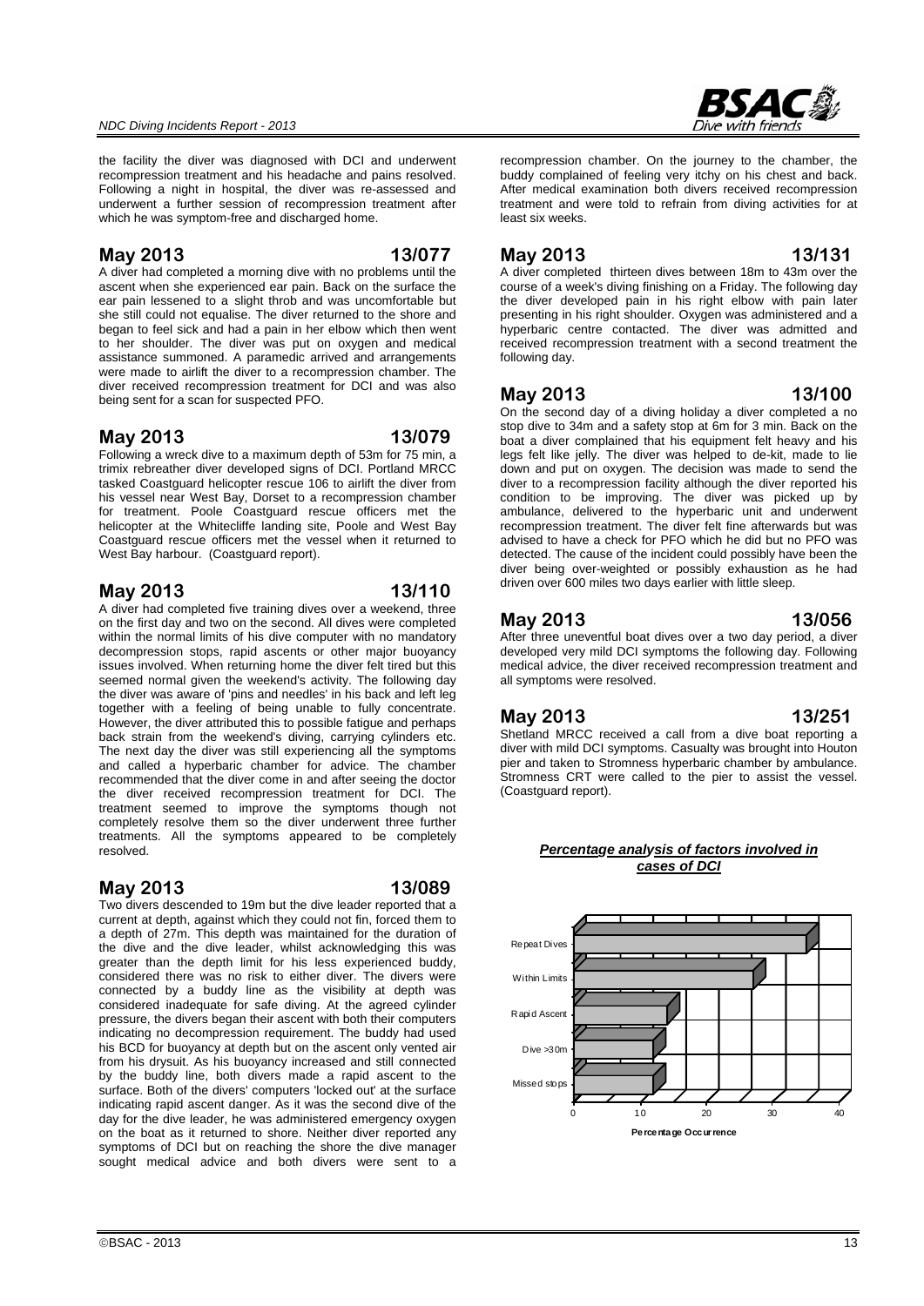the facility the diver was diagnosed with DCI and underwent recompression treatment and his headache and pains resolved. Following a night in hospital, the diver was re-assessed and underwent a further session of recompression treatment after which he was symptom-free and discharged home.

## May 2013 13/077

A diver had completed a morning dive with no problems until the ascent when she experienced ear pain. Back on the surface the ear pain lessened to a slight throb and was uncomfortable but she still could not equalise. The diver returned to the shore and began to feel sick and had a pain in her elbow which then went to her shoulder. The diver was put on oxygen and medical assistance summoned. A paramedic arrived and arrangements were made to airlift the diver to a recompression chamber. The diver received recompression treatment for DCI and was also being sent for a scan for suspected PFO.

## May 2013 13/079

Following a wreck dive to a maximum depth of 53m for 75 min, a trimix rebreather diver developed signs of DCI. Portland MRCC tasked Coastguard helicopter rescue 106 to airlift the diver from his vessel near West Bay, Dorset to a recompression chamber for treatment. Poole Coastguard rescue officers met the helicopter at the Whitecliffe landing site, Poole and West Bay Coastguard rescue officers met the vessel when it returned to West Bay harbour. (Coastguard report).

## May 2013 13/110

A diver had completed five training dives over a weekend, three on the first day and two on the second. All dives were completed within the normal limits of his dive computer with no mandatory decompression stops, rapid ascents or other major buoyancy issues involved. When returning home the diver felt tired but this seemed normal given the weekend's activity. The following day the diver was aware of 'pins and needles' in his back and left leg together with a feeling of being unable to fully concentrate. However, the diver attributed this to possible fatigue and perhaps back strain from the weekend's diving, carrying cylinders etc. The next day the diver was still experiencing all the symptoms and called a hyperbaric chamber for advice. The chamber recommended that the diver come in and after seeing the doctor the diver received recompression treatment for DCI. The treatment seemed to improve the symptoms though not completely resolve them so the diver underwent three further treatments. All the symptoms appeared to be completely resolved.

## May 2013 13/089

Two divers descended to 19m but the dive leader reported that a current at depth, against which they could not fin, forced them to a depth of 27m. This depth was maintained for the duration of the dive and the dive leader, whilst acknowledging this was greater than the depth limit for his less experienced buddy, considered there was no risk to either diver. The divers were connected by a buddy line as the visibility at depth was considered inadequate for safe diving. At the agreed cylinder pressure, the divers began their ascent with both their computers indicating no decompression requirement. The buddy had used his BCD for buoyancy at depth but on the ascent only vented air from his drysuit. As his buoyancy increased and still connected by the buddy line, both divers made a rapid ascent to the surface. Both of the divers' computers 'locked out' at the surface indicating rapid ascent danger. As it was the second dive of the day for the dive leader, he was administered emergency oxygen on the boat as it returned to shore. Neither diver reported any symptoms of DCI but on reaching the shore the dive manager sought medical advice and both divers were sent to a recompression chamber. On the journey to the chamber, the buddy complained of feeling very itchy on his chest and back. After medical examination both divers received recompression treatment and were told to refrain from diving activities for at least six weeks.

## May 2013 13/131

A diver completed thirteen dives between 18m to 43m over the course of a week's diving finishing on a Friday. The following day the diver developed pain in his right elbow with pain later presenting in his right shoulder. Oxygen was administered and a hyperbaric centre contacted. The diver was admitted and received recompression treatment with a second treatment the following day.

## May 2013 13/100

On the second day of a diving holiday a diver completed a no stop dive to 34m and a safety stop at 6m for 3 min. Back on the boat a diver complained that his equipment felt heavy and his legs felt like jelly. The diver was helped to de-kit, made to lie down and put on oxygen. The decision was made to send the diver to a recompression facility although the diver reported his condition to be improving. The diver was picked up by ambulance, delivered to the hyperbaric unit and underwent recompression treatment. The diver felt fine afterwards but was advised to have a check for PFO which he did but no PFO was detected. The cause of the incident could possibly have been the diver being over-weighted or possibly exhaustion as he had driven over 600 miles two days earlier with little sleep.

## May 2013 13/056

After three uneventful boat dives over a two day period, a diver developed very mild DCI symptoms the following day. Following medical advice, the diver received recompression treatment and all symptoms were resolved.

## May 2013 13/251

Shetland MRCC received a call from a dive boat reporting a diver with mild DCI symptoms. Casualty was brought into Houton pier and taken to Stromness hyperbaric chamber by ambulance. Stromness CRT were called to the pier to assist the vessel. (Coastguard report).

***Percentage analysis of factors involved in cases of DCI***

| Factor | Percentage Occurrence (approx.) |
|---|---|
| Repeat Dives | 35 |
| Within Limits | 27 |
| Rapid Ascent | 14 |
| Dive >30m | 12 |
| Missed stops | 12 |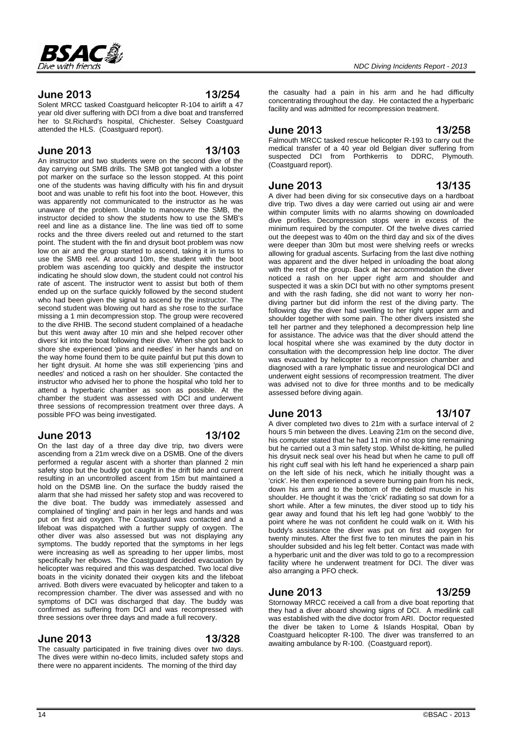## June 2013 13/254

Solent MRCC tasked Coastguard helicopter R-104 to airlift a 47 year old diver suffering with DCI from a dive boat and transferred her to St.Richard's hospital, Chichester. Selsey Coastguard attended the HLS. (Coastguard report).

## June 2013 13/103

An instructor and two students were on the second dive of the day carrying out SMB drills. The SMB got tangled with a lobster pot marker on the surface so the lesson stopped. At this point one of the students was having difficulty with his fin and drysuit boot and was unable to refit his foot into the boot. However, this was apparently not communicated to the instructor as he was unaware of the problem. Unable to manoeuvre the SMB, the instructor decided to show the students how to use the SMB's reel and line as a distance line. The line was tied off to some rocks and the three divers reeled out and returned to the start point. The student with the fin and drysuit boot problem was now low on air and the group started to ascend, taking it in turns to use the SMB reel. At around 10m, the student with the boot problem was ascending too quickly and despite the instructor indicating he should slow down, the student could not control his rate of ascent. The instructor went to assist but both of them ended up on the surface quickly followed by the second student who had been given the signal to ascend by the instructor. The second student was blowing out hard as she rose to the surface missing a 1 min decompression stop. The group were recovered to the dive RHIB. The second student complained of a headache but this went away after 10 min and she helped recover other divers' kit into the boat following their dive. When she got back to shore she experienced 'pins and needles' in her hands and on the way home found them to be quite painful but put this down to her tight drysuit. At home she was still experiencing 'pins and needles' and noticed a rash on her shoulder. She contacted the instructor who advised her to phone the hospital who told her to attend a hyperbaric chamber as soon as possible. At the chamber the student was assessed with DCI and underwent three sessions of recompression treatment over three days. A possible PFO was being investigated.

## June 2013 13/102

On the last day of a three day dive trip, two divers were ascending from a 21m wreck dive on a DSMB. One of the divers performed a regular ascent with a shorter than planned 2 min safety stop but the buddy got caught in the drift tide and current resulting in an uncontrolled ascent from 15m but maintained a hold on the DSMB line. On the surface the buddy raised the alarm that she had missed her safety stop and was recovered to the dive boat. The buddy was immediately assessed and complained of 'tingling' and pain in her legs and hands and was put on first aid oxygen. The Coastguard was contacted and a lifeboat was dispatched with a further supply of oxygen. The other diver was also assessed but was not displaying any symptoms. The buddy reported that the symptoms in her legs were increasing as well as spreading to her upper limbs, most specifically her elbows. The Coastguard decided evacuation by helicopter was required and this was despatched. Two local dive boats in the vicinity donated their oxygen kits and the lifeboat arrived. Both divers were evacuated by helicopter and taken to a recompression chamber. The diver was assessed and with no symptoms of DCI was discharged that day. The buddy was confirmed as suffering from DCI and was recompressed with three sessions over three days and made a full recovery.

## June 2013 13/328

The casualty participated in five training dives over two days. The dives were within no-deco limits, included safety stops and there were no apparent incidents. The morning of the third day the casualty had a pain in his arm and he had difficulty concentrating throughout the day. He contacted the a hyperbaric facility and was admitted for recompression treatment.

## June 2013 13/258

Falmouth MRCC tasked rescue helicopter R-193 to carry out the medical transfer of a 40 year old Belgian diver suffering from suspected DCI from Porthkerris to DDRC, Plymouth. (Coastguard report).

## June 2013 13/135

A diver had been diving for six consecutive days on a hardboat dive trip. Two dives a day were carried out using air and were within computer limits with no alarms showing on downloaded dive profiles. Decompression stops were in excess of the minimum required by the computer. Of the twelve dives carried out the deepest was to 40m on the third day and six of the dives were deeper than 30m but most were shelving reefs or wrecks allowing for gradual ascents. Surfacing from the last dive nothing was apparent and the diver helped in unloading the boat along with the rest of the group. Back at her accommodation the diver noticed a rash on her upper right arm and shoulder and suspected it was a skin DCI but with no other symptoms present and with the rash fading, she did not want to worry her non-diving partner but did inform the rest of the diving party. The following day the diver had swelling to her right upper arm and shoulder together with some pain. The other divers insisted she tell her partner and they telephoned a decompression help line for assistance. The advice was that the diver should attend the local hospital where she was examined by the duty doctor in consultation with the decompression help line doctor. The diver was evacuated by helicopter to a recompression chamber and diagnosed with a rare lymphatic tissue and neurological DCI and underwent eight sessions of recompression treatment. The diver was advised not to dive for three months and to be medically assessed before diving again.

## June 2013 13/107

A diver completed two dives to 21m with a surface interval of 2 hours 5 min between the dives. Leaving 21m on the second dive, his computer stated that he had 11 min of no stop time remaining but he carried out a 3 min safety stop. Whilst de-kitting, he pulled his drysuit neck seal over his head but when he came to pull off his right cuff seal with his left hand he experienced a sharp pain on the left side of his neck, which he initially thought was a 'crick'. He then experienced a severe burning pain from his neck, down his arm and to the bottom of the deltoid muscle in his shoulder. He thought it was the 'crick' radiating so sat down for a short while. After a few minutes, the diver stood up to tidy his gear away and found that his left leg had gone 'wobbly' to the point where he was not confident he could walk on it. With his buddy's assistance the diver was put on first aid oxygen for twenty minutes. After the first five to ten minutes the pain in his shoulder subsided and his leg felt better. Contact was made with a hyperbaric unit and the diver was told to go to a recompression facility where he underwent treatment for DCI. The diver was also arranging a PFO check.

## June 2013 13/259

Stornoway MRCC received a call from a dive boat reporting that they had a diver aboard showing signs of DCI. A medilink call was established with the dive doctor from ARI. Doctor requested the diver be taken to Lorne & Islands Hospital, Oban by Coastguard helicopter R-100. The diver was transferred to an awaiting ambulance by R-100. (Coastguard report).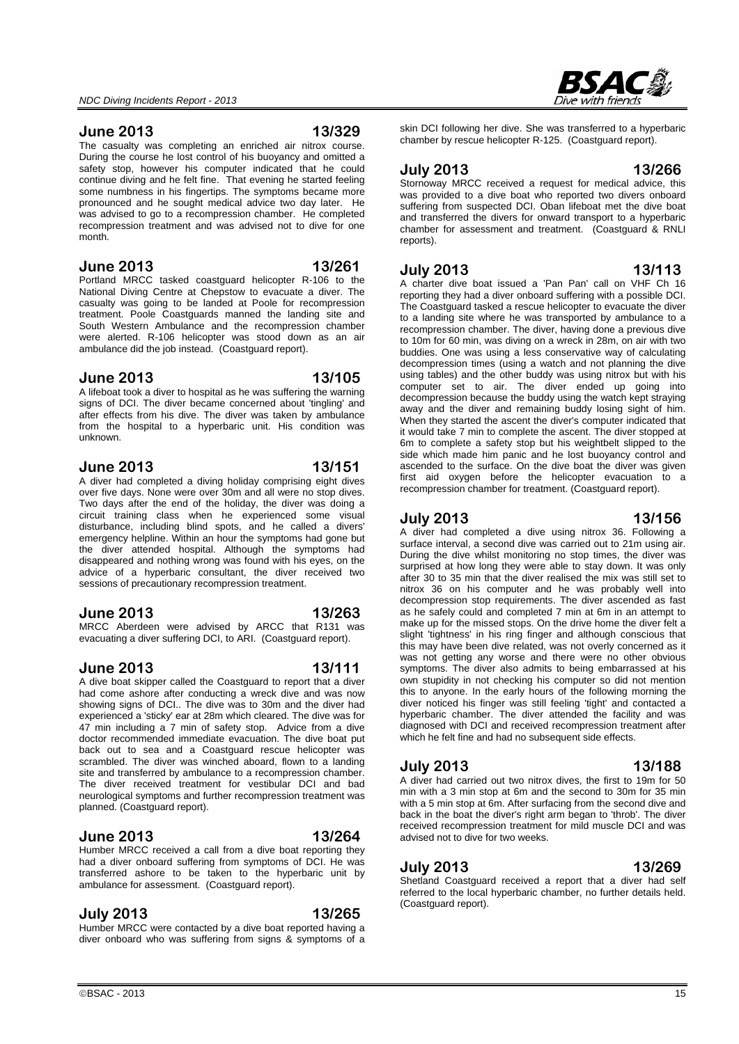## June 2013 13/329

The casualty was completing an enriched air nitrox course. During the course he lost control of his buoyancy and omitted a safety stop, however his computer indicated that he could continue diving and he felt fine. That evening he started feeling some numbness in his fingertips. The symptoms became more pronounced and he sought medical advice two day later. He was advised to go to a recompression chamber. He completed recompression treatment and was advised not to dive for one month.

## June 2013 13/261

Portland MRCC tasked coastguard helicopter R-106 to the National Diving Centre at Chepstow to evacuate a diver. The casualty was going to be landed at Poole for recompression treatment. Poole Coastguards manned the landing site and South Western Ambulance and the recompression chamber were alerted. R-106 helicopter was stood down as an air ambulance did the job instead. (Coastguard report).

## June 2013 13/105

A lifeboat took a diver to hospital as he was suffering the warning signs of DCI. The diver became concerned about 'tingling' and after effects from his dive. The diver was taken by ambulance from the hospital to a hyperbaric unit. His condition was unknown.

## June 2013 13/151

A diver had completed a diving holiday comprising eight dives over five days. None were over 30m and all were no stop dives. Two days after the end of the holiday, the diver was doing a circuit training class when he experienced some visual disturbance, including blind spots, and he called a divers' emergency helpline. Within an hour the symptoms had gone but the diver attended hospital. Although the symptoms had disappeared and nothing wrong was found with his eyes, on the advice of a hyperbaric consultant, the diver received two sessions of precautionary recompression treatment.

## June 2013 13/263

MRCC Aberdeen were advised by ARCC that R131 was evacuating a diver suffering DCI, to ARI. (Coastguard report).

## June 2013 13/111

A dive boat skipper called the Coastguard to report that a diver had come ashore after conducting a wreck dive and was now showing signs of DCI.. The dive was to 30m and the diver had experienced a 'sticky' ear at 28m which cleared. The dive was for 47 min including a 7 min of safety stop. Advice from a dive doctor recommended immediate evacuation. The dive boat put back out to sea and a Coastguard rescue helicopter was scrambled. The diver was winched aboard, flown to a landing site and transferred by ambulance to a recompression chamber. The diver received treatment for vestibular DCI and bad neurological symptoms and further recompression treatment was planned. (Coastguard report).

## June 2013 13/264

Humber MRCC received a call from a dive boat reporting they had a diver onboard suffering from symptoms of DCI. He was transferred ashore to be taken to the hyperbaric unit by ambulance for assessment. (Coastguard report).

## July 2013 13/265

Humber MRCC were contacted by a dive boat reported having a diver onboard who was suffering from signs & symptoms of a skin DCI following her dive. She was transferred to a hyperbaric chamber by rescue helicopter R-125. (Coastguard report).

## July 2013 13/266

Stornoway MRCC received a request for medical advice, this was provided to a dive boat who reported two divers onboard suffering from suspected DCI. Oban lifeboat met the dive boat and transferred the divers for onward transport to a hyperbaric chamber for assessment and treatment. (Coastguard & RNLI reports).

## July 2013 13/113

A charter dive boat issued a 'Pan Pan' call on VHF Ch 16 reporting they had a diver onboard suffering with a possible DCI. The Coastguard tasked a rescue helicopter to evacuate the diver to a landing site where he was transported by ambulance to a recompression chamber. The diver, having done a previous dive to 10m for 60 min, was diving on a wreck in 28m, on air with two buddies. One was using a less conservative way of calculating decompression times (using a watch and not planning the dive using tables) and the other buddy was using nitrox but with his computer set to air. The diver ended up going into decompression because the buddy using the watch kept straying away and the diver and remaining buddy losing sight of him. When they started the ascent the diver's computer indicated that it would take 7 min to complete the ascent. The diver stopped at 6m to complete a safety stop but his weightbelt slipped to the side which made him panic and he lost buoyancy control and ascended to the surface. On the dive boat the diver was given first aid oxygen before the helicopter evacuation to a recompression chamber for treatment. (Coastguard report).

## July 2013 13/156

A diver had completed a dive using nitrox 36. Following a surface interval, a second dive was carried out to 21m using air. During the dive whilst monitoring no stop times, the diver was surprised at how long they were able to stay down. It was only after 30 to 35 min that the diver realised the mix was still set to nitrox 36 on his computer and he was probably well into decompression stop requirements. The diver ascended as fast as he safely could and completed 7 min at 6m in an attempt to make up for the missed stops. On the drive home the diver felt a slight 'tightness' in his ring finger and although conscious that this may have been dive related, was not overly concerned as it was not getting any worse and there were no other obvious symptoms. The diver also admits to being embarrassed at his own stupidity in not checking his computer so did not mention this to anyone. In the early hours of the following morning the diver noticed his finger was still feeling 'tight' and contacted a hyperbaric chamber. The diver attended the facility and was diagnosed with DCI and received recompression treatment after which he felt fine and had no subsequent side effects.

## July 2013 13/188

A diver had carried out two nitrox dives, the first to 19m for 50 min with a 3 min stop at 6m and the second to 30m for 35 min with a 5 min stop at 6m. After surfacing from the second dive and back in the boat the diver's right arm began to 'throb'. The diver received recompression treatment for mild muscle DCI and was advised not to dive for two weeks.

## July 2013 13/269

Shetland Coastguard received a report that a diver had self referred to the local hyperbaric chamber, no further details held. (Coastguard report).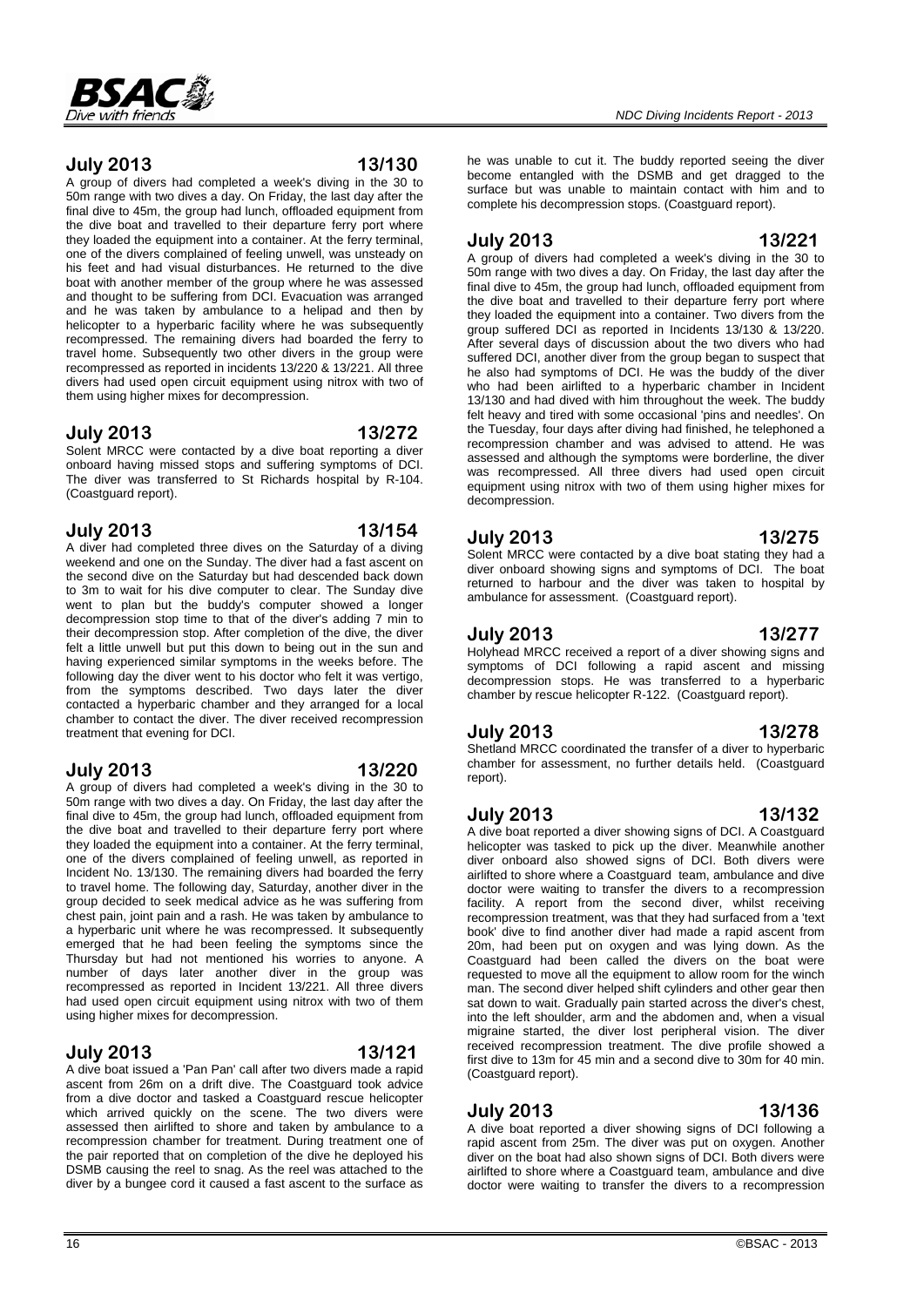## July 2013 13/130

A group of divers had completed a week's diving in the 30 to 50m range with two dives a day. On Friday, the last day after the final dive to 45m, the group had lunch, offloaded equipment from the dive boat and travelled to their departure ferry port where they loaded the equipment into a container. At the ferry terminal, one of the divers complained of feeling unwell, was unsteady on his feet and had visual disturbances. He returned to the dive boat with another member of the group where he was assessed and thought to be suffering from DCI. Evacuation was arranged and he was taken by ambulance to a helipad and then by helicopter to a hyperbaric facility where he was subsequently recompressed. The remaining divers had boarded the ferry to travel home. Subsequently two other divers in the group were recompressed as reported in incidents 13/220 & 13/221. All three divers had used open circuit equipment using nitrox with two of them using higher mixes for decompression.

## July 2013 13/272

Solent MRCC were contacted by a dive boat reporting a diver onboard having missed stops and suffering symptoms of DCI. The diver was transferred to St Richards hospital by R-104. (Coastguard report).

## July 2013 13/154

A diver had completed three dives on the Saturday of a diving weekend and one on the Sunday. The diver had a fast ascent on the second dive on the Saturday but had descended back down to 3m to wait for his dive computer to clear. The Sunday dive went to plan but the buddy's computer showed a longer decompression stop time to that of the diver's adding 7 min to their decompression stop. After completion of the dive, the diver felt a little unwell but put this down to being out in the sun and having experienced similar symptoms in the weeks before. The following day the diver went to his doctor who felt it was vertigo, from the symptoms described. Two days later the diver contacted a hyperbaric chamber and they arranged for a local chamber to contact the diver. The diver received recompression treatment that evening for DCI.

## July 2013 13/220

A group of divers had completed a week's diving in the 30 to 50m range with two dives a day. On Friday, the last day after the final dive to 45m, the group had lunch, offloaded equipment from the dive boat and travelled to their departure ferry port where they loaded the equipment into a container. At the ferry terminal, one of the divers complained of feeling unwell, as reported in Incident No. 13/130. The remaining divers had boarded the ferry to travel home. The following day, Saturday, another diver in the group decided to seek medical advice as he was suffering from chest pain, joint pain and a rash. He was taken by ambulance to a hyperbaric unit where he was recompressed. It subsequently emerged that he had been feeling the symptoms since the Thursday but had not mentioned his worries to anyone. A number of days later another diver in the group was recompressed as reported in Incident 13/221. All three divers had used open circuit equipment using nitrox with two of them using higher mixes for decompression.

## July 2013 13/121

A dive boat issued a 'Pan Pan' call after two divers made a rapid ascent from 26m on a drift dive. The Coastguard took advice from a dive doctor and tasked a Coastguard rescue helicopter which arrived quickly on the scene. The two divers were assessed then airlifted to shore and taken by ambulance to a recompression chamber for treatment. During treatment one of the pair reported that on completion of the dive he deployed his DSMB causing the reel to snag. As the reel was attached to the diver by a bungee cord it caused a fast ascent to the surface as he was unable to cut it. The buddy reported seeing the diver become entangled with the DSMB and get dragged to the surface but was unable to maintain contact with him and to complete his decompression stops. (Coastguard report).

## July 2013 13/221

A group of divers had completed a week's diving in the 30 to 50m range with two dives a day. On Friday, the last day after the final dive to 45m, the group had lunch, offloaded equipment from the dive boat and travelled to their departure ferry port where they loaded the equipment into a container. Two divers from the group suffered DCI as reported in Incidents 13/130 & 13/220. After several days of discussion about the two divers who had suffered DCI, another diver from the group began to suspect that he also had symptoms of DCI. He was the buddy of the diver who had been airlifted to a hyperbaric chamber in Incident 13/130 and had dived with him throughout the week. The buddy felt heavy and tired with some occasional 'pins and needles'. On the Tuesday, four days after diving had finished, he telephoned a recompression chamber and was advised to attend. He was assessed and although the symptoms were borderline, the diver was recompressed. All three divers had used open circuit equipment using nitrox with two of them using higher mixes for decompression.

## July 2013 13/275

Solent MRCC were contacted by a dive boat stating they had a diver onboard showing signs and symptoms of DCI. The boat returned to harbour and the diver was taken to hospital by ambulance for assessment. (Coastguard report).

## July 2013 13/277

Holyhead MRCC received a report of a diver showing signs and symptoms of DCI following a rapid ascent and missing decompression stops. He was transferred to a hyperbaric chamber by rescue helicopter R-122. (Coastguard report).

## July 2013 13/278

Shetland MRCC coordinated the transfer of a diver to hyperbaric chamber for assessment, no further details held. (Coastguard report).

## July 2013 13/132

A dive boat reported a diver showing signs of DCI. A Coastguard helicopter was tasked to pick up the diver. Meanwhile another diver onboard also showed signs of DCI. Both divers were airlifted to shore where a Coastguard team, ambulance and dive doctor were waiting to transfer the divers to a recompression facility. A report from the second diver, whilst receiving recompression treatment, was that they had surfaced from a 'text book' dive to find another diver had made a rapid ascent from 20m, had been put on oxygen and was lying down. As the Coastguard had been called the divers on the boat were requested to move all the equipment to allow room for the winch man. The second diver helped shift cylinders and other gear then sat down to wait. Gradually pain started across the diver's chest, into the left shoulder, arm and the abdomen and, when a visual migraine started, the diver lost peripheral vision. The diver received recompression treatment. The dive profile showed a first dive to 13m for 45 min and a second dive to 30m for 40 min. (Coastguard report).

## July 2013 13/136

A dive boat reported a diver showing signs of DCI following a rapid ascent from 25m. The diver was put on oxygen. Another diver on the boat had also shown signs of DCI. Both divers were airlifted to shore where a Coastguard team, ambulance and dive doctor were waiting to transfer the divers to a recompression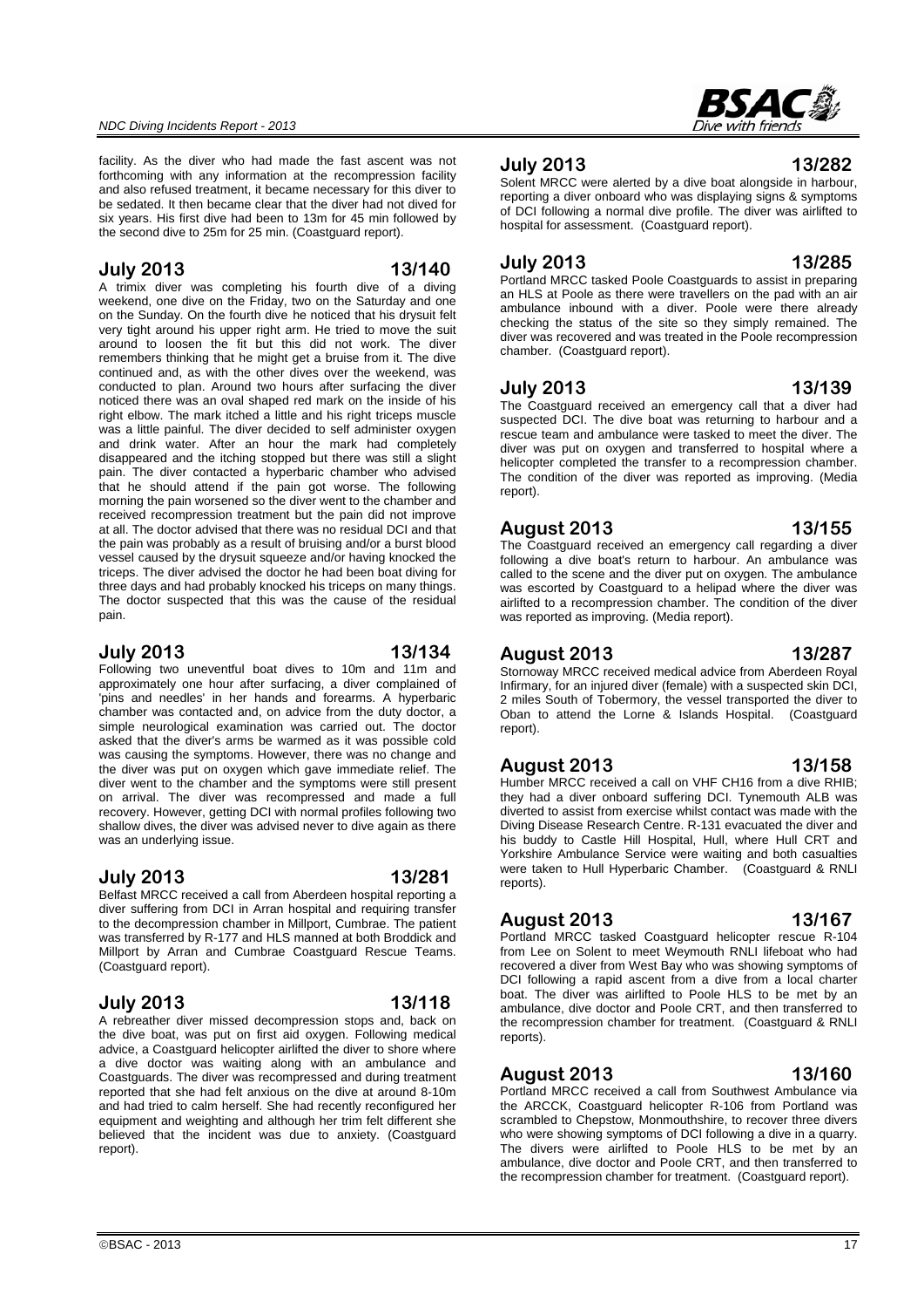facility. As the diver who had made the fast ascent was not forthcoming with any information at the recompression facility and also refused treatment, it became necessary for this diver to be sedated. It then became clear that the diver had not dived for six years. His first dive had been to 13m for 45 min followed by the second dive to 25m for 25 min. (Coastguard report).

### July 2013 13/140

A trimix diver was completing his fourth dive of a diving weekend, one dive on the Friday, two on the Saturday and one on the Sunday. On the fourth dive he noticed that his drysuit felt very tight around his upper right arm. He tried to move the suit around to loosen the fit but this did not work. The diver remembers thinking that he might get a bruise from it. The dive continued and, as with the other dives over the weekend, was conducted to plan. Around two hours after surfacing the diver noticed there was an oval shaped red mark on the inside of his right elbow. The mark itched a little and his right triceps muscle was a little painful. The diver decided to self administer oxygen and drink water. After an hour the mark had completely disappeared and the itching stopped but there was still a slight pain. The diver contacted a hyperbaric chamber who advised that he should attend if the pain got worse. The following morning the pain worsened so the diver went to the chamber and received recompression treatment but the pain did not improve at all. The doctor advised that there was no residual DCI and that the pain was probably as a result of bruising and/or a burst blood vessel caused by the drysuit squeeze and/or having knocked the triceps. The diver advised the doctor he had been boat diving for three days and had probably knocked his triceps on many things. The doctor suspected that this was the cause of the residual pain.

### July 2013 13/134

Following two uneventful boat dives to 10m and 11m and approximately one hour after surfacing, a diver complained of 'pins and needles' in her hands and forearms. A hyperbaric chamber was contacted and, on advice from the duty doctor, a simple neurological examination was carried out. The doctor asked that the diver's arms be warmed as it was possible cold was causing the symptoms. However, there was no change and the diver was put on oxygen which gave immediate relief. The diver went to the chamber and the symptoms were still present on arrival. The diver was recompressed and made a full recovery. However, getting DCI with normal profiles following two shallow dives, the diver was advised never to dive again as there was an underlying issue.

### July 2013 13/281

Belfast MRCC received a call from Aberdeen hospital reporting a diver suffering from DCI in Arran hospital and requiring transfer to the decompression chamber in Millport, Cumbrae. The patient was transferred by R-177 and HLS manned at both Broddick and Millport by Arran and Cumbrae Coastguard Rescue Teams. (Coastguard report).

### July 2013 13/118

A rebreather diver missed decompression stops and, back on the dive boat, was put on first aid oxygen. Following medical advice, a Coastguard helicopter airlifted the diver to shore where a dive doctor was waiting along with an ambulance and Coastguards. The diver was recompressed and during treatment reported that she had felt anxious on the dive at around 8-10m and had tried to calm herself. She had recently reconfigured her equipment and weighting and although her trim felt different she believed that the incident was due to anxiety. (Coastguard report).

### July 2013 13/282

Solent MRCC were alerted by a dive boat alongside in harbour, reporting a diver onboard who was displaying signs & symptoms of DCI following a normal dive profile. The diver was airlifted to hospital for assessment. (Coastguard report).

### July 2013 13/285

Portland MRCC tasked Poole Coastguards to assist in preparing an HLS at Poole as there were travellers on the pad with an air ambulance inbound with a diver. Poole were there already checking the status of the site so they simply remained. The diver was recovered and was treated in the Poole recompression chamber. (Coastguard report).

### July 2013 13/139

The Coastguard received an emergency call that a diver had suspected DCI. The dive boat was returning to harbour and a rescue team and ambulance were tasked to meet the diver. The diver was put on oxygen and transferred to hospital where a helicopter completed the transfer to a recompression chamber. The condition of the diver was reported as improving. (Media report).

### August 2013 13/155

The Coastguard received an emergency call regarding a diver following a dive boat's return to harbour. An ambulance was called to the scene and the diver put on oxygen. The ambulance was escorted by Coastguard to a helipad where the diver was airlifted to a recompression chamber. The condition of the diver was reported as improving. (Media report).

### August 2013 13/287

Stornoway MRCC received medical advice from Aberdeen Royal Infirmary, for an injured diver (female) with a suspected skin DCI, 2 miles South of Tobermory, the vessel transported the diver to Oban to attend the Lorne & Islands Hospital. (Coastguard report).

### August 2013 13/158

Humber MRCC received a call on VHF CH16 from a dive RHIB; they had a diver onboard suffering DCI. Tynemouth ALB was diverted to assist from exercise whilst contact was made with the Diving Disease Research Centre. R-131 evacuated the diver and his buddy to Castle Hill Hospital, Hull, where Hull CRT and Yorkshire Ambulance Service were waiting and both casualties were taken to Hull Hyperbaric Chamber. (Coastguard & RNLI reports).

### August 2013 13/167

Portland MRCC tasked Coastguard helicopter rescue R-104 from Lee on Solent to meet Weymouth RNLI lifeboat who had recovered a diver from West Bay who was showing symptoms of DCI following a rapid ascent from a dive from a local charter boat. The diver was airlifted to Poole HLS to be met by an ambulance, dive doctor and Poole CRT, and then transferred to the recompression chamber for treatment. (Coastguard & RNLI reports).

### August 2013 13/160

Portland MRCC received a call from Southwest Ambulance via the ARCCK, Coastguard helicopter R-106 from Portland was scrambled to Chepstow, Monmouthshire, to recover three divers who were showing symptoms of DCI following a dive in a quarry. The divers were airlifted to Poole HLS to be met by an ambulance, dive doctor and Poole CRT, and then transferred to the recompression chamber for treatment. (Coastguard report).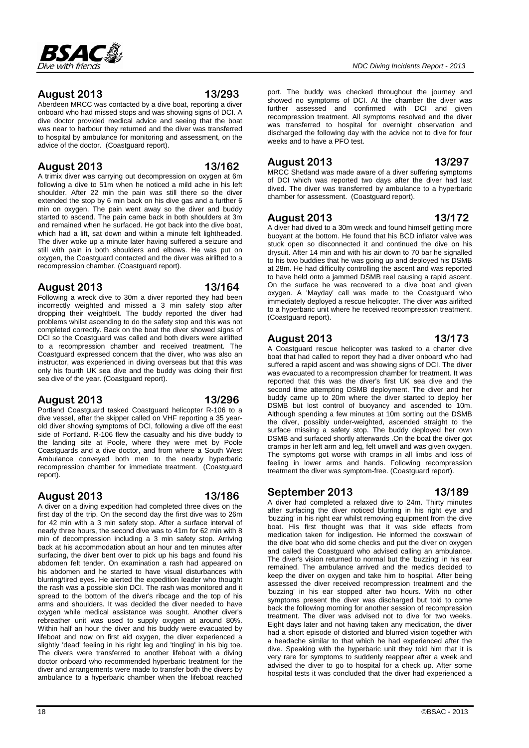## August 2013 13/293

Aberdeen MRCC was contacted by a dive boat, reporting a diver onboard who had missed stops and was showing signs of DCI. A dive doctor provided medical advice and seeing that the boat was near to harbour they returned and the diver was transferred to hospital by ambulance for monitoring and assessment, on the advice of the doctor. (Coastguard report).

## August 2013 13/162

A trimix diver was carrying out decompression on oxygen at 6m following a dive to 51m when he noticed a mild ache in his left shoulder. After 22 min the pain was still there so the diver extended the stop by 6 min back on his dive gas and a further 6 min on oxygen. The pain went away so the diver and buddy started to ascend. The pain came back in both shoulders at 3m and remained when he surfaced. He got back into the dive boat, which had a lift, sat down and within a minute felt lightheaded. The diver woke up a minute later having suffered a seizure and still with pain in both shoulders and elbows. He was put on oxygen, the Coastguard contacted and the diver was airlifted to a recompression chamber. (Coastguard report).

## August 2013 13/164

Following a wreck dive to 30m a diver reported they had been incorrectly weighted and missed a 3 min safety stop after dropping their weightbelt. The buddy reported the diver had problems whilst ascending to do the safety stop and this was not completed correctly. Back on the boat the diver showed signs of DCI so the Coastguard was called and both divers were airlifted to a recompression chamber and received treatment. The Coastguard expressed concern that the diver, who was also an instructor, was experienced in diving overseas but that this was only his fourth UK sea dive and the buddy was doing their first sea dive of the year. (Coastguard report).

## August 2013 13/296

Portland Coastguard tasked Coastguard helicopter R-106 to a dive vessel, after the skipper called on VHF reporting a 35 year-old diver showing symptoms of DCI, following a dive off the east side of Portland. R-106 flew the casualty and his dive buddy to the landing site at Poole, where they were met by Poole Coastguards and a dive doctor, and from where a South West Ambulance conveyed both men to the nearby hyperbaric recompression chamber for immediate treatment. (Coastguard report).

## August 2013 13/186

A diver on a diving expedition had completed three dives on the first day of the trip. On the second day the first dive was to 26m for 42 min with a 3 min safety stop. After a surface interval of nearly three hours, the second dive was to 41m for 62 min with 8 min of decompression including a 3 min safety stop. Arriving back at his accommodation about an hour and ten minutes after surfacing, the diver bent over to pick up his bags and found his abdomen felt tender. On examination a rash had appeared on his abdomen and he started to have visual disturbances with blurring/tired eyes. He alerted the expedition leader who thought the rash was a possible skin DCI. The rash was monitored and it spread to the bottom of the diver's ribcage and the top of his arms and shoulders. It was decided the diver needed to have oxygen while medical assistance was sought. Another diver's rebreather unit was used to supply oxygen at around 80%. Within half an hour the diver and his buddy were evacuated by lifeboat and now on first aid oxygen, the diver experienced a slightly 'dead' feeling in his right leg and 'tingling' in his big toe. The divers were transferred to another lifeboat with a diving doctor onboard who recommended hyperbaric treatment for the diver and arrangements were made to transfer both the divers by ambulance to a hyperbaric chamber when the lifeboat reached port. The buddy was checked throughout the journey and showed no symptoms of DCI. At the chamber the diver was further assessed and confirmed with DCI and given recompression treatment. All symptoms resolved and the diver was transferred to hospital for overnight observation and discharged the following day with the advice not to dive for four weeks and to have a PFO test.

## August 2013 13/297

MRCC Shetland was made aware of a diver suffering symptoms of DCI which was reported two days after the diver had last dived. The diver was transferred by ambulance to a hyperbaric chamber for assessment. (Coastguard report).

## August 2013 13/172

A diver had dived to a 30m wreck and found himself getting more buoyant at the bottom. He found that his BCD inflator valve was stuck open so disconnected it and continued the dive on his drysuit. After 14 min and with his air down to 70 bar he signalled to his two buddies that he was going up and deployed his DSMB at 28m. He had difficulty controlling the ascent and was reported to have held onto a jammed DSMB reel causing a rapid ascent. On the surface he was recovered to a dive boat and given oxygen. A 'Mayday' call was made to the Coastguard who immediately deployed a rescue helicopter. The diver was airlifted to a hyperbaric unit where he received recompression treatment. (Coastguard report).

## August 2013 13/173

A Coastguard rescue helicopter was tasked to a charter dive boat that had called to report they had a diver onboard who had suffered a rapid ascent and was showing signs of DCI. The diver was evacuated to a recompression chamber for treatment. It was reported that this was the diver's first UK sea dive and the second time attempting DSMB deployment. The diver and her buddy came up to 20m where the diver started to deploy her DSMB but lost control of buoyancy and ascended to 10m. Although spending a few minutes at 10m sorting out the DSMB the diver, possibly under-weighted, ascended straight to the surface missing a safety stop. The buddy deployed her own DSMB and surfaced shortly afterwards .On the boat the diver got cramps in her left arm and leg, felt unwell and was given oxygen. The symptoms got worse with cramps in all limbs and loss of feeling in lower arms and hands. Following recompression treatment the diver was symptom-free. (Coastguard report).

## September 2013 13/189

A diver had completed a relaxed dive to 24m. Thirty minutes after surfacing the diver noticed blurring in his right eye and 'buzzing' in his right ear whilst removing equipment from the dive boat. His first thought was that it was side effects from medication taken for indigestion. He informed the coxswain of the dive boat who did some checks and put the diver on oxygen and called the Coastguard who advised calling an ambulance. The diver's vision returned to normal but the 'buzzing' in his ear remained. The ambulance arrived and the medics decided to keep the diver on oxygen and take him to hospital. After being assessed the diver received recompression treatment and the 'buzzing' in his ear stopped after two hours. With no other symptoms present the diver was discharged but told to come back the following morning for another session of recompression treatment. The diver was advised not to dive for two weeks. Eight days later and not having taken any medication, the diver had a short episode of distorted and blurred vision together with a headache similar to that which he had experienced after the dive. Speaking with the hyperbaric unit they told him that it is very rare for symptoms to suddenly reappear after a week and advised the diver to go to hospital for a check up. After some hospital tests it was concluded that the diver had experienced a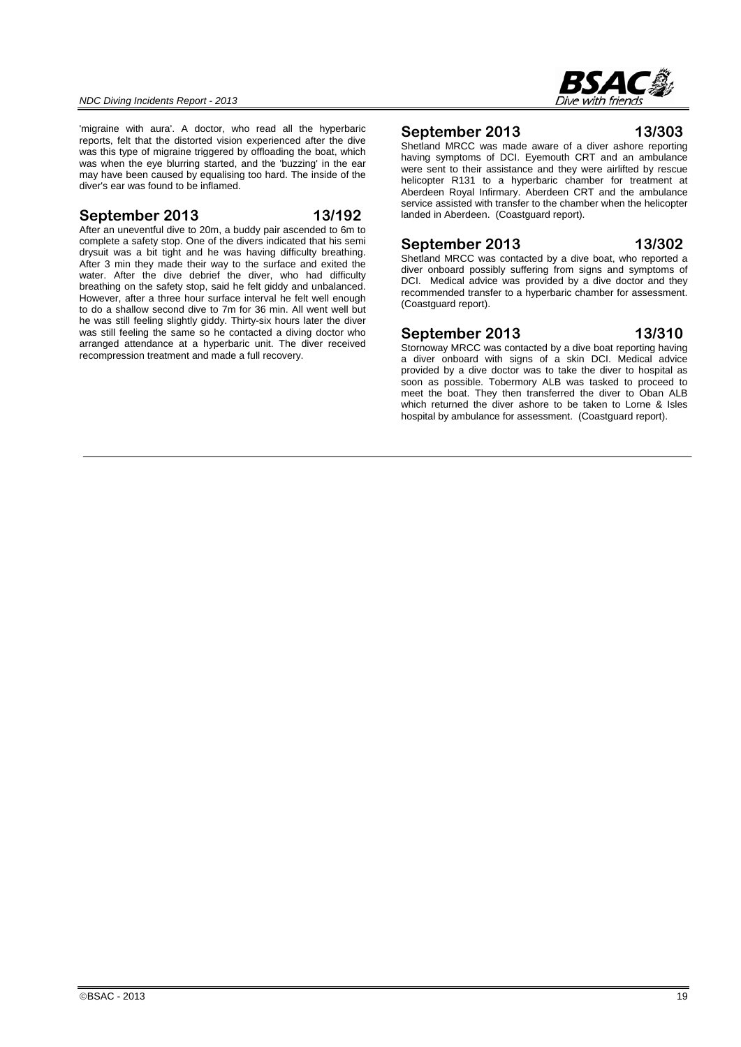'migraine with aura'. A doctor, who read all the hyperbaric reports, felt that the distorted vision experienced after the dive was this type of migraine triggered by offloading the boat, which was when the eye blurring started, and the 'buzzing' in the ear may have been caused by equalising too hard. The inside of the diver's ear was found to be inflamed.

## September 2013 13/192

After an uneventful dive to 20m, a buddy pair ascended to 6m to complete a safety stop. One of the divers indicated that his semi drysuit was a bit tight and he was having difficulty breathing. After 3 min they made their way to the surface and exited the water. After the dive debrief the diver, who had difficulty breathing on the safety stop, said he felt giddy and unbalanced. However, after a three hour surface interval he felt well enough to do a shallow second dive to 7m for 36 min. All went well but he was still feeling slightly giddy. Thirty-six hours later the diver was still feeling the same so he contacted a diving doctor who arranged attendance at a hyperbaric unit. The diver received recompression treatment and made a full recovery.

## September 2013 13/303

Shetland MRCC was made aware of a diver ashore reporting having symptoms of DCI. Eyemouth CRT and an ambulance were sent to their assistance and they were airlifted by rescue helicopter R131 to a hyperbaric chamber for treatment at Aberdeen Royal Infirmary. Aberdeen CRT and the ambulance service assisted with transfer to the chamber when the helicopter landed in Aberdeen. (Coastguard report).

## September 2013 13/302

Shetland MRCC was contacted by a dive boat, who reported a diver onboard possibly suffering from signs and symptoms of DCI. Medical advice was provided by a dive doctor and they recommended transfer to a hyperbaric chamber for assessment. (Coastguard report).

## September 2013 13/310

Stornoway MRCC was contacted by a dive boat reporting having a diver onboard with signs of a skin DCI. Medical advice provided by a dive doctor was to take the diver to hospital as soon as possible. Tobermory ALB was tasked to proceed to meet the boat. They then transferred the diver to Oban ALB which returned the diver ashore to be taken to Lorne & Isles hospital by ambulance for assessment. (Coastguard report).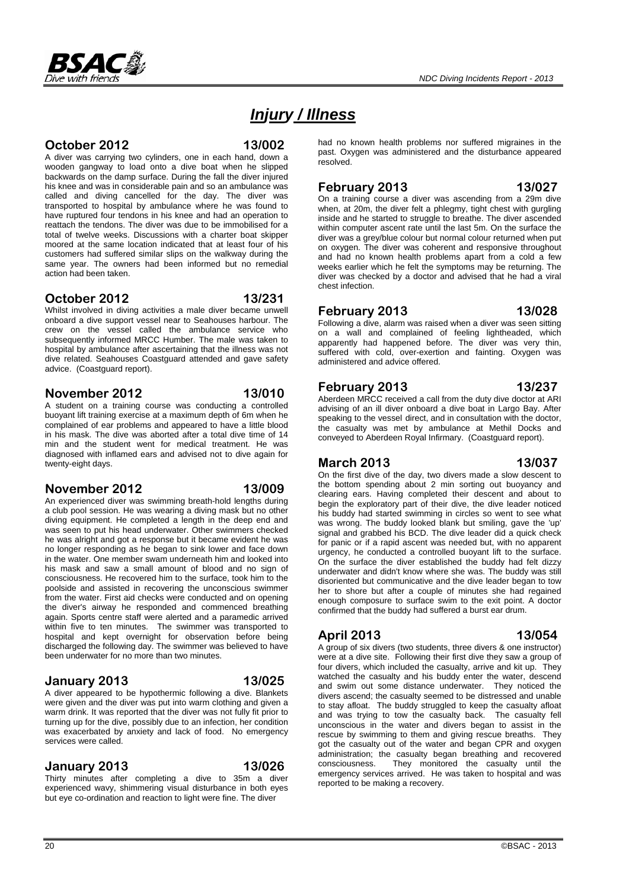# Injury / Illness

### October 2012 13/002

A diver was carrying two cylinders, one in each hand, down a wooden gangway to load onto a dive boat when he slipped backwards on the damp surface. During the fall the diver injured his knee and was in considerable pain and so an ambulance was called and diving cancelled for the day. The diver was transported to hospital by ambulance where he was found to have ruptured four tendons in his knee and had an operation to reattach the tendons. The diver was due to be immobilised for a total of twelve weeks. Discussions with a charter boat skipper moored at the same location indicated that at least four of his customers had suffered similar slips on the walkway during the same year. The owners had been informed but no remedial action had been taken.

### October 2012 13/231

Whilst involved in diving activities a male diver became unwell onboard a dive support vessel near to Seahouses harbour. The crew on the vessel called the ambulance service who subsequently informed MRCC Humber. The male was taken to hospital by ambulance after ascertaining that the illness was not dive related. Seahouses Coastguard attended and gave safety advice. (Coastguard report).

### November 2012 13/010

A student on a training course was conducting a controlled buoyant lift training exercise at a maximum depth of 6m when he complained of ear problems and appeared to have a little blood in his mask. The dive was aborted after a total dive time of 14 min and the student went for medical treatment. He was diagnosed with inflamed ears and advised not to dive again for twenty-eight days.

### November 2012 13/009

An experienced diver was swimming breath-hold lengths during a club pool session. He was wearing a diving mask but no other diving equipment. He completed a length in the deep end and was seen to put his head underwater. Other swimmers checked he was alright and got a response but it became evident he was no longer responding as he began to sink lower and face down in the water. One member swam underneath him and looked into his mask and saw a small amount of blood and no sign of consciousness. He recovered him to the surface, took him to the poolside and assisted in recovering the unconscious swimmer from the water. First aid checks were conducted and on opening the diver's airway he responded and commenced breathing again. Sports centre staff were alerted and a paramedic arrived within five to ten minutes. The swimmer was transported to hospital and kept overnight for observation before being discharged the following day. The swimmer was believed to have been underwater for no more than two minutes.

### January 2013 13/025

A diver appeared to be hypothermic following a dive. Blankets were given and the diver was put into warm clothing and given a warm drink. It was reported that the diver was not fully fit prior to turning up for the dive, possibly due to an infection, her condition was exacerbated by anxiety and lack of food. No emergency services were called.

### January 2013 13/026

Thirty minutes after completing a dive to 35m a diver experienced wavy, shimmering visual disturbance in both eyes but eye co-ordination and reaction to light were fine. The diver had no known health problems nor suffered migraines in the past. Oxygen was administered and the disturbance appeared resolved.

### February 2013 13/027

On a training course a diver was ascending from a 29m dive when, at 20m, the diver felt a phlegmy, tight chest with gurgling inside and he started to struggle to breathe. The diver ascended within computer ascent rate until the last 5m. On the surface the diver was a grey/blue colour but normal colour returned when put on oxygen. The diver was coherent and responsive throughout and had no known health problems apart from a cold a few weeks earlier which he felt the symptoms may be returning. The diver was checked by a doctor and advised that he had a viral chest infection.

### February 2013 13/028

Following a dive, alarm was raised when a diver was seen sitting on a wall and complained of feeling lightheaded, which apparently had happened before. The diver was very thin, suffered with cold, over-exertion and fainting. Oxygen was administered and advice offered.

### February 2013 13/237

Aberdeen MRCC received a call from the duty dive doctor at ARI advising of an ill diver onboard a dive boat in Largo Bay. After speaking to the vessel direct, and in consultation with the doctor, the casualty was met by ambulance at Methil Docks and conveyed to Aberdeen Royal Infirmary. (Coastguard report).

### March 2013 13/037

On the first dive of the day, two divers made a slow descent to the bottom spending about 2 min sorting out buoyancy and clearing ears. Having completed their descent and about to begin the exploratory part of their dive, the dive leader noticed his buddy had started swimming in circles so went to see what was wrong. The buddy looked blank but smiling, gave the 'up' signal and grabbed his BCD. The dive leader did a quick check for panic or if a rapid ascent was needed but, with no apparent urgency, he conducted a controlled buoyant lift to the surface. On the surface the diver established the buddy had felt dizzy underwater and didn't know where she was. The buddy was still disoriented but communicative and the dive leader began to tow her to shore but after a couple of minutes she had regained enough composure to surface swim to the exit point. A doctor confirmed that the buddy had suffered a burst ear drum.

### April 2013 13/054

A group of six divers (two students, three divers & one instructor) were at a dive site. Following their first dive they saw a group of four divers, which included the casualty, arrive and kit up. They watched the casualty and his buddy enter the water, descend and swim out some distance underwater. They noticed the divers ascend; the casualty seemed to be distressed and unable to stay afloat. The buddy struggled to keep the casualty afloat and was trying to tow the casualty back. The casualty fell unconscious in the water and divers began to assist in the rescue by swimming to them and giving rescue breaths. They got the casualty out of the water and began CPR and oxygen administration; the casualty began breathing and recovered consciousness. They monitored the casualty until the emergency services arrived. He was taken to hospital and was reported to be making a recovery.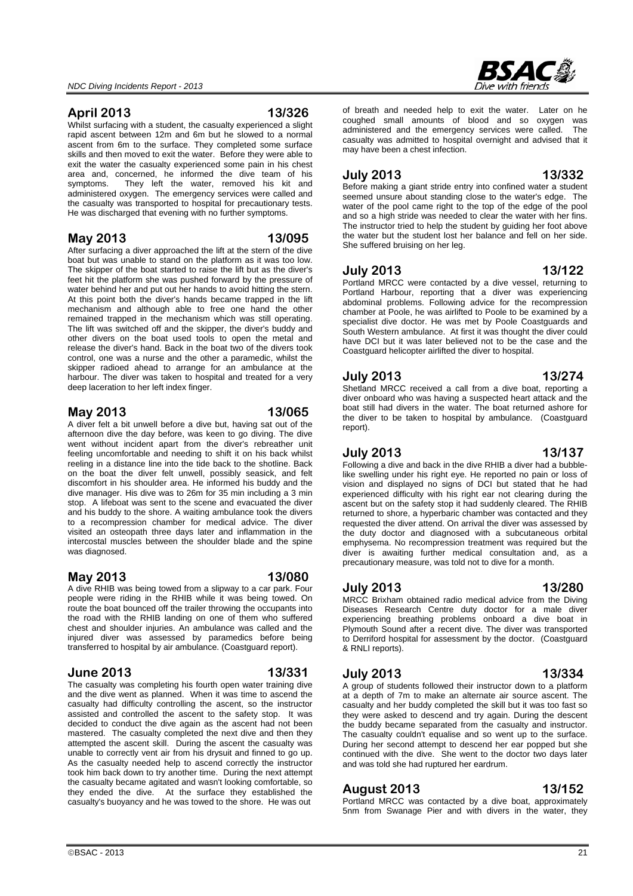## April 2013 13/326

Whilst surfacing with a student, the casualty experienced a slight rapid ascent between 12m and 6m but he slowed to a normal ascent from 6m to the surface. They completed some surface skills and then moved to exit the water. Before they were able to exit the water the casualty experienced some pain in his chest area and, concerned, he informed the dive team of his symptoms. They left the water, removed his kit and administered oxygen. The emergency services were called and the casualty was transported to hospital for precautionary tests. He was discharged that evening with no further symptoms.

## May 2013 13/095

After surfacing a diver approached the lift at the stern of the dive boat but was unable to stand on the platform as it was too low. The skipper of the boat started to raise the lift but as the diver's feet hit the platform she was pushed forward by the pressure of water behind her and put out her hands to avoid hitting the stern. At this point both the diver's hands became trapped in the lift mechanism and although able to free one hand the other remained trapped in the mechanism which was still operating. The lift was switched off and the skipper, the diver's buddy and other divers on the boat used tools to open the metal and release the diver's hand. Back in the boat two of the divers took control, one was a nurse and the other a paramedic, whilst the skipper radioed ahead to arrange for an ambulance at the harbour. The diver was taken to hospital and treated for a very deep laceration to her left index finger.

## May 2013 13/065

A diver felt a bit unwell before a dive but, having sat out of the afternoon dive the day before, was keen to go diving. The dive went without incident apart from the diver's rebreather unit feeling uncomfortable and needing to shift it on his back whilst reeling in a distance line into the tide back to the shotline. Back on the boat the diver felt unwell, possibly seasick, and felt discomfort in his shoulder area. He informed his buddy and the dive manager. His dive was to 26m for 35 min including a 3 min stop. A lifeboat was sent to the scene and evacuated the diver and his buddy to the shore. A waiting ambulance took the divers to a recompression chamber for medical advice. The diver visited an osteopath three days later and inflammation in the intercostal muscles between the shoulder blade and the spine was diagnosed.

## May 2013 13/080

A dive RHIB was being towed from a slipway to a car park. Four people were riding in the RHIB while it was being towed. On route the boat bounced off the trailer throwing the occupants into the road with the RHIB landing on one of them who suffered chest and shoulder injuries. An ambulance was called and the injured diver was assessed by paramedics before being transferred to hospital by air ambulance. (Coastguard report).

## June 2013 13/331

The casualty was completing his fourth open water training dive and the dive went as planned. When it was time to ascend the casualty had difficulty controlling the ascent, so the instructor assisted and controlled the ascent to the safety stop. It was decided to conduct the dive again as the ascent had not been mastered. The casualty completed the next dive and then they attempted the ascent skill. During the ascent the casualty was unable to correctly vent air from his drysuit and finned to go up. As the casualty needed help to ascend correctly the instructor took him back down to try another time. During the next attempt the casualty became agitated and wasn't looking comfortable, so they ended the dive. At the surface they established the casualty's buoyancy and he was towed to the shore. He was out of breath and needed help to exit the water. Later on he coughed small amounts of blood and so oxygen was administered and the emergency services were called. The casualty was admitted to hospital overnight and advised that it may have been a chest infection.

## July 2013 13/332

Before making a giant stride entry into confined water a student seemed unsure about standing close to the water's edge. The water of the pool came right to the top of the edge of the pool and so a high stride was needed to clear the water with her fins. The instructor tried to help the student by guiding her foot above the water but the student lost her balance and fell on her side. She suffered bruising on her leg.

## July 2013 13/122

Portland MRCC were contacted by a dive vessel, returning to Portland Harbour, reporting that a diver was experiencing abdominal problems. Following advice for the recompression chamber at Poole, he was airlifted to Poole to be examined by a specialist dive doctor. He was met by Poole Coastguards and South Western ambulance. At first it was thought the diver could have DCI but it was later believed not to be the case and the Coastguard helicopter airlifted the diver to hospital.

## July 2013 13/274

Shetland MRCC received a call from a dive boat, reporting a diver onboard who was having a suspected heart attack and the boat still had divers in the water. The boat returned ashore for the diver to be taken to hospital by ambulance. (Coastguard report).

## July 2013 13/137

Following a dive and back in the dive RHIB a diver had a bubble-like swelling under his right eye. He reported no pain or loss of vision and displayed no signs of DCI but stated that he had experienced difficulty with his right ear not clearing during the ascent but on his safety stop it had suddenly cleared. The RHIB returned to shore, a hyperbaric chamber was contacted and they requested the diver attend. On arrival the diver was assessed by the duty doctor and diagnosed with a subcutaneous orbital emphysema. No recompression treatment was required but the diver is awaiting further medical consultation and, as a precautionary measure, was told not to dive for a month.

## July 2013 13/280

MRCC Brixham obtained radio medical advice from the Diving Diseases Research Centre duty doctor for a male diver experiencing breathing problems onboard a dive boat in Plymouth Sound after a recent dive. The diver was transported to Derriford hospital for assessment by the doctor. (Coastguard & RNLI reports).

## July 2013 13/334

A group of students followed their instructor down to a platform at a depth of 7m to make an alternate air source ascent. The casualty and her buddy completed the skill but it was too fast so they were asked to descend and try again. During the descent the buddy became separated from the casualty and instructor. The casualty couldn't equalise and so went up to the surface. During her second attempt to descend her ear popped but she continued with the dive. She went to the doctor two days later and was told she had ruptured her eardrum.

## August 2013 13/152

Portland MRCC was contacted by a dive boat, approximately 5nm from Swanage Pier and with divers in the water, they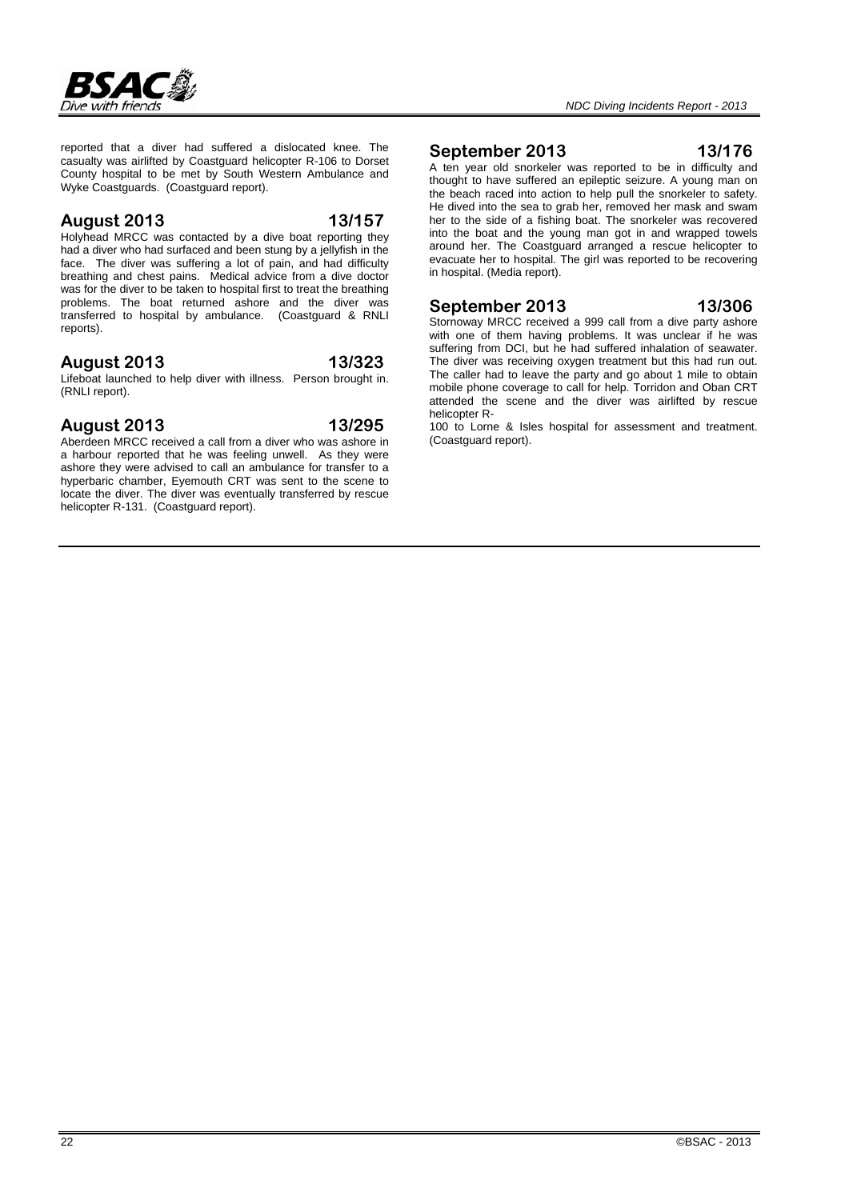reported that a diver had suffered a dislocated knee. The casualty was airlifted by Coastguard helicopter R-106 to Dorset County hospital to be met by South Western Ambulance and Wyke Coastguards. (Coastguard report).

## August 2013 13/157

Holyhead MRCC was contacted by a dive boat reporting they had a diver who had surfaced and been stung by a jellyfish in the face. The diver was suffering a lot of pain, and had difficulty breathing and chest pains. Medical advice from a dive doctor was for the diver to be taken to hospital first to treat the breathing problems. The boat returned ashore and the diver was transferred to hospital by ambulance. (Coastguard & RNLI reports).

## August 2013 13/323

Lifeboat launched to help diver with illness. Person brought in. (RNLI report).

## August 2013 13/295

Aberdeen MRCC received a call from a diver who was ashore in a harbour reported that he was feeling unwell. As they were ashore they were advised to call an ambulance for transfer to a hyperbaric chamber, Eyemouth CRT was sent to the scene to locate the diver. The diver was eventually transferred by rescue helicopter R-131. (Coastguard report).

## September 2013 13/176

A ten year old snorkeler was reported to be in difficulty and thought to have suffered an epileptic seizure. A young man on the beach raced into action to help pull the snorkeler to safety. He dived into the sea to grab her, removed her mask and swam her to the side of a fishing boat. The snorkeler was recovered into the boat and the young man got in and wrapped towels around her. The Coastguard arranged a rescue helicopter to evacuate her to hospital. The girl was reported to be recovering in hospital. (Media report).

## September 2013 13/306

Stornoway MRCC received a 999 call from a dive party ashore with one of them having problems. It was unclear if he was suffering from DCI, but he had suffered inhalation of seawater. The diver was receiving oxygen treatment but this had run out. The caller had to leave the party and go about 1 mile to obtain mobile phone coverage to call for help. Torridon and Oban CRT attended the scene and the diver was airlifted by rescue helicopter R-100 to Lorne & Isles hospital for assessment and treatment. (Coastguard report).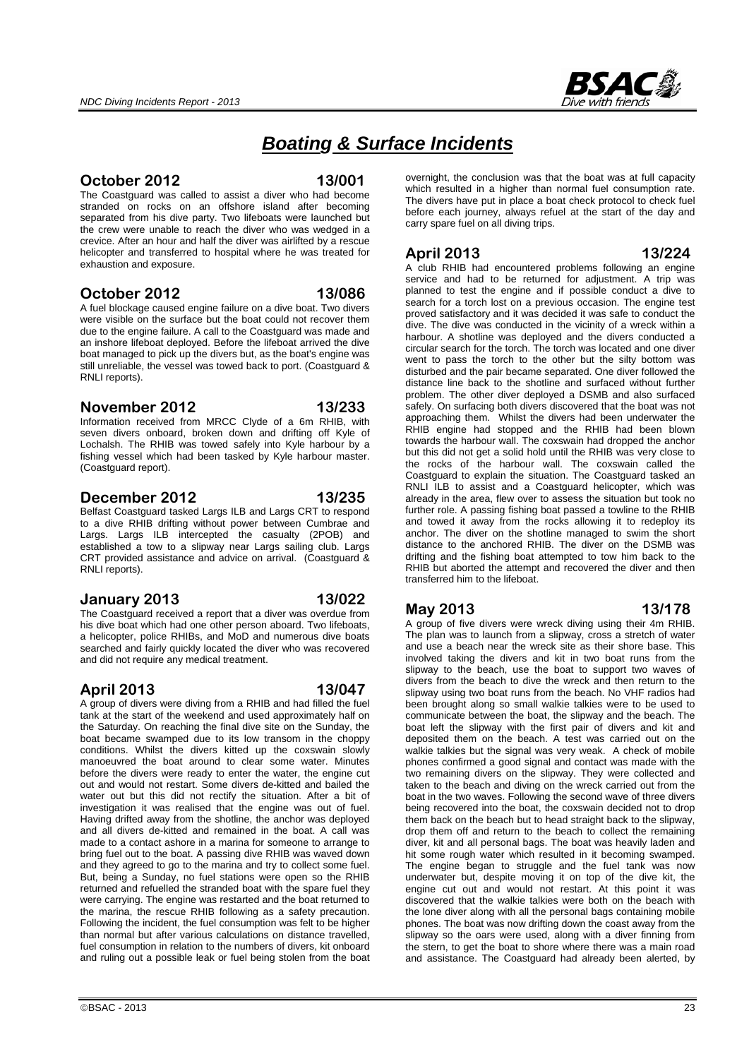# *Boating & Surface Incidents*

### October 2012 13/001

The Coastguard was called to assist a diver who had become stranded on rocks on an offshore island after becoming separated from his dive party. Two lifeboats were launched but the crew were unable to reach the diver who was wedged in a crevice. After an hour and half the diver was airlifted by a rescue helicopter and transferred to hospital where he was treated for exhaustion and exposure.

### October 2012 13/086

A fuel blockage caused engine failure on a dive boat. Two divers were visible on the surface but the boat could not recover them due to the engine failure. A call to the Coastguard was made and an inshore lifeboat deployed. Before the lifeboat arrived the dive boat managed to pick up the divers but, as the boat's engine was still unreliable, the vessel was towed back to port. (Coastguard & RNLI reports).

### November 2012 13/233

Information received from MRCC Clyde of a 6m RHIB, with seven divers onboard, broken down and drifting off Kyle of Lochalsh. The RHIB was towed safely into Kyle harbour by a fishing vessel which had been tasked by Kyle harbour master. (Coastguard report).

### December 2012 13/235

Belfast Coastguard tasked Largs ILB and Largs CRT to respond to a dive RHIB drifting without power between Cumbrae and Largs. Largs ILB intercepted the casualty (2POB) and established a tow to a slipway near Largs sailing club. Largs CRT provided assistance and advice on arrival. (Coastguard & RNLI reports).

### January 2013 13/022

The Coastguard received a report that a diver was overdue from his dive boat which had one other person aboard. Two lifeboats, a helicopter, police RHIBs, and MoD and numerous dive boats searched and fairly quickly located the diver who was recovered and did not require any medical treatment.

### April 2013 13/047

A group of divers were diving from a RHIB and had filled the fuel tank at the start of the weekend and used approximately half on the Saturday. On reaching the final dive site on the Sunday, the boat became swamped due to its low transom in the choppy conditions. Whilst the divers kitted up the coxswain slowly manoeuvred the boat around to clear some water. Minutes before the divers were ready to enter the water, the engine cut out and would not restart. Some divers de-kitted and bailed the water out but this did not rectify the situation. After a bit of investigation it was realised that the engine was out of fuel. Having drifted away from the shotline, the anchor was deployed and all divers de-kitted and remained in the boat. A call was made to a contact ashore in a marina for someone to arrange to bring fuel out to the boat. A passing dive RHIB was waved down and they agreed to go to the marina and try to collect some fuel. But, being a Sunday, no fuel stations were open so the RHIB returned and refuelled the stranded boat with the spare fuel they were carrying. The engine was restarted and the boat returned to the marina, the rescue RHIB following as a safety precaution. Following the incident, the fuel consumption was felt to be higher than normal but after various calculations on distance travelled, fuel consumption in relation to the numbers of divers, kit onboard and ruling out a possible leak or fuel being stolen from the boat overnight, the conclusion was that the boat was at full capacity which resulted in a higher than normal fuel consumption rate. The divers have put in place a boat check protocol to check fuel before each journey, always refuel at the start of the day and carry spare fuel on all diving trips.

### April 2013 13/224

A club RHIB had encountered problems following an engine service and had to be returned for adjustment. A trip was planned to test the engine and if possible conduct a dive to search for a torch lost on a previous occasion. The engine test proved satisfactory and it was decided it was safe to conduct the dive. The dive was conducted in the vicinity of a wreck within a harbour. A shotline was deployed and the divers conducted a circular search for the torch. The torch was located and one diver went to pass the torch to the other but the silty bottom was disturbed and the pair became separated. One diver followed the distance line back to the shotline and surfaced without further problem. The other diver deployed a DSMB and also surfaced safely. On surfacing both divers discovered that the boat was not approaching them. Whilst the divers had been underwater the RHIB engine had stopped and the RHIB had been blown towards the harbour wall. The coxswain had dropped the anchor but this did not get a solid hold until the RHIB was very close to the rocks of the harbour wall. The coxswain called the Coastguard to explain the situation. The Coastguard tasked an RNLI ILB to assist and a Coastguard helicopter, which was already in the area, flew over to assess the situation but took no further role. A passing fishing boat passed a towline to the RHIB and towed it away from the rocks allowing it to redeploy its anchor. The diver on the shotline managed to swim the short distance to the anchored RHIB. The diver on the DSMB was drifting and the fishing boat attempted to tow him back to the RHIB but aborted the attempt and recovered the diver and then transferred him to the lifeboat.

### May 2013 13/178

A group of five divers were wreck diving using their 4m RHIB. The plan was to launch from a slipway, cross a stretch of water and use a beach near the wreck site as their shore base. This involved taking the divers and kit in two boat runs from the slipway to the beach, use the boat to support two waves of divers from the beach to dive the wreck and then return to the slipway using two boat runs from the beach. No VHF radios had been brought along so small walkie talkies were to be used to communicate between the boat, the slipway and the beach. The boat left the slipway with the first pair of divers and kit and deposited them on the beach. A test was carried out on the walkie talkies but the signal was very weak. A check of mobile phones confirmed a good signal and contact was made with the two remaining divers on the slipway. They were collected and taken to the beach and diving on the wreck carried out from the boat in the two waves. Following the second wave of three divers being recovered into the boat, the coxswain decided not to drop them back on the beach but to head straight back to the slipway, drop them off and return to the beach to collect the remaining diver, kit and all personal bags. The boat was heavily laden and hit some rough water which resulted in it becoming swamped. The engine began to struggle and the fuel tank was now underwater but, despite moving it on top of the dive kit, the engine cut out and would not restart. At this point it was discovered that the walkie talkies were both on the beach with the lone diver along with all the personal bags containing mobile phones. The boat was now drifting down the coast away from the slipway so the oars were used, along with a diver finning from the stern, to get the boat to shore where there was a main road and assistance. The Coastguard had already been alerted, by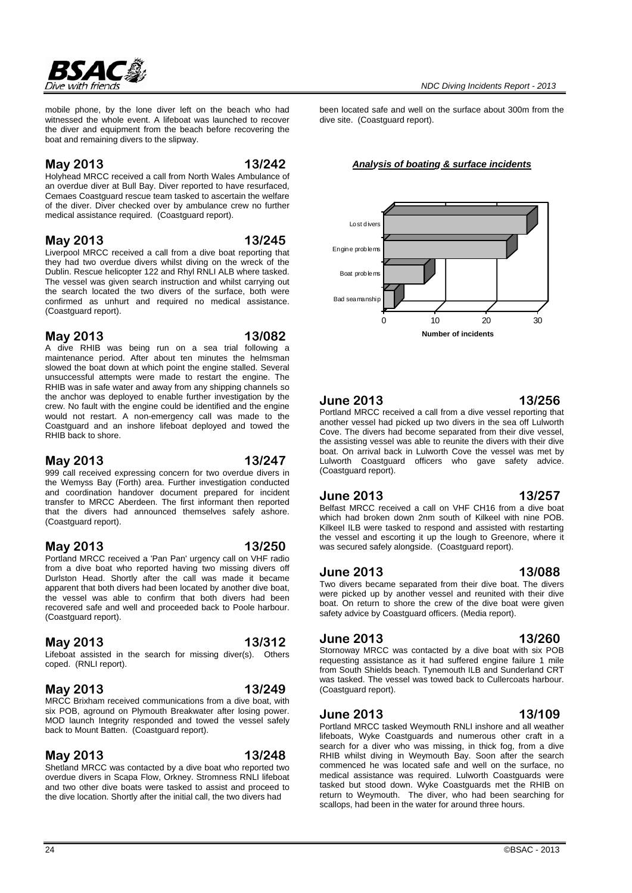mobile phone, by the lone diver left on the beach who had witnessed the whole event. A lifeboat was launched to recover the diver and equipment from the beach before recovering the boat and remaining divers to the slipway.

## May 2013 13/242

Holyhead MRCC received a call from North Wales Ambulance of an overdue diver at Bull Bay. Diver reported to have resurfaced, Cemaes Coastguard rescue team tasked to ascertain the welfare of the diver. Diver checked over by ambulance crew no further medical assistance required. (Coastguard report).

## May 2013 13/245

Liverpool MRCC received a call from a dive boat reporting that they had two overdue divers whilst diving on the wreck of the Dublin. Rescue helicopter 122 and Rhyl RNLI ALB where tasked. The vessel was given search instruction and whilst carrying out the search located the two divers of the surface, both were confirmed as unhurt and required no medical assistance. (Coastguard report).

## May 2013 13/082

A dive RHIB was being run on a sea trial following a maintenance period. After about ten minutes the helmsman slowed the boat down at which point the engine stalled. Several unsuccessful attempts were made to restart the engine. The RHIB was in safe water and away from any shipping channels so the anchor was deployed to enable further investigation by the crew. No fault with the engine could be identified and the engine would not restart. A non-emergency call was made to the Coastguard and an inshore lifeboat deployed and towed the RHIB back to shore.

## May 2013 13/247

999 call received expressing concern for two overdue divers in the Wemyss Bay (Forth) area. Further investigation conducted and coordination handover document prepared for incident transfer to MRCC Aberdeen. The first informant then reported that the divers had announced themselves safely ashore. (Coastguard report).

## May 2013 13/250

Portland MRCC received a 'Pan Pan' urgency call on VHF radio from a dive boat who reported having two missing divers off Durlston Head. Shortly after the call was made it became apparent that both divers had been located by another dive boat, the vessel was able to confirm that both divers had been recovered safe and well and proceeded back to Poole harbour. (Coastguard report).

## May 2013 13/312

Lifeboat assisted in the search for missing diver(s). Others coped. (RNLI report).

## May 2013 13/249

MRCC Brixham received communications from a dive boat, with six POB, aground on Plymouth Breakwater after losing power. MOD launch Integrity responded and towed the vessel safely back to Mount Batten. (Coastguard report).

## May 2013 13/248

Shetland MRCC was contacted by a dive boat who reported two overdue divers in Scapa Flow, Orkney. Stromness RNLI lifeboat and two other dive boats were tasked to assist and proceed to the dive location. Shortly after the initial call, the two divers had been located safe and well on the surface about 300m from the dive site. (Coastguard report).

***Analysis of boating & surface incidents***

| Category | Number of incidents |
|---|---|
| Lost divers | 28 |
| Engine problems | 24 |
| Boat problems | 8 |
| Bad seamanship | 2 |

## June 2013 13/256

Portland MRCC received a call from a dive vessel reporting that another vessel had picked up two divers in the sea off Lulworth Cove. The divers had become separated from their dive vessel, the assisting vessel was able to reunite the divers with their dive boat. On arrival back in Lulworth Cove the vessel was met by Lulworth Coastguard officers who gave safety advice. (Coastguard report).

## June 2013 13/257

Belfast MRCC received a call on VHF CH16 from a dive boat which had broken down 2nm south of Kilkeel with nine POB. Kilkeel ILB were tasked to respond and assisted with restarting the vessel and escorting it up the lough to Greenore, where it was secured safely alongside. (Coastguard report).

## June 2013 13/088

Two divers became separated from their dive boat. The divers were picked up by another vessel and reunited with their dive boat. On return to shore the crew of the dive boat were given safety advice by Coastguard officers. (Media report).

## June 2013 13/260

Stornoway MRCC was contacted by a dive boat with six POB requesting assistance as it had suffered engine failure 1 mile from South Shields beach. Tynemouth ILB and Sunderland CRT was tasked. The vessel was towed back to Cullercoats harbour. (Coastguard report).

## June 2013 13/109

Portland MRCC tasked Weymouth RNLI inshore and all weather lifeboats, Wyke Coastguards and numerous other craft in a search for a diver who was missing, in thick fog, from a dive RHIB whilst diving in Weymouth Bay. Soon after the search commenced he was located safe and well on the surface, no medical assistance was required. Lulworth Coastguards were tasked but stood down. Wyke Coastguards met the RHIB on return to Weymouth. The diver, who had been searching for scallops, had been in the water for around three hours.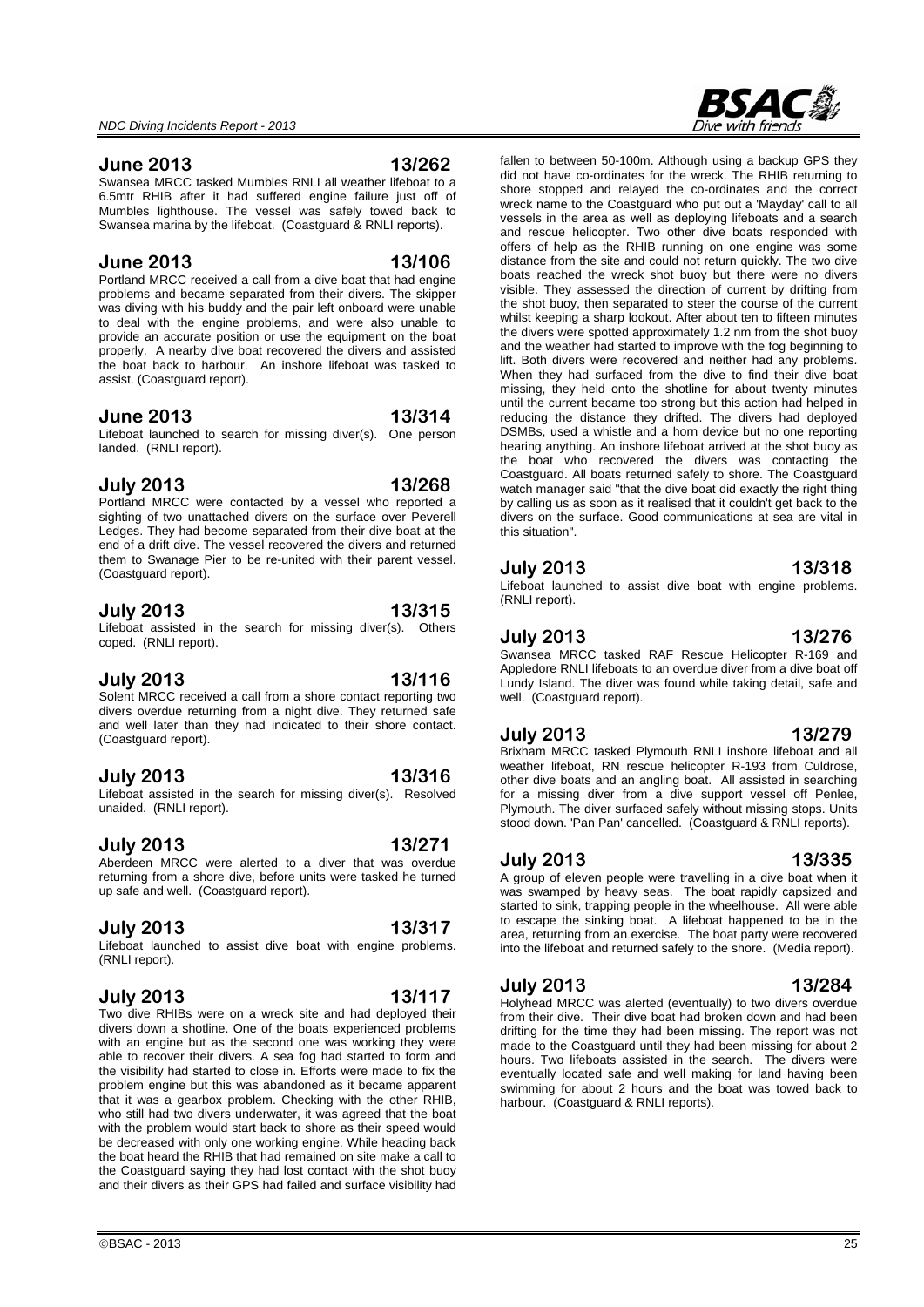## June 2013 13/262

Swansea MRCC tasked Mumbles RNLI all weather lifeboat to a 6.5mtr RHIB after it had suffered engine failure just off of Mumbles lighthouse. The vessel was safely towed back to Swansea marina by the lifeboat. (Coastguard & RNLI reports).

## June 2013 13/106

Portland MRCC received a call from a dive boat that had engine problems and became separated from their divers. The skipper was diving with his buddy and the pair left onboard were unable to deal with the engine problems, and were also unable to provide an accurate position or use the equipment on the boat properly. A nearby dive boat recovered the divers and assisted the boat back to harbour. An inshore lifeboat was tasked to assist. (Coastguard report).

## June 2013 13/314

Lifeboat launched to search for missing diver(s). One person landed. (RNLI report).

## July 2013 13/268

Portland MRCC were contacted by a vessel who reported a sighting of two unattached divers on the surface over Peverell Ledges. They had become separated from their dive boat at the end of a drift dive. The vessel recovered the divers and returned them to Swanage Pier to be re-united with their parent vessel. (Coastguard report).

## July 2013 13/315

Lifeboat assisted in the search for missing diver(s). Others coped. (RNLI report).

## July 2013 13/116

Solent MRCC received a call from a shore contact reporting two divers overdue returning from a night dive. They returned safe and well later than they had indicated to their shore contact. (Coastguard report).

## July 2013 13/316

Lifeboat assisted in the search for missing diver(s). Resolved unaided. (RNLI report).

## July 2013 13/271

Aberdeen MRCC were alerted to a diver that was overdue returning from a shore dive, before units were tasked he turned up safe and well. (Coastguard report).

## July 2013 13/317

Lifeboat launched to assist dive boat with engine problems. (RNLI report).

## July 2013 13/117

Two dive RHIBs were on a wreck site and had deployed their divers down a shotline. One of the boats experienced problems with an engine but as the second one was working they were able to recover their divers. A sea fog had started to form and the visibility had started to close in. Efforts were made to fix the problem engine but this was abandoned as it became apparent that it was a gearbox problem. Checking with the other RHIB, who still had two divers underwater, it was agreed that the boat with the problem would start back to shore as their speed would be decreased with only one working engine. While heading back the boat heard the RHIB that had remained on site make a call to the Coastguard saying they had lost contact with the shot buoy and their divers as their GPS had failed and surface visibility had fallen to between 50-100m. Although using a backup GPS they did not have co-ordinates for the wreck. The RHIB returning to shore stopped and relayed the co-ordinates and the correct wreck name to the Coastguard who put out a 'Mayday' call to all vessels in the area as well as deploying lifeboats and a search and rescue helicopter. Two other dive boats responded with offers of help as the RHIB running on one engine was some distance from the site and could not return quickly. The two dive boats reached the wreck shot buoy but there were no divers visible. They assessed the direction of current by drifting from the shot buoy, then separated to steer the course of the current whilst keeping a sharp lookout. After about ten to fifteen minutes the divers were spotted approximately 1.2 nm from the shot buoy and the weather had started to improve with the fog beginning to lift. Both divers were recovered and neither had any problems. When they had surfaced from the dive to find their dive boat missing, they held onto the shotline for about twenty minutes until the current became too strong but this action had helped in reducing the distance they drifted. The divers had deployed DSMBs, used a whistle and a horn device but no one reporting hearing anything. An inshore lifeboat arrived at the shot buoy as the boat who recovered the divers was contacting the Coastguard. All boats returned safely to shore. The Coastguard watch manager said "that the dive boat did exactly the right thing by calling us as soon as it realised that it couldn't get back to the divers on the surface. Good communications at sea are vital in this situation".

## July 2013 13/318

Lifeboat launched to assist dive boat with engine problems. (RNLI report).

## July 2013 13/276

Swansea MRCC tasked RAF Rescue Helicopter R-169 and Appledore RNLI lifeboats to an overdue diver from a dive boat off Lundy Island. The diver was found while taking detail, safe and well. (Coastguard report).

## July 2013 13/279

Brixham MRCC tasked Plymouth RNLI inshore lifeboat and all weather lifeboat, RN rescue helicopter R-193 from Culdrose, other dive boats and an angling boat. All assisted in searching for a missing diver from a dive support vessel off Penlee, Plymouth. The diver surfaced safely without missing stops. Units stood down. 'Pan Pan' cancelled. (Coastguard & RNLI reports).

## July 2013 13/335

A group of eleven people were travelling in a dive boat when it was swamped by heavy seas. The boat rapidly capsized and started to sink, trapping people in the wheelhouse. All were able to escape the sinking boat. A lifeboat happened to be in the area, returning from an exercise. The boat party were recovered into the lifeboat and returned safely to the shore. (Media report).

## July 2013 13/284

Holyhead MRCC was alerted (eventually) to two divers overdue from their dive. Their dive boat had broken down and had been drifting for the time they had been missing. The report was not made to the Coastguard until they had been missing for about 2 hours. Two lifeboats assisted in the search. The divers were eventually located safe and well making for land having been swimming for about 2 hours and the boat was towed back to harbour. (Coastguard & RNLI reports).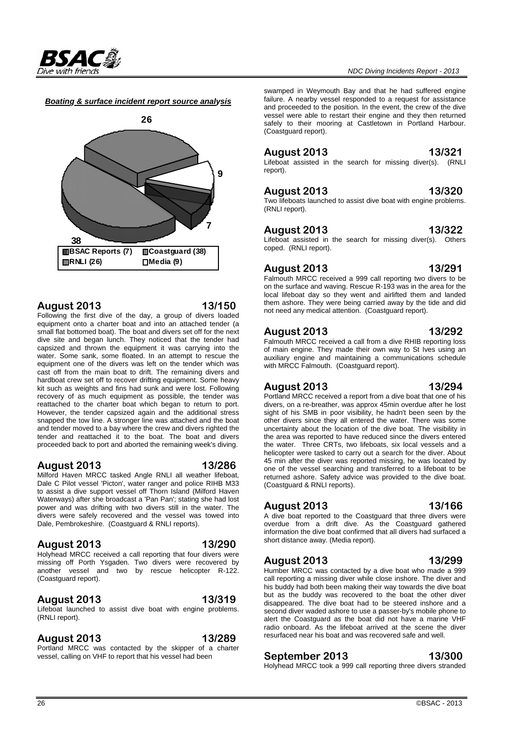***Boating & surface incident report source analysis***

| Source | Count |
|---|---|
| BSAC Reports | 7 |
| Coastguard | 38 |
| RNLI | 26 |
| Media | 9 |

## August 2013 — 13/150

Following the first dive of the day, a group of divers loaded equipment onto a charter boat and into an attached tender (a small flat bottomed boat). The boat and divers set off for the next dive site and began lunch. They noticed that the tender had capsized and thrown the equipment it was carrying into the water. Some sank, some floated. In an attempt to rescue the equipment one of the divers was left on the tender which was cast off from the main boat to drift. The remaining divers and hardboat crew set off to recover drifting equipment. Some heavy kit such as weights and fins had sunk and were lost. Following recovery of as much equipment as possible, the tender was reattached to the charter boat which began to return to port. However, the tender capsized again and the additional stress snapped the tow line. A stronger line was attached and the boat and tender moved to a bay where the crew and divers righted the tender and reattached it to the boat. The boat and divers proceeded back to port and aborted the remaining week's diving.

## August 2013 — 13/286

Milford Haven MRCC tasked Angle RNLI all weather lifeboat, Dale C Pilot vessel 'Picton', water ranger and police RIHB M33 to assist a dive support vessel off Thorn Island (Milford Haven Waterways) after she broadcast a 'Pan Pan'; stating she had lost power and was drifting with two divers still in the water. The divers were safely recovered and the vessel was towed into Dale, Pembrokeshire. (Coastguard & RNLI reports).

## August 2013 — 13/290

Holyhead MRCC received a call reporting that four divers were missing off Porth Ysgaden. Two divers were recovered by another vessel and two by rescue helicopter R-122. (Coastguard report).

## August 2013 — 13/319

Lifeboat launched to assist dive boat with engine problems. (RNLI report).

## August 2013 — 13/289

Portland MRCC was contacted by the skipper of a charter vessel, calling on VHF to report that his vessel had been swamped in Weymouth Bay and that he had suffered engine failure. A nearby vessel responded to a request for assistance and proceeded to the position. In the event, the crew of the dive vessel were able to restart their engine and they then returned safely to their mooring at Castletown in Portland Harbour. (Coastguard report).

## August 2013 — 13/321

Lifeboat assisted in the search for missing diver(s). (RNLI report).

## August 2013 — 13/320

Two lifeboats launched to assist dive boat with engine problems. (RNLI report).

## August 2013 — 13/322

Lifeboat assisted in the search for missing diver(s). Others coped. (RNLI report).

## August 2013 — 13/291

Falmouth MRCC received a 999 call reporting two divers to be on the surface and waving. Rescue R-193 was in the area for the local lifeboat day so they went and airlifted them and landed them ashore. They were being carried away by the tide and did not need any medical attention. (Coastguard report).

## August 2013 — 13/292

Falmouth MRCC received a call from a dive RHIB reporting loss of main engine. They made their own way to St Ives using an auxiliary engine and maintaining a communications schedule with MRCC Falmouth. (Coastguard report).

## August 2013 — 13/294

Portland MRCC received a report from a dive boat that one of his divers, on a re-breather, was approx 45min overdue after he lost sight of his SMB in poor visibility, he hadn't been seen by the other divers since they all entered the water. There was some uncertainty about the location of the dive boat. The visibility in the area was reported to have reduced since the divers entered the water. Three CRTs, two lifeboats, six local vessels and a helicopter were tasked to carry out a search for the diver. About 45 min after the diver was reported missing, he was located by one of the vessel searching and transferred to a lifeboat to be returned ashore. Safety advice was provided to the dive boat. (Coastguard & RNLI reports).

## August 2013 — 13/166

A dive boat reported to the Coastguard that three divers were overdue from a drift dive. As the Coastguard gathered information the dive boat confirmed that all divers had surfaced a short distance away. (Media report).

## August 2013 — 13/299

Humber MRCC was contacted by a dive boat who made a 999 call reporting a missing diver while close inshore. The diver and his buddy had both been making their way towards the dive boat but as the buddy was recovered to the boat the other diver disappeared. The dive boat had to be steered inshore and a second diver waded ashore to use a passer-by's mobile phone to alert the Coastguard as the boat did not have a marine VHF radio onboard. As the lifeboat arrived at the scene the diver resurfaced near his boat and was recovered safe and well.

## September 2013 — 13/300

Holyhead MRCC took a 999 call reporting three divers stranded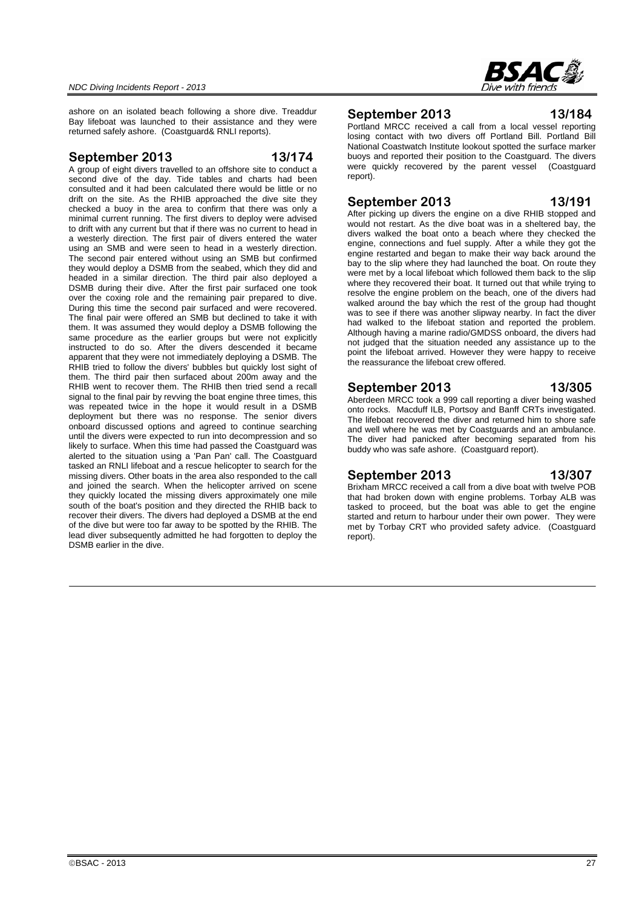ashore on an isolated beach following a shore dive. Treaddur Bay lifeboat was launched to their assistance and they were returned safely ashore. (Coastguard& RNLI reports).

## September 2013 13/174

A group of eight divers travelled to an offshore site to conduct a second dive of the day. Tide tables and charts had been consulted and it had been calculated there would be little or no drift on the site. As the RHIB approached the dive site they checked a buoy in the area to confirm that there was only a minimal current running. The first divers to deploy were advised to drift with any current but that if there was no current to head in a westerly direction. The first pair of divers entered the water using an SMB and were seen to head in a westerly direction. The second pair entered without using an SMB but confirmed they would deploy a DSMB from the seabed, which they did and headed in a similar direction. The third pair also deployed a DSMB during their dive. After the first pair surfaced one took over the coxing role and the remaining pair prepared to dive. During this time the second pair surfaced and were recovered. The final pair were offered an SMB but declined to take it with them. It was assumed they would deploy a DSMB following the same procedure as the earlier groups but were not explicitly instructed to do so. After the divers descended it became apparent that they were not immediately deploying a DSMB. The RHIB tried to follow the divers' bubbles but quickly lost sight of them. The third pair then surfaced about 200m away and the RHIB went to recover them. The RHIB then tried send a recall signal to the final pair by revving the boat engine three times, this was repeated twice in the hope it would result in a DSMB deployment but there was no response. The senior divers onboard discussed options and agreed to continue searching until the divers were expected to run into decompression and so likely to surface. When this time had passed the Coastguard was alerted to the situation using a 'Pan Pan' call. The Coastguard tasked an RNLI lifeboat and a rescue helicopter to search for the missing divers. Other boats in the area also responded to the call and joined the search. When the helicopter arrived on scene they quickly located the missing divers approximately one mile south of the boat's position and they directed the RHIB back to recover their divers. The divers had deployed a DSMB at the end of the dive but were too far away to be spotted by the RHIB. The lead diver subsequently admitted he had forgotten to deploy the DSMB earlier in the dive.

## September 2013 13/184

Portland MRCC received a call from a local vessel reporting losing contact with two divers off Portland Bill. Portland Bill National Coastwatch Institute lookout spotted the surface marker buoys and reported their position to the Coastguard. The divers were quickly recovered by the parent vessel (Coastguard report).

## September 2013 13/191

After picking up divers the engine on a dive RHIB stopped and would not restart. As the dive boat was in a sheltered bay, the divers walked the boat onto a beach where they checked the engine, connections and fuel supply. After a while they got the engine restarted and began to make their way back around the bay to the slip where they had launched the boat. On route they were met by a local lifeboat which followed them back to the slip where they recovered their boat. It turned out that while trying to resolve the engine problem on the beach, one of the divers had walked around the bay which the rest of the group had thought was to see if there was another slipway nearby. In fact the diver had walked to the lifeboat station and reported the problem. Although having a marine radio/GMDSS onboard, the divers had not judged that the situation needed any assistance up to the point the lifeboat arrived. However they were happy to receive the reassurance the lifeboat crew offered.

## September 2013 13/305

Aberdeen MRCC took a 999 call reporting a diver being washed onto rocks. Macduff ILB, Portsoy and Banff CRTs investigated. The lifeboat recovered the diver and returned him to shore safe and well where he was met by Coastguards and an ambulance. The diver had panicked after becoming separated from his buddy who was safe ashore. (Coastguard report).

## September 2013 13/307

Brixham MRCC received a call from a dive boat with twelve POB that had broken down with engine problems. Torbay ALB was tasked to proceed, but the boat was able to get the engine started and return to harbour under their own power. They were met by Torbay CRT who provided safety advice. (Coastguard report).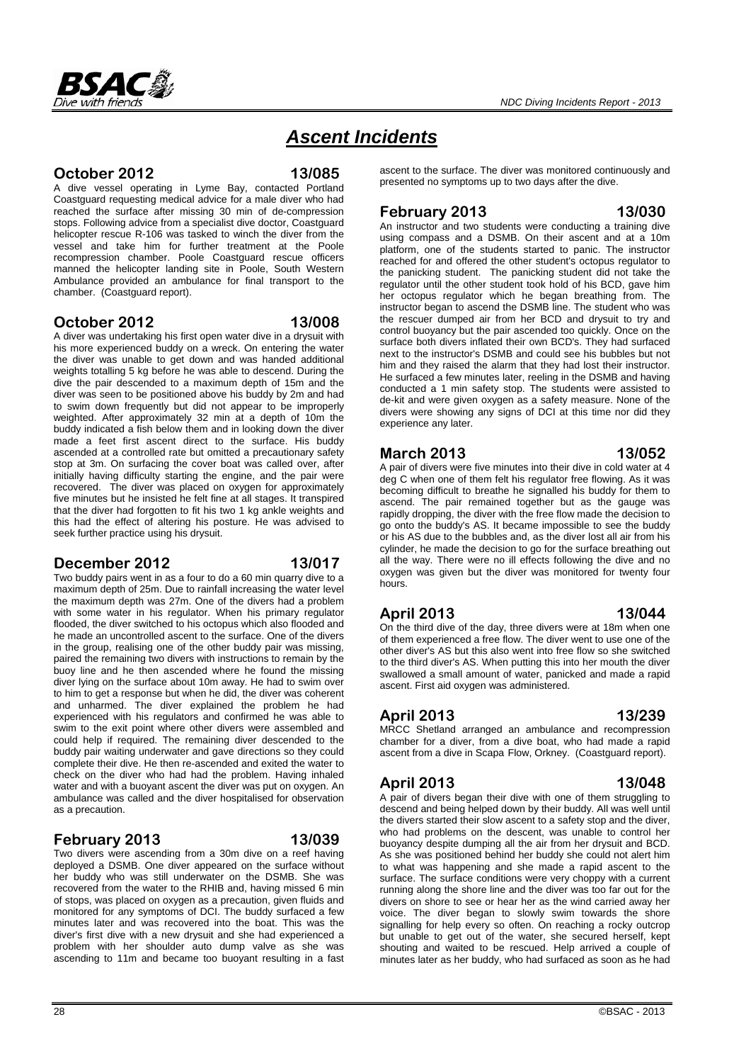# *Ascent Incidents*

### October 2012 — 13/085

A dive vessel operating in Lyme Bay, contacted Portland Coastguard requesting medical advice for a male diver who had reached the surface after missing 30 min of de-compression stops. Following advice from a specialist dive doctor, Coastguard helicopter rescue R-106 was tasked to winch the diver from the vessel and take him for further treatment at the Poole recompression chamber. Poole Coastguard rescue officers manned the helicopter landing site in Poole, South Western Ambulance provided an ambulance for final transport to the chamber. (Coastguard report).

### October 2012 — 13/008

A diver was undertaking his first open water dive in a drysuit with his more experienced buddy on a wreck. On entering the water the diver was unable to get down and was handed additional weights totalling 5 kg before he was able to descend. During the dive the pair descended to a maximum depth of 15m and the diver was seen to be positioned above his buddy by 2m and had to swim down frequently but did not appear to be improperly weighted. After approximately 32 min at a depth of 10m the buddy indicated a fish below them and in looking down the diver made a feet first ascent direct to the surface. His buddy ascended at a controlled rate but omitted a precautionary safety stop at 3m. On surfacing the cover boat was called over, after initially having difficulty starting the engine, and the pair were recovered. The diver was placed on oxygen for approximately five minutes but he insisted he felt fine at all stages. It transpired that the diver had forgotten to fit his two 1 kg ankle weights and this had the effect of altering his posture. He was advised to seek further practice using his drysuit.

### December 2012 — 13/017

Two buddy pairs went in as a four to do a 60 min quarry dive to a maximum depth of 25m. Due to rainfall increasing the water level the maximum depth was 27m. One of the divers had a problem with some water in his regulator. When his primary regulator flooded, the diver switched to his octopus which also flooded and he made an uncontrolled ascent to the surface. One of the divers in the group, realising one of the other buddy pair was missing, paired the remaining two divers with instructions to remain by the buoy line and he then ascended where he found the missing diver lying on the surface about 10m away. He had to swim over to him to get a response but when he did, the diver was coherent and unharmed. The diver explained the problem he had experienced with his regulators and confirmed he was able to swim to the exit point where other divers were assembled and could help if required. The remaining diver descended to the buddy pair waiting underwater and gave directions so they could complete their dive. He then re-ascended and exited the water to check on the diver who had had the problem. Having inhaled water and with a buoyant ascent the diver was put on oxygen. An ambulance was called and the diver hospitalised for observation as a precaution.

### February 2013 — 13/039

Two divers were ascending from a 30m dive on a reef having deployed a DSMB. One diver appeared on the surface without her buddy who was still underwater on the DSMB. She was recovered from the water to the RHIB and, having missed 6 min of stops, was placed on oxygen as a precaution, given fluids and monitored for any symptoms of DCI. The buddy surfaced a few minutes later and was recovered into the boat. This was the diver's first dive with a new drysuit and she had experienced a problem with her shoulder auto dump valve as she was ascending to 11m and became too buoyant resulting in a fast ascent to the surface. The diver was monitored continuously and presented no symptoms up to two days after the dive.

### February 2013 — 13/030

An instructor and two students were conducting a training dive using compass and a DSMB. On their ascent and at a 10m platform, one of the students started to panic. The instructor reached for and offered the other student's octopus regulator to the panicking student. The panicking student did not take the regulator until the other student took hold of his BCD, gave him her octopus regulator which he began breathing from. The instructor began to ascend the DSMB line. The student who was the rescuer dumped air from her BCD and drysuit to try and control buoyancy but the pair ascended too quickly. Once on the surface both divers inflated their own BCD's. They had surfaced next to the instructor's DSMB and could see his bubbles but not him and they raised the alarm that they had lost their instructor. He surfaced a few minutes later, reeling in the DSMB and having conducted a 1 min safety stop. The students were assisted to de-kit and were given oxygen as a safety measure. None of the divers were showing any signs of DCI at this time nor did they experience any later.

### March 2013 — 13/052

A pair of divers were five minutes into their dive in cold water at 4 deg C when one of them felt his regulator free flowing. As it was becoming difficult to breathe he signalled his buddy for them to ascend. The pair remained together but as the gauge was rapidly dropping, the diver with the free flow made the decision to go onto the buddy's AS. It became impossible to see the buddy or his AS due to the bubbles and, as the diver lost all air from his cylinder, he made the decision to go for the surface breathing out all the way. There were no ill effects following the dive and no oxygen was given but the diver was monitored for twenty four hours.

### April 2013 — 13/044

On the third dive of the day, three divers were at 18m when one of them experienced a free flow. The diver went to use one of the other diver's AS but this also went into free flow so she switched to the third diver's AS. When putting this into her mouth the diver swallowed a small amount of water, panicked and made a rapid ascent. First aid oxygen was administered.

### April 2013 — 13/239

MRCC Shetland arranged an ambulance and recompression chamber for a diver, from a dive boat, who had made a rapid ascent from a dive in Scapa Flow, Orkney. (Coastguard report).

### April 2013 — 13/048

A pair of divers began their dive with one of them struggling to descend and being helped down by their buddy. All was well until the divers started their slow ascent to a safety stop and the diver, who had problems on the descent, was unable to control her buoyancy despite dumping all the air from her drysuit and BCD. As she was positioned behind her buddy she could not alert him to what was happening and she made a rapid ascent to the surface. The surface conditions were very choppy with a current running along the shore line and the diver was too far out for the divers on shore to see or hear her as the wind carried away her voice. The diver began to slowly swim towards the shore signalling for help every so often. On reaching a rocky outcrop but unable to get out of the water, she secured herself, kept shouting and waited to be rescued. Help arrived a couple of minutes later as her buddy, who had surfaced as soon as he had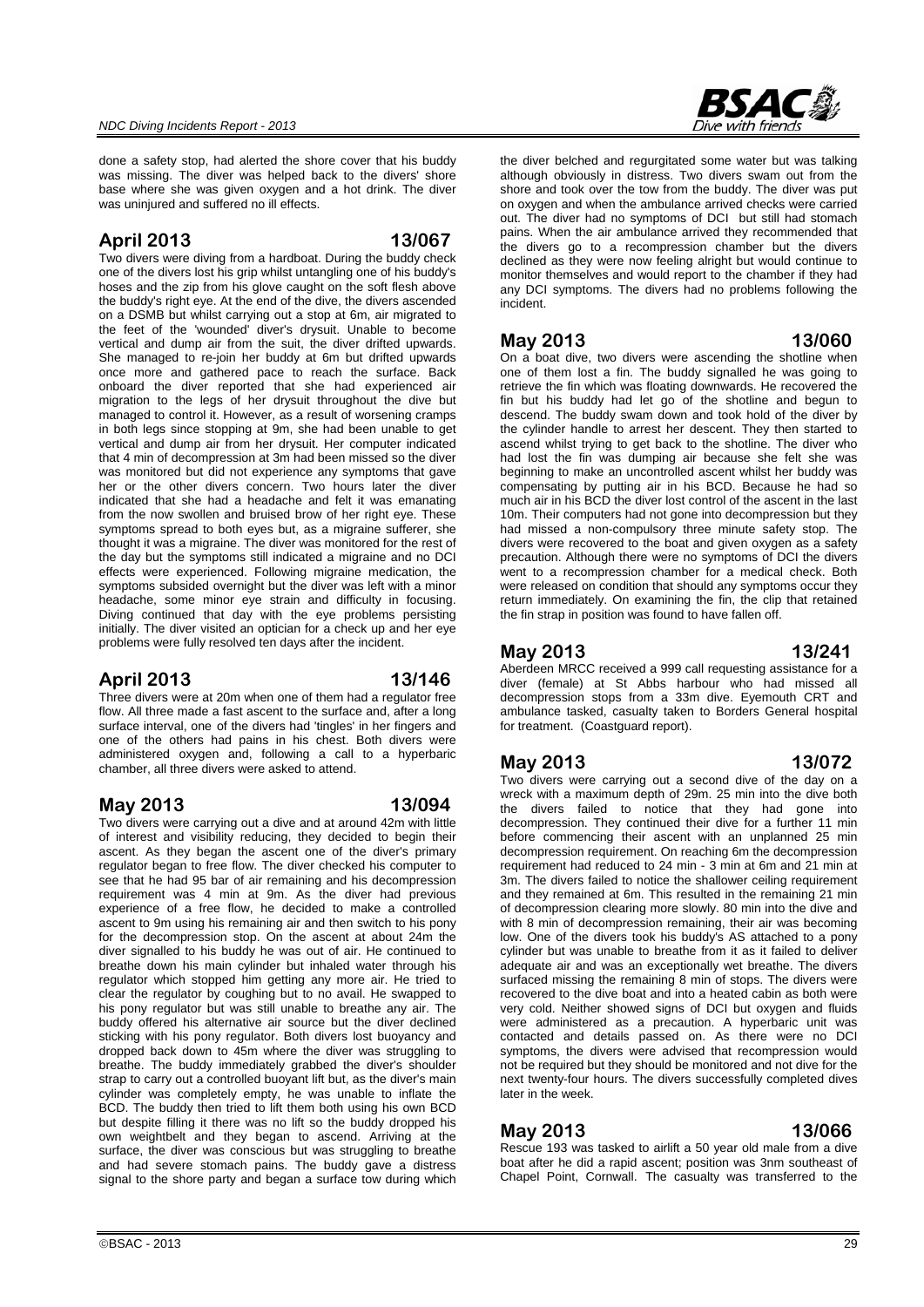done a safety stop, had alerted the shore cover that his buddy was missing. The diver was helped back to the divers' shore base where she was given oxygen and a hot drink. The diver was uninjured and suffered no ill effects.

## April 2013 13/067

Two divers were diving from a hardboat. During the buddy check one of the divers lost his grip whilst untangling one of his buddy's hoses and the zip from his glove caught on the soft flesh above the buddy's right eye. At the end of the dive, the divers ascended on a DSMB but whilst carrying out a stop at 6m, air migrated to the feet of the 'wounded' diver's drysuit. Unable to become vertical and dump air from the suit, the diver drifted upwards. She managed to re-join her buddy at 6m but drifted upwards once more and gathered pace to reach the surface. Back onboard the diver reported that she had experienced air migration to the legs of her drysuit throughout the dive but managed to control it. However, as a result of worsening cramps in both legs since stopping at 9m, she had been unable to get vertical and dump air from her drysuit. Her computer indicated that 4 min of decompression at 3m had been missed so the diver was monitored but did not experience any symptoms that gave her or the other divers concern. Two hours later the diver indicated that she had a headache and felt it was emanating from the now swollen and bruised brow of her right eye. These symptoms spread to both eyes but, as a migraine sufferer, she thought it was a migraine. The diver was monitored for the rest of the day but the symptoms still indicated a migraine and no DCI effects were experienced. Following migraine medication, the symptoms subsided overnight but the diver was left with a minor headache, some minor eye strain and difficulty in focusing. Diving continued that day with the eye problems persisting initially. The diver visited an optician for a check up and her eye problems were fully resolved ten days after the incident.

## April 2013 13/146

Three divers were at 20m when one of them had a regulator free flow. All three made a fast ascent to the surface and, after a long surface interval, one of the divers had 'tingles' in her fingers and one of the others had pains in his chest. Both divers were administered oxygen and, following a call to a hyperbaric chamber, all three divers were asked to attend.

## May 2013 13/094

Two divers were carrying out a dive and at around 42m with little of interest and visibility reducing, they decided to begin their ascent. As they began the ascent one of the diver's primary regulator began to free flow. The diver checked his computer to see that he had 95 bar of air remaining and his decompression requirement was 4 min at 9m. As the diver had previous experience of a free flow, he decided to make a controlled ascent to 9m using his remaining air and then switch to his pony for the decompression stop. On the ascent at about 24m the diver signalled to his buddy he was out of air. He continued to breathe down his main cylinder but inhaled water through his regulator which stopped him getting any more air. He tried to clear the regulator by coughing but to no avail. He swapped to his pony regulator but was still unable to breathe any air. The buddy offered his alternative air source but the diver declined sticking with his pony regulator. Both divers lost buoyancy and dropped back down to 45m where the diver was struggling to breathe. The buddy immediately grabbed the diver's shoulder strap to carry out a controlled buoyant lift but, as the diver's main cylinder was completely empty, he was unable to inflate the BCD. The buddy then tried to lift them both using his own BCD but despite filling it there was no lift so the buddy dropped his own weightbelt and they began to ascend. Arriving at the surface, the diver was conscious but was struggling to breathe and had severe stomach pains. The buddy gave a distress signal to the shore party and began a surface tow during which the diver belched and regurgitated some water but was talking although obviously in distress. Two divers swam out from the shore and took over the tow from the buddy. The diver was put on oxygen and when the ambulance arrived checks were carried out. The diver had no symptoms of DCI but still had stomach pains. When the air ambulance arrived they recommended that the divers go to a recompression chamber but the divers declined as they were now feeling alright but would continue to monitor themselves and would report to the chamber if they had any DCI symptoms. The divers had no problems following the incident.

## May 2013 13/060

On a boat dive, two divers were ascending the shotline when one of them lost a fin. The buddy signalled he was going to retrieve the fin which was floating downwards. He recovered the fin but his buddy had let go of the shotline and begun to descend. The buddy swam down and took hold of the diver by the cylinder handle to arrest her descent. They then started to ascend whilst trying to get back to the shotline. The diver who had lost the fin was dumping air because she felt she was beginning to make an uncontrolled ascent whilst her buddy was compensating by putting air in his BCD. Because he had so much air in his BCD the diver lost control of the ascent in the last 10m. Their computers had not gone into decompression but they had missed a non-compulsory three minute safety stop. The divers were recovered to the boat and given oxygen as a safety precaution. Although there were no symptoms of DCI the divers went to a recompression chamber for a medical check. Both were released on condition that should any symptoms occur they return immediately. On examining the fin, the clip that retained the fin strap in position was found to have fallen off.

## May 2013 13/241

Aberdeen MRCC received a 999 call requesting assistance for a diver (female) at St Abbs harbour who had missed all decompression stops from a 33m dive. Eyemouth CRT and ambulance tasked, casualty taken to Borders General hospital for treatment. (Coastguard report).

## May 2013 13/072

Two divers were carrying out a second dive of the day on a wreck with a maximum depth of 29m. 25 min into the dive both the divers failed to notice that they had gone into decompression. They continued their dive for a further 11 min before commencing their ascent with an unplanned 25 min decompression requirement. On reaching 6m the decompression requirement had reduced to 24 min - 3 min at 6m and 21 min at 3m. The divers failed to notice the shallower ceiling requirement and they remained at 6m. This resulted in the remaining 21 min of decompression clearing more slowly. 80 min into the dive and with 8 min of decompression remaining, their air was becoming low. One of the divers took his buddy's AS attached to a pony cylinder but was unable to breathe from it as it failed to deliver adequate air and was an exceptionally wet breathe. The divers surfaced missing the remaining 8 min of stops. The divers were recovered to the dive boat and into a heated cabin as both were very cold. Neither showed signs of DCI but oxygen and fluids were administered as a precaution. A hyperbaric unit was contacted and details passed on. As there were no DCI symptoms, the divers were advised that recompression would not be required but they should be monitored and not dive for the next twenty-four hours. The divers successfully completed dives later in the week.

## May 2013 13/066

Rescue 193 was tasked to airlift a 50 year old male from a dive boat after he did a rapid ascent; position was 3nm southeast of Chapel Point, Cornwall. The casualty was transferred to the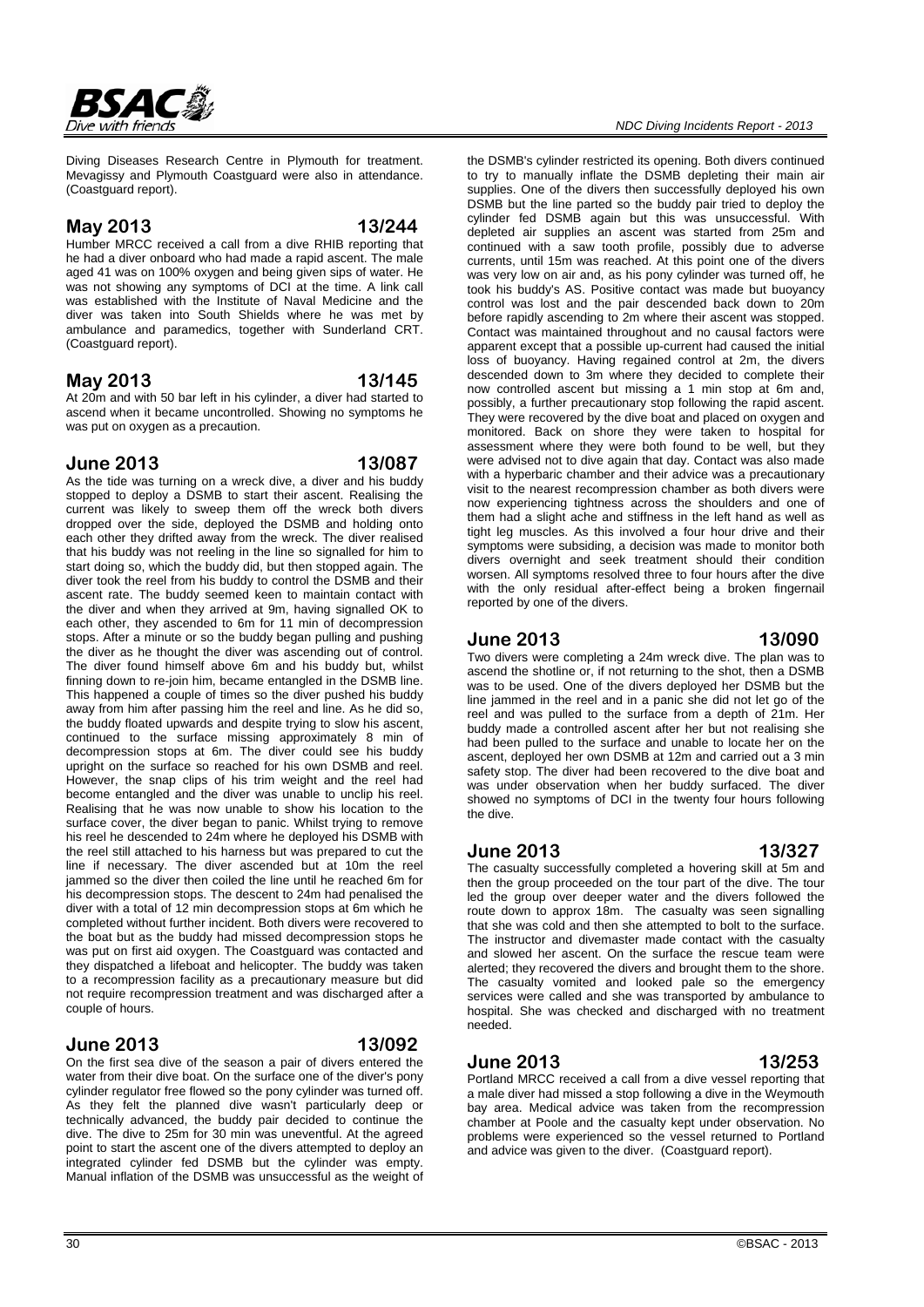Diving Diseases Research Centre in Plymouth for treatment. Mevagissy and Plymouth Coastguard were also in attendance. (Coastguard report).

## May 2013 — 13/244

Humber MRCC received a call from a dive RHIB reporting that he had a diver onboard who had made a rapid ascent. The male aged 41 was on 100% oxygen and being given sips of water. He was not showing any symptoms of DCI at the time. A link call was established with the Institute of Naval Medicine and the diver was taken into South Shields where he was met by ambulance and paramedics, together with Sunderland CRT. (Coastguard report).

## May 2013 — 13/145

At 20m and with 50 bar left in his cylinder, a diver had started to ascend when it became uncontrolled. Showing no symptoms he was put on oxygen as a precaution.

## June 2013 — 13/087

As the tide was turning on a wreck dive, a diver and his buddy stopped to deploy a DSMB to start their ascent. Realising the current was likely to sweep them off the wreck both divers dropped over the side, deployed the DSMB and holding onto each other they drifted away from the wreck. The diver realised that his buddy was not reeling in the line so signalled for him to start doing so, which the buddy did, but then stopped again. The diver took the reel from his buddy to control the DSMB and their ascent rate. The buddy seemed keen to maintain contact with the diver and when they arrived at 9m, having signalled OK to each other, they ascended to 6m for 11 min of decompression stops. After a minute or so the buddy began pulling and pushing the diver as he thought the diver was ascending out of control. The diver found himself above 6m and his buddy but, whilst finning down to re-join him, became entangled in the DSMB line. This happened a couple of times so the diver pushed his buddy away from him after passing him the reel and line. As he did so, the buddy floated upwards and despite trying to slow his ascent, continued to the surface missing approximately 8 min of decompression stops at 6m. The diver could see his buddy upright on the surface so reached for his own DSMB and reel. However, the snap clips of his trim weight and the reel had become entangled and the diver was unable to unclip his reel. Realising that he was now unable to show his location to the surface cover, the diver began to panic. Whilst trying to remove his reel he descended to 24m where he deployed his DSMB with the reel still attached to his harness but was prepared to cut the line if necessary. The diver ascended but at 10m the reel jammed so the diver then coiled the line until he reached 6m for his decompression stops. The descent to 24m had penalised the diver with a total of 12 min decompression stops at 6m which he completed without further incident. Both divers were recovered to the boat but as the buddy had missed decompression stops he was put on first aid oxygen. The Coastguard was contacted and they dispatched a lifeboat and helicopter. The buddy was taken to a recompression facility as a precautionary measure but did not require recompression treatment and was discharged after a couple of hours.

## June 2013 — 13/092

On the first sea dive of the season a pair of divers entered the water from their dive boat. On the surface one of the diver's pony cylinder regulator free flowed so the pony cylinder was turned off. As they felt the planned dive wasn't particularly deep or technically advanced, the buddy pair decided to continue the dive. The dive to 25m for 30 min was uneventful. At the agreed point to start the ascent one of the divers attempted to deploy an integrated cylinder fed DSMB but the cylinder was empty. Manual inflation of the DSMB was unsuccessful as the weight of the DSMB's cylinder restricted its opening. Both divers continued to try to manually inflate the DSMB depleting their main air supplies. One of the divers then successfully deployed his own DSMB but the line parted so the buddy pair tried to deploy the cylinder fed DSMB again but this was unsuccessful. With depleted air supplies an ascent was started from 25m and continued with a saw tooth profile, possibly due to adverse currents, until 15m was reached. At this point one of the divers was very low on air and, as his pony cylinder was turned off, he took his buddy's AS. Positive contact was made but buoyancy control was lost and the pair descended back down to 20m before rapidly ascending to 2m where their ascent was stopped. Contact was maintained throughout and no causal factors were apparent except that a possible up-current had caused the initial loss of buoyancy. Having regained control at 2m, the divers descended down to 3m where they decided to complete their now controlled ascent but missing a 1 min stop at 6m and, possibly, a further precautionary stop following the rapid ascent. They were recovered by the dive boat and placed on oxygen and monitored. Back on shore they were taken to hospital for assessment where they were both found to be well, but they were advised not to dive again that day. Contact was also made with a hyperbaric chamber and their advice was a precautionary visit to the nearest recompression chamber as both divers were now experiencing tightness across the shoulders and one of them had a slight ache and stiffness in the left hand as well as tight leg muscles. As this involved a four hour drive and their symptoms were subsiding, a decision was made to monitor both divers overnight and seek treatment should their condition worsen. All symptoms resolved three to four hours after the dive with the only residual after-effect being a broken fingernail reported by one of the divers.

## June 2013 — 13/090

Two divers were completing a 24m wreck dive. The plan was to ascend the shotline or, if not returning to the shot, then a DSMB was to be used. One of the divers deployed her DSMB but the line jammed in the reel and in a panic she did not let go of the reel and was pulled to the surface from a depth of 21m. Her buddy made a controlled ascent after her but not realising she had been pulled to the surface and unable to locate her on the ascent, deployed her own DSMB at 12m and carried out a 3 min safety stop. The diver had been recovered to the dive boat and was under observation when her buddy surfaced. The diver showed no symptoms of DCI in the twenty four hours following the dive.

## June 2013 — 13/327

The casualty successfully completed a hovering skill at 5m and then the group proceeded on the tour part of the dive. The tour led the group over deeper water and the divers followed the route down to approx 18m. The casualty was seen signalling that she was cold and then she attempted to bolt to the surface. The instructor and divemaster made contact with the casualty and slowed her ascent. On the surface the rescue team were alerted; they recovered the divers and brought them to the shore. The casualty vomited and looked pale so the emergency services were called and she was transported by ambulance to hospital. She was checked and discharged with no treatment needed.

## June 2013 — 13/253

Portland MRCC received a call from a dive vessel reporting that a male diver had missed a stop following a dive in the Weymouth bay area. Medical advice was taken from the recompression chamber at Poole and the casualty kept under observation. No problems were experienced so the vessel returned to Portland and advice was given to the diver. (Coastguard report).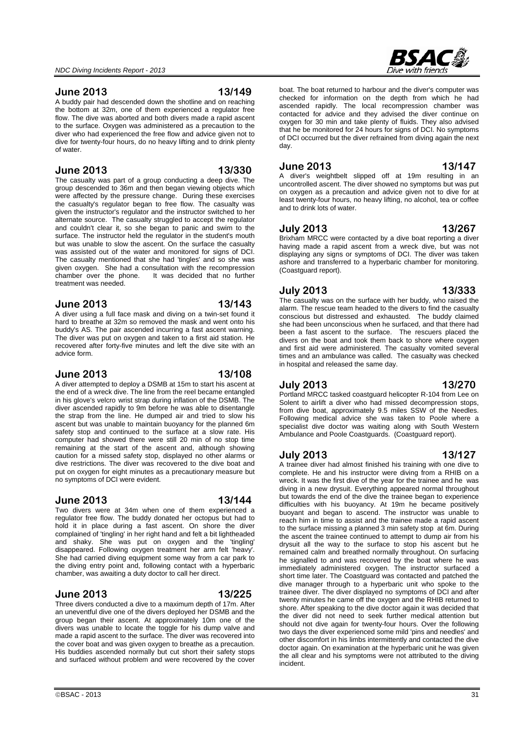## June 2013 — 13/149

A buddy pair had descended down the shotline and on reaching the bottom at 32m, one of them experienced a regulator free flow. The dive was aborted and both divers made a rapid ascent to the surface. Oxygen was administered as a precaution to the diver who had experienced the free flow and advice given not to dive for twenty-four hours, do no heavy lifting and to drink plenty of water.

## June 2013 — 13/330

The casualty was part of a group conducting a deep dive. The group descended to 36m and then began viewing objects which were affected by the pressure change. During these exercises the casualty's regulator began to free flow. The casualty was given the instructor's regulator and the instructor switched to her alternate source. The casualty struggled to accept the regulator and couldn't clear it, so she began to panic and swim to the surface. The instructor held the regulator in the student's mouth but was unable to slow the ascent. On the surface the casualty was assisted out of the water and monitored for signs of DCI. The casualty mentioned that she had 'tingles' and so she was given oxygen. She had a consultation with the recompression chamber over the phone. It was decided that no further treatment was needed.

## June 2013 — 13/143

A diver using a full face mask and diving on a twin-set found it hard to breathe at 32m so removed the mask and went onto his buddy's AS. The pair ascended incurring a fast ascent warning. The diver was put on oxygen and taken to a first aid station. He recovered after forty-five minutes and left the dive site with an advice form.

## June 2013 — 13/108

A diver attempted to deploy a DSMB at 15m to start his ascent at the end of a wreck dive. The line from the reel became entangled in his glove's velcro wrist strap during inflation of the DSMB. The diver ascended rapidly to 9m before he was able to disentangle the strap from the line. He dumped air and tried to slow his ascent but was unable to maintain buoyancy for the planned 6m safety stop and continued to the surface at a slow rate. His computer had showed there were still 20 min of no stop time remaining at the start of the ascent and, although showing caution for a missed safety stop, displayed no other alarms or dive restrictions. The diver was recovered to the dive boat and put on oxygen for eight minutes as a precautionary measure but no symptoms of DCI were evident.

## June 2013 — 13/144

Two divers were at 34m when one of them experienced a regulator free flow. The buddy donated her octopus but had to hold it in place during a fast ascent. On shore the diver complained of 'tingling' in her right hand and felt a bit lightheaded and shaky. She was put on oxygen and the 'tingling' disappeared. Following oxygen treatment her arm felt 'heavy'. She had carried diving equipment some way from a car park to the diving entry point and, following contact with a hyperbaric chamber, was awaiting a duty doctor to call her direct.

## June 2013 — 13/225

Three divers conducted a dive to a maximum depth of 17m. After an uneventful dive one of the divers deployed her DSMB and the group began their ascent. At approximately 10m one of the divers was unable to locate the toggle for his dump valve and made a rapid ascent to the surface. The diver was recovered into the cover boat and was given oxygen to breathe as a precaution. His buddies ascended normally but cut short their safety stops and surfaced without problem and were recovered by the cover boat. The boat returned to harbour and the diver's computer was checked for information on the depth from which he had ascended rapidly. The local recompression chamber was contacted for advice and they advised the diver continue on oxygen for 30 min and take plenty of fluids. They also advised that he be monitored for 24 hours for signs of DCI. No symptoms of DCI occurred but the diver refrained from diving again the next day.

## June 2013 — 13/147

A diver's weightbelt slipped off at 19m resulting in an uncontrolled ascent. The diver showed no symptoms but was put on oxygen as a precaution and advice given not to dive for at least twenty-four hours, no heavy lifting, no alcohol, tea or coffee and to drink lots of water.

## July 2013 — 13/267

Brixham MRCC were contacted by a dive boat reporting a diver having made a rapid ascent from a wreck dive, but was not displaying any signs or symptoms of DCI. The diver was taken ashore and transferred to a hyperbaric chamber for monitoring. (Coastguard report).

## July 2013 — 13/333

The casualty was on the surface with her buddy, who raised the alarm. The rescue team headed to the divers to find the casualty conscious but distressed and exhausted. The buddy claimed she had been unconscious when he surfaced, and that there had been a fast ascent to the surface. The rescuers placed the divers on the boat and took them back to shore where oxygen and first aid were administered. The casualty vomited several times and an ambulance was called. The casualty was checked in hospital and released the same day.

## July 2013 — 13/270

Portland MRCC tasked coastguard helicopter R-104 from Lee on Solent to airlift a diver who had missed decompression stops, from dive boat, approximately 9.5 miles SSW of the Needles. Following medical advice she was taken to Poole where a specialist dive doctor was waiting along with South Western Ambulance and Poole Coastguards. (Coastguard report).

## July 2013 — 13/127

A trainee diver had almost finished his training with one dive to complete. He and his instructor were diving from a RHIB on a wreck. It was the first dive of the year for the trainee and he was diving in a new drysuit. Everything appeared normal throughout but towards the end of the dive the trainee began to experience difficulties with his buoyancy. At 19m he became positively buoyant and began to ascend. The instructor was unable to reach him in time to assist and the trainee made a rapid ascent to the surface missing a planned 3 min safety stop at 6m. During the ascent the trainee continued to attempt to dump air from his drysuit all the way to the surface to stop his ascent but he remained calm and breathed normally throughout. On surfacing he signalled to and was recovered by the boat where he was immediately administered oxygen. The instructor surfaced a short time later. The Coastguard was contacted and patched the dive manager through to a hyperbaric unit who spoke to the trainee diver. The diver displayed no symptoms of DCI and after twenty minutes he came off the oxygen and the RHIB returned to shore. After speaking to the dive doctor again it was decided that the diver did not need to seek further medical attention but should not dive again for twenty-four hours. Over the following two days the diver experienced some mild 'pins and needles' and other discomfort in his limbs intermittently and contacted the dive doctor again. On examination at the hyperbaric unit he was given the all clear and his symptoms were not attributed to the diving incident.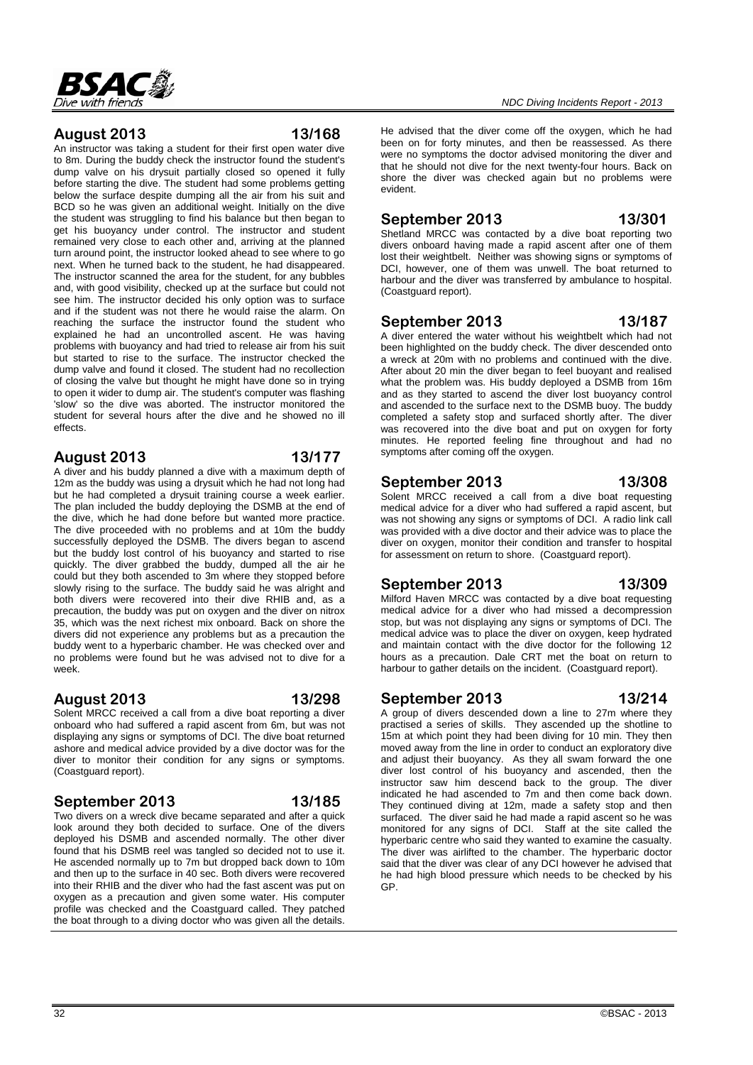## August 2013 13/168

An instructor was taking a student for their first open water dive to 8m. During the buddy check the instructor found the student's dump valve on his drysuit partially closed so opened it fully before starting the dive. The student had some problems getting below the surface despite dumping all the air from his suit and BCD so he was given an additional weight. Initially on the dive the student was struggling to find his balance but then began to get his buoyancy under control. The instructor and student remained very close to each other and, arriving at the planned turn around point, the instructor looked ahead to see where to go next. When he turned back to the student, he had disappeared. The instructor scanned the area for the student, for any bubbles and, with good visibility, checked up at the surface but could not see him. The instructor decided his only option was to surface and if the student was not there he would raise the alarm. On reaching the surface the instructor found the student who explained he had an uncontrolled ascent. He was having problems with buoyancy and had tried to release air from his suit but started to rise to the surface. The instructor checked the dump valve and found it closed. The student had no recollection of closing the valve but thought he might have done so in trying to open it wider to dump air. The student's computer was flashing 'slow' so the dive was aborted. The instructor monitored the student for several hours after the dive and he showed no ill effects.

## August 2013 13/177

A diver and his buddy planned a dive with a maximum depth of 12m as the buddy was using a drysuit which he had not long had but he had completed a drysuit training course a week earlier. The plan included the buddy deploying the DSMB at the end of the dive, which he had done before but wanted more practice. The dive proceeded with no problems and at 10m the buddy successfully deployed the DSMB. The divers began to ascend but the buddy lost control of his buoyancy and started to rise quickly. The diver grabbed the buddy, dumped all the air he could but they both ascended to 3m where they stopped before slowly rising to the surface. The buddy said he was alright and both divers were recovered into their dive RHIB and, as a precaution, the buddy was put on oxygen and the diver on nitrox 35, which was the next richest mix onboard. Back on shore the divers did not experience any problems but as a precaution the buddy went to a hyperbaric chamber. He was checked over and no problems were found but he was advised not to dive for a week.

## August 2013 13/298

Solent MRCC received a call from a dive boat reporting a diver onboard who had suffered a rapid ascent from 6m, but was not displaying any signs or symptoms of DCI. The dive boat returned ashore and medical advice provided by a dive doctor was for the diver to monitor their condition for any signs or symptoms. (Coastguard report).

## September 2013 13/185

Two divers on a wreck dive became separated and after a quick look around they both decided to surface. One of the divers deployed his DSMB and ascended normally. The other diver found that his DSMB reel was tangled so decided not to use it. He ascended normally up to 7m but dropped back down to 10m and then up to the surface in 40 sec. Both divers were recovered into their RHIB and the diver who had the fast ascent was put on oxygen as a precaution and given some water. His computer profile was checked and the Coastguard called. They patched the boat through to a diving doctor who was given all the details. He advised that the diver come off the oxygen, which he had been on for forty minutes, and then be reassessed. As there were no symptoms the doctor advised monitoring the diver and that he should not dive for the next twenty-four hours. Back on shore the diver was checked again but no problems were evident.

## September 2013 13/301

Shetland MRCC was contacted by a dive boat reporting two divers onboard having made a rapid ascent after one of them lost their weightbelt. Neither was showing signs or symptoms of DCI, however, one of them was unwell. The boat returned to harbour and the diver was transferred by ambulance to hospital. (Coastguard report).

## September 2013 13/187

A diver entered the water without his weightbelt which had not been highlighted on the buddy check. The diver descended onto a wreck at 20m with no problems and continued with the dive. After about 20 min the diver began to feel buoyant and realised what the problem was. His buddy deployed a DSMB from 16m and as they started to ascend the diver lost buoyancy control and ascended to the surface next to the DSMB buoy. The buddy completed a safety stop and surfaced shortly after. The diver was recovered into the dive boat and put on oxygen for forty minutes. He reported feeling fine throughout and had no symptoms after coming off the oxygen.

## September 2013 13/308

Solent MRCC received a call from a dive boat requesting medical advice for a diver who had suffered a rapid ascent, but was not showing any signs or symptoms of DCI. A radio link call was provided with a dive doctor and their advice was to place the diver on oxygen, monitor their condition and transfer to hospital for assessment on return to shore. (Coastguard report).

## September 2013 13/309

Milford Haven MRCC was contacted by a dive boat requesting medical advice for a diver who had missed a decompression stop, but was not displaying any signs or symptoms of DCI. The medical advice was to place the diver on oxygen, keep hydrated and maintain contact with the dive doctor for the following 12 hours as a precaution. Dale CRT met the boat on return to harbour to gather details on the incident. (Coastguard report).

## September 2013 13/214

A group of divers descended down a line to 27m where they practised a series of skills. They ascended up the shotline to 15m at which point they had been diving for 10 min. They then moved away from the line in order to conduct an exploratory dive and adjust their buoyancy. As they all swam forward the one diver lost control of his buoyancy and ascended, then the instructor saw him descend back to the group. The diver indicated he had ascended to 7m and then come back down. They continued diving at 12m, made a safety stop and then surfaced. The diver said he had made a rapid ascent so he was monitored for any signs of DCI. Staff at the site called the hyperbaric centre who said they wanted to examine the casualty. The diver was airlifted to the chamber. The hyperbaric doctor said that the diver was clear of any DCI however he advised that he had high blood pressure which needs to be checked by his GP.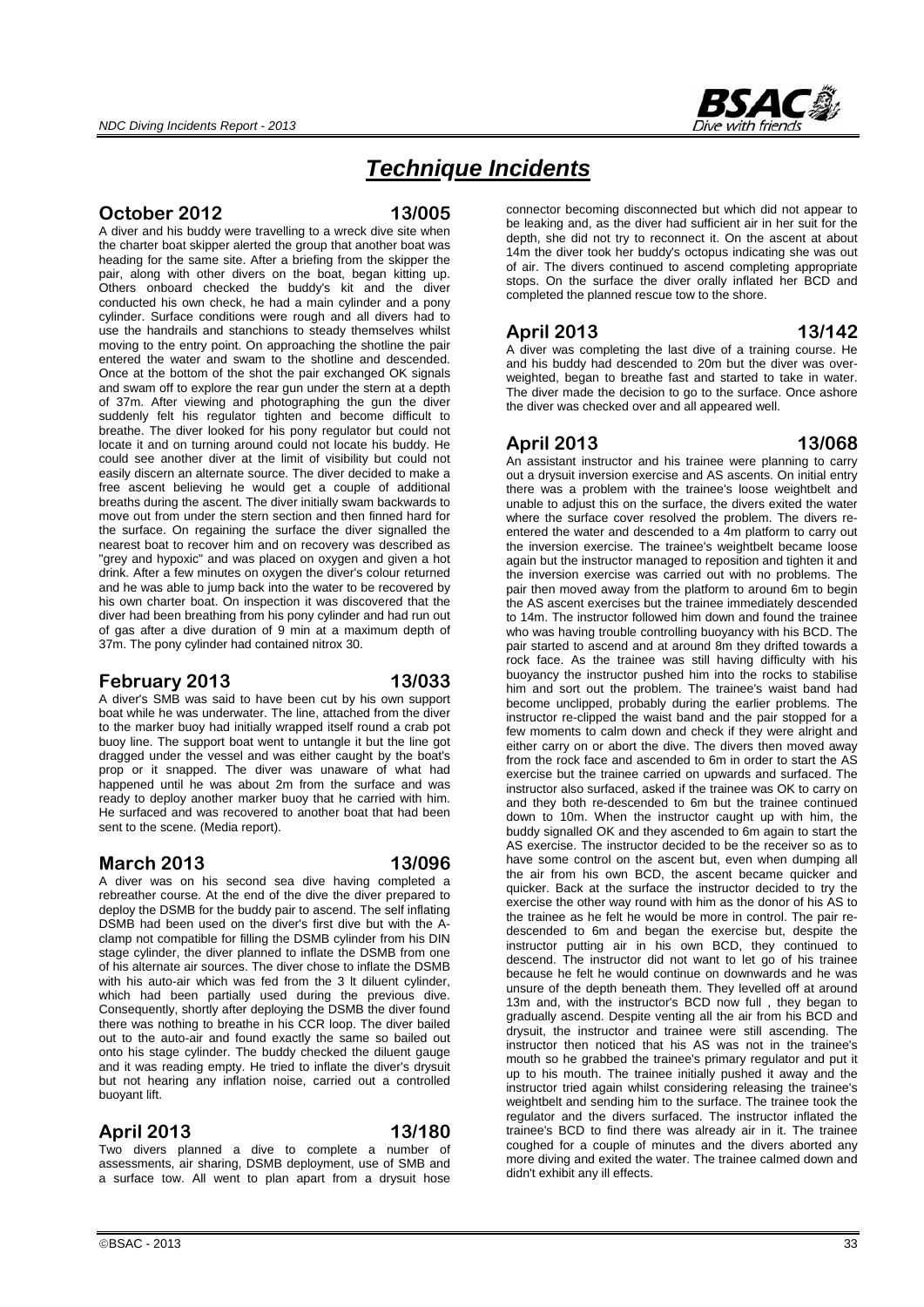# *Technique Incidents*

## October 2012 13/005

A diver and his buddy were travelling to a wreck dive site when the charter boat skipper alerted the group that another boat was heading for the same site. After a briefing from the skipper the pair, along with other divers on the boat, began kitting up. Others onboard checked the buddy's kit and the diver conducted his own check, he had a main cylinder and a pony cylinder. Surface conditions were rough and all divers had to use the handrails and stanchions to steady themselves whilst moving to the entry point. On approaching the shotline the pair entered the water and swam to the shotline and descended. Once at the bottom of the shot the pair exchanged OK signals and swam off to explore the rear gun under the stern at a depth of 37m. After viewing and photographing the gun the diver suddenly felt his regulator tighten and become difficult to breathe. The diver looked for his pony regulator but could not locate it and on turning around could not locate his buddy. He could see another diver at the limit of visibility but could not easily discern an alternate source. The diver decided to make a free ascent believing he would get a couple of additional breaths during the ascent. The diver initially swam backwards to move out from under the stern section and then finned hard for the surface. On regaining the surface the diver signalled the nearest boat to recover him and on recovery was described as "grey and hypoxic" and was placed on oxygen and given a hot drink. After a few minutes on oxygen the diver's colour returned and he was able to jump back into the water to be recovered by his own charter boat. On inspection it was discovered that the diver had been breathing from his pony cylinder and had run out of gas after a dive duration of 9 min at a maximum depth of 37m. The pony cylinder had contained nitrox 30.

## February 2013 13/033

A diver's SMB was said to have been cut by his own support boat while he was underwater. The line, attached from the diver to the marker buoy had initially wrapped itself round a crab pot buoy line. The support boat went to untangle it but the line got dragged under the vessel and was either caught by the boat's prop or it snapped. The diver was unaware of what had happened until he was about 2m from the surface and was ready to deploy another marker buoy that he carried with him. He surfaced and was recovered to another boat that had been sent to the scene. (Media report).

## March 2013 13/096

A diver was on his second sea dive having completed a rebreather course. At the end of the dive the diver prepared to deploy the DSMB for the buddy pair to ascend. The self inflating DSMB had been used on the diver's first dive but with the A-clamp not compatible for filling the DSMB cylinder from his DIN stage cylinder, the diver planned to inflate the DSMB from one of his alternate air sources. The diver chose to inflate the DSMB with his auto-air which was fed from the 3 lt diluent cylinder, which had been partially used during the previous dive. Consequently, shortly after deploying the DSMB the diver found there was nothing to breathe in his CCR loop. The diver bailed out to the auto-air and found exactly the same so bailed out onto his stage cylinder. The buddy checked the diluent gauge and it was reading empty. He tried to inflate the diver's drysuit but not hearing any inflation noise, carried out a controlled buoyant lift.

## April 2013 13/180

Two divers planned a dive to complete a number of assessments, air sharing, DSMB deployment, use of SMB and a surface tow. All went to plan apart from a drysuit hose connector becoming disconnected but which did not appear to be leaking and, as the diver had sufficient air in her suit for the depth, she did not try to reconnect it. On the ascent at about 14m the diver took her buddy's octopus indicating she was out of air. The divers continued to ascend completing appropriate stops. On the surface the diver orally inflated her BCD and completed the planned rescue tow to the shore.

## April 2013 13/142

A diver was completing the last dive of a training course. He and his buddy had descended to 20m but the diver was over-weighted, began to breathe fast and started to take in water. The diver made the decision to go to the surface. Once ashore the diver was checked over and all appeared well.

## April 2013 13/068

An assistant instructor and his trainee were planning to carry out a drysuit inversion exercise and AS ascents. On initial entry there was a problem with the trainee's loose weightbelt and unable to adjust this on the surface, the divers exited the water where the surface cover resolved the problem. The divers re-entered the water and descended to a 4m platform to carry out the inversion exercise. The trainee's weightbelt became loose again but the instructor managed to reposition and tighten it and the inversion exercise was carried out with no problems. The pair then moved away from the platform to around 6m to begin the AS ascent exercises but the trainee immediately descended to 14m. The instructor followed him down and found the trainee who was having trouble controlling buoyancy with his BCD. The pair started to ascend and at around 8m they drifted towards a rock face. As the trainee was still having difficulty with his buoyancy the instructor pushed him into the rocks to stabilise him and sort out the problem. The trainee's waist band had become unclipped, probably during the earlier problems. The instructor re-clipped the waist band and the pair stopped for a few moments to calm down and check if they were alright and either carry on or abort the dive. The divers then moved away from the rock face and ascended to 6m in order to start the AS exercise but the trainee carried on upwards and surfaced. The instructor also surfaced, asked if the trainee was OK to carry on and they both re-descended to 6m but the trainee continued down to 10m. When the instructor caught up with him, the buddy signalled OK and they ascended to 6m again to start the AS exercise. The instructor decided to be the receiver so as to have some control on the ascent but, even when dumping all the air from his own BCD, the ascent became quicker and quicker. Back at the surface the instructor decided to try the exercise the other way round with him as the donor of his AS to the trainee as he felt he would be more in control. The pair re-descended to 6m and began the exercise but, despite the instructor putting air in his own BCD, they continued to descend. The instructor did not want to let go of his trainee because he felt he would continue on downwards and he was unsure of the depth beneath them. They levelled off at around 13m and, with the instructor's BCD now full , they began to gradually ascend. Despite venting all the air from his BCD and drysuit, the instructor and trainee were still ascending. The instructor then noticed that his AS was not in the trainee's mouth so he grabbed the trainee's primary regulator and put it up to his mouth. The trainee initially pushed it away and the instructor tried again whilst considering releasing the trainee's weightbelt and sending him to the surface. The trainee took the regulator and the divers surfaced. The instructor inflated the trainee's BCD to find there was already air in it. The trainee coughed for a couple of minutes and the divers aborted any more diving and exited the water. The trainee calmed down and didn't exhibit any ill effects.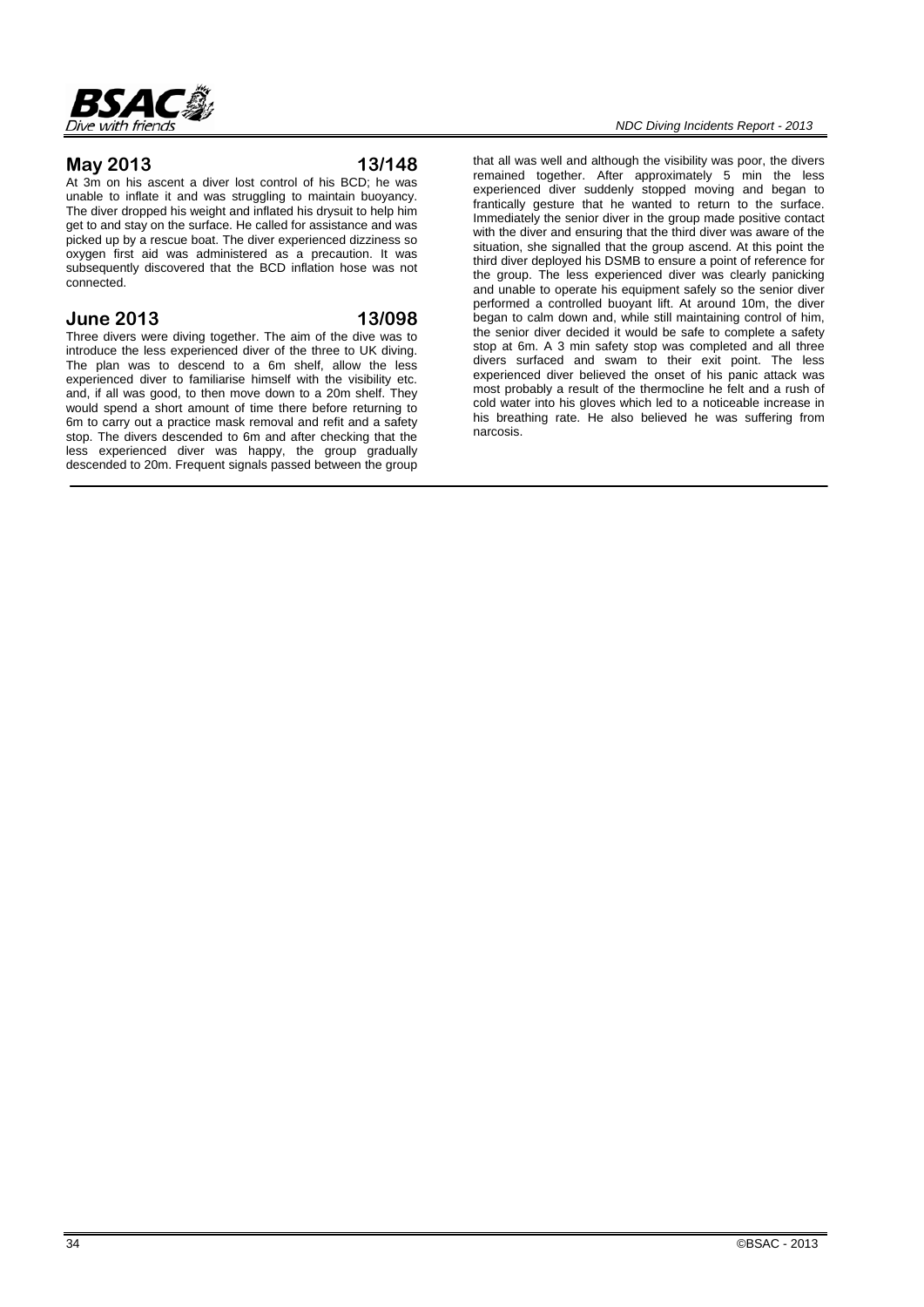## May 2013 13/148

At 3m on his ascent a diver lost control of his BCD; he was unable to inflate it and was struggling to maintain buoyancy. The diver dropped his weight and inflated his drysuit to help him get to and stay on the surface. He called for assistance and was picked up by a rescue boat. The diver experienced dizziness so oxygen first aid was administered as a precaution. It was subsequently discovered that the BCD inflation hose was not connected.

## June 2013 13/098

Three divers were diving together. The aim of the dive was to introduce the less experienced diver of the three to UK diving. The plan was to descend to a 6m shelf, allow the less experienced diver to familiarise himself with the visibility etc. and, if all was good, to then move down to a 20m shelf. They would spend a short amount of time there before returning to 6m to carry out a practice mask removal and refit and a safety stop. The divers descended to 6m and after checking that the less experienced diver was happy, the group gradually descended to 20m. Frequent signals passed between the group that all was well and although the visibility was poor, the divers remained together. After approximately 5 min the less experienced diver suddenly stopped moving and began to frantically gesture that he wanted to return to the surface. Immediately the senior diver in the group made positive contact with the diver and ensuring that the third diver was aware of the situation, she signalled that the group ascend. At this point the third diver deployed his DSMB to ensure a point of reference for the group. The less experienced diver was clearly panicking and unable to operate his equipment safely so the senior diver performed a controlled buoyant lift. At around 10m, the diver began to calm down and, while still maintaining control of him, the senior diver decided it would be safe to complete a safety stop at 6m. A 3 min safety stop was completed and all three divers surfaced and swam to their exit point. The less experienced diver believed the onset of his panic attack was most probably a result of the thermocline he felt and a rush of cold water into his gloves which led to a noticeable increase in his breathing rate. He also believed he was suffering from narcosis.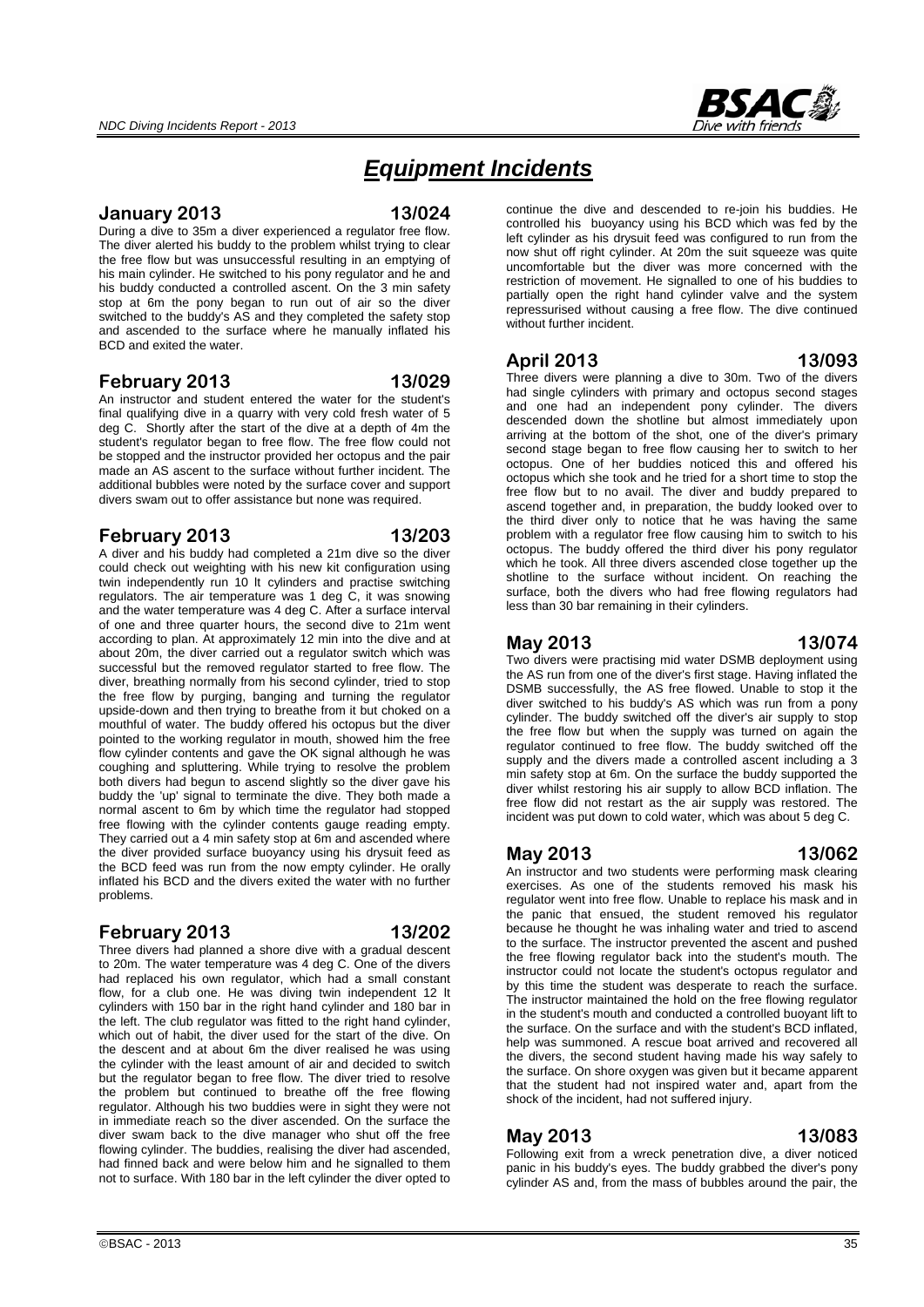# *Equipment Incidents*

## January 2013 — 13/024

During a dive to 35m a diver experienced a regulator free flow. The diver alerted his buddy to the problem whilst trying to clear the free flow but was unsuccessful resulting in an emptying of his main cylinder. He switched to his pony regulator and he and his buddy conducted a controlled ascent. On the 3 min safety stop at 6m the pony began to run out of air so the diver switched to the buddy's AS and they completed the safety stop and ascended to the surface where he manually inflated his BCD and exited the water.

## February 2013 — 13/029

An instructor and student entered the water for the student's final qualifying dive in a quarry with very cold fresh water of 5 deg C. Shortly after the start of the dive at a depth of 4m the student's regulator began to free flow. The free flow could not be stopped and the instructor provided her octopus and the pair made an AS ascent to the surface without further incident. The additional bubbles were noted by the surface cover and support divers swam out to offer assistance but none was required.

## February 2013 — 13/203

A diver and his buddy had completed a 21m dive so the diver could check out weighting with his new kit configuration using twin independently run 10 lt cylinders and practise switching regulators. The air temperature was 1 deg C, it was snowing and the water temperature was 4 deg C. After a surface interval of one and three quarter hours, the second dive to 21m went according to plan. At approximately 12 min into the dive and at about 20m, the diver carried out a regulator switch which was successful but the removed regulator started to free flow. The diver, breathing normally from his second cylinder, tried to stop the free flow by purging, banging and turning the regulator upside-down and then trying to breathe from it but choked on a mouthful of water. The buddy offered his octopus but the diver pointed to the working regulator in mouth, showed him the free flow cylinder contents and gave the OK signal although he was coughing and spluttering. While trying to resolve the problem both divers had begun to ascend slightly so the diver gave his buddy the 'up' signal to terminate the dive. They both made a normal ascent to 6m by which time the regulator had stopped free flowing with the cylinder contents gauge reading empty. They carried out a 4 min safety stop at 6m and ascended where the diver provided surface buoyancy using his drysuit feed as the BCD feed was run from the now empty cylinder. He orally inflated his BCD and the divers exited the water with no further problems.

## February 2013 — 13/202

Three divers had planned a shore dive with a gradual descent to 20m. The water temperature was 4 deg C. One of the divers had replaced his own regulator, which had a small constant flow, for a club one. He was diving twin independent 12 lt cylinders with 150 bar in the right hand cylinder and 180 bar in the left. The club regulator was fitted to the right hand cylinder, which out of habit, the diver used for the start of the dive. On the descent and at about 6m the diver realised he was using the cylinder with the least amount of air and decided to switch but the regulator began to free flow. The diver tried to resolve the problem but continued to breathe off the free flowing regulator. Although his two buddies were in sight they were not in immediate reach so the diver ascended. On the surface the diver swam back to the dive manager who shut off the free flowing cylinder. The buddies, realising the diver had ascended, had finned back and were below him and he signalled to them not to surface. With 180 bar in the left cylinder the diver opted to continue the dive and descended to re-join his buddies. He controlled his buoyancy using his BCD which was fed by the left cylinder as his drysuit feed was configured to run from the now shut off right cylinder. At 20m the suit squeeze was quite uncomfortable but the diver was more concerned with the restriction of movement. He signalled to one of his buddies to partially open the right hand cylinder valve and the system repressurised without causing a free flow. The dive continued without further incident.

## April 2013 — 13/093

Three divers were planning a dive to 30m. Two of the divers had single cylinders with primary and octopus second stages and one had an independent pony cylinder. The divers descended down the shotline but almost immediately upon arriving at the bottom of the shot, one of the diver's primary second stage began to free flow causing her to switch to her octopus. One of her buddies noticed this and offered his octopus which she took and he tried for a short time to stop the free flow but to no avail. The diver and buddy prepared to ascend together and, in preparation, the buddy looked over to the third diver only to notice that he was having the same problem with a regulator free flow causing him to switch to his octopus. The buddy offered the third diver his pony regulator which he took. All three divers ascended close together up the shotline to the surface without incident. On reaching the surface, both the divers who had free flowing regulators had less than 30 bar remaining in their cylinders.

## May 2013 — 13/074

Two divers were practising mid water DSMB deployment using the AS run from one of the diver's first stage. Having inflated the DSMB successfully, the AS free flowed. Unable to stop it the diver switched to his buddy's AS which was run from a pony cylinder. The buddy switched off the diver's air supply to stop the free flow but when the supply was turned on again the regulator continued to free flow. The buddy switched off the supply and the divers made a controlled ascent including a 3 min safety stop at 6m. On the surface the buddy supported the diver whilst restoring his air supply to allow BCD inflation. The free flow did not restart as the air supply was restored. The incident was put down to cold water, which was about 5 deg C.

## May 2013 — 13/062

An instructor and two students were performing mask clearing exercises. As one of the students removed his mask his regulator went into free flow. Unable to replace his mask and in the panic that ensued, the student removed his regulator because he thought he was inhaling water and tried to ascend to the surface. The instructor prevented the ascent and pushed the free flowing regulator back into the student's mouth. The instructor could not locate the student's octopus regulator and by this time the student was desperate to reach the surface. The instructor maintained the hold on the free flowing regulator in the student's mouth and conducted a controlled buoyant lift to the surface. On the surface and with the student's BCD inflated, help was summoned. A rescue boat arrived and recovered all the divers, the second student having made his way safely to the surface. On shore oxygen was given but it became apparent that the student had not inspired water and, apart from the shock of the incident, had not suffered injury.

## May 2013 — 13/083

Following exit from a wreck penetration dive, a diver noticed panic in his buddy's eyes. The buddy grabbed the diver's pony cylinder AS and, from the mass of bubbles around the pair, the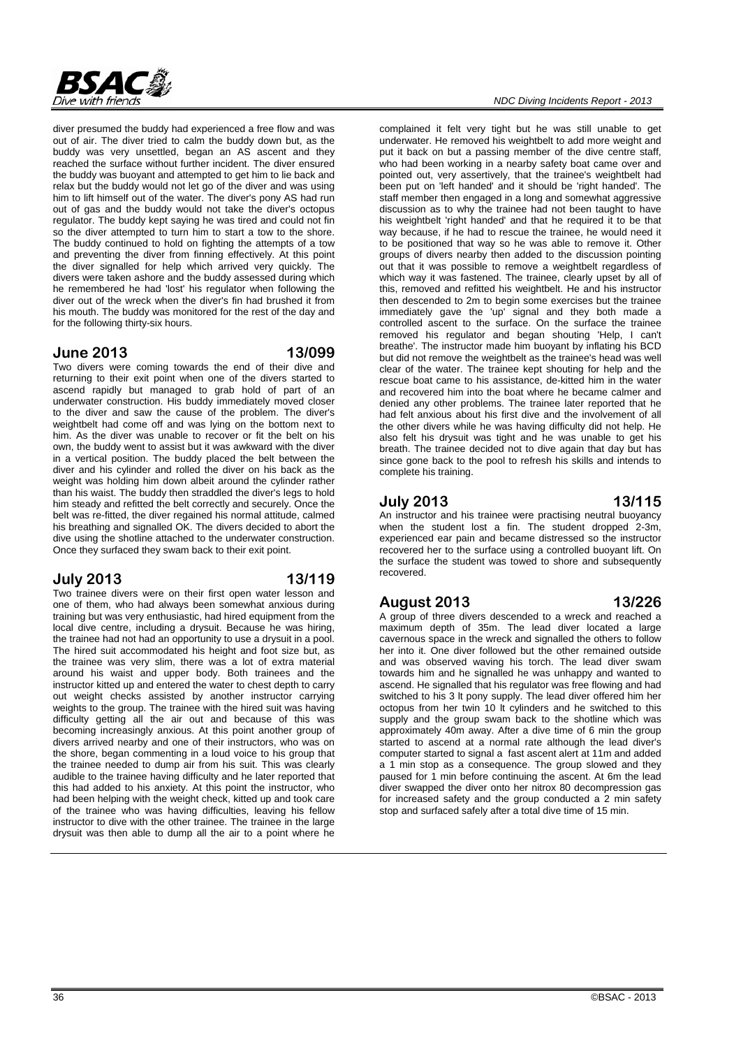diver presumed the buddy had experienced a free flow and was out of air. The diver tried to calm the buddy down but, as the buddy was very unsettled, began an AS ascent and they reached the surface without further incident. The diver ensured the buddy was buoyant and attempted to get him to lie back and relax but the buddy would not let go of the diver and was using him to lift himself out of the water. The diver's pony AS had run out of gas and the buddy would not take the diver's octopus regulator. The buddy kept saying he was tired and could not fin so the diver attempted to turn him to start a tow to the shore. The buddy continued to hold on fighting the attempts of a tow and preventing the diver from finning effectively. At this point the diver signalled for help which arrived very quickly. The divers were taken ashore and the buddy assessed during which he remembered he had 'lost' his regulator when following the diver out of the wreck when the diver's fin had brushed it from his mouth. The buddy was monitored for the rest of the day and for the following thirty-six hours.

## June 2013 — 13/099

Two divers were coming towards the end of their dive and returning to their exit point when one of the divers started to ascend rapidly but managed to grab hold of part of an underwater construction. His buddy immediately moved closer to the diver and saw the cause of the problem. The diver's weightbelt had come off and was lying on the bottom next to him. As the diver was unable to recover or fit the belt on his own, the buddy went to assist but it was awkward with the diver in a vertical position. The buddy placed the belt between the diver and his cylinder and rolled the diver on his back as the weight was holding him down albeit around the cylinder rather than his waist. The buddy then straddled the diver's legs to hold him steady and refitted the belt correctly and securely. Once the belt was re-fitted, the diver regained his normal attitude, calmed his breathing and signalled OK. The divers decided to abort the dive using the shotline attached to the underwater construction. Once they surfaced they swam back to their exit point.

## July 2013 — 13/119

Two trainee divers were on their first open water lesson and one of them, who had always been somewhat anxious during training but was very enthusiastic, had hired equipment from the local dive centre, including a drysuit. Because he was hiring, the trainee had not had an opportunity to use a drysuit in a pool. The hired suit accommodated his height and foot size but, as the trainee was very slim, there was a lot of extra material around his waist and upper body. Both trainees and the instructor kitted up and entered the water to chest depth to carry out weight checks assisted by another instructor carrying weights to the group. The trainee with the hired suit was having difficulty getting all the air out and because of this was becoming increasingly anxious. At this point another group of divers arrived nearby and one of their instructors, who was on the shore, began commenting in a loud voice to his group that the trainee needed to dump air from his suit. This was clearly audible to the trainee having difficulty and he later reported that this had added to his anxiety. At this point the instructor, who had been helping with the weight check, kitted up and took care of the trainee who was having difficulties, leaving his fellow instructor to dive with the other trainee. The trainee in the large drysuit was then able to dump all the air to a point where he complained it felt very tight but he was still unable to get underwater. He removed his weightbelt to add more weight and put it back on but a passing member of the dive centre staff, who had been working in a nearby safety boat came over and pointed out, very assertively, that the trainee's weightbelt had been put on 'left handed' and it should be 'right handed'. The staff member then engaged in a long and somewhat aggressive discussion as to why the trainee had not been taught to have his weightbelt 'right handed' and that he required it to be that way because, if he had to rescue the trainee, he would need it to be positioned that way so he was able to remove it. Other groups of divers nearby then added to the discussion pointing out that it was possible to remove a weightbelt regardless of which way it was fastened. The trainee, clearly upset by all of this, removed and refitted his weightbelt. He and his instructor then descended to 2m to begin some exercises but the trainee immediately gave the 'up' signal and they both made a controlled ascent to the surface. On the surface the trainee removed his regulator and began shouting 'Help, I can't breathe'. The instructor made him buoyant by inflating his BCD but did not remove the weightbelt as the trainee's head was well clear of the water. The trainee kept shouting for help and the rescue boat came to his assistance, de-kitted him in the water and recovered him into the boat where he became calmer and denied any other problems. The trainee later reported that he had felt anxious about his first dive and the involvement of all the other divers while he was having difficulty did not help. He also felt his drysuit was tight and he was unable to get his breath. The trainee decided not to dive again that day but has since gone back to the pool to refresh his skills and intends to complete his training.

## July 2013 — 13/115

An instructor and his trainee were practising neutral buoyancy when the student lost a fin. The student dropped 2-3m, experienced ear pain and became distressed so the instructor recovered her to the surface using a controlled buoyant lift. On the surface the student was towed to shore and subsequently recovered.

## August 2013 — 13/226

A group of three divers descended to a wreck and reached a maximum depth of 35m. The lead diver located a large cavernous space in the wreck and signalled the others to follow her into it. One diver followed but the other remained outside and was observed waving his torch. The lead diver swam towards him and he signalled he was unhappy and wanted to ascend. He signalled that his regulator was free flowing and had switched to his 3 lt pony supply. The lead diver offered him her octopus from her twin 10 lt cylinders and he switched to this supply and the group swam back to the shotline which was approximately 40m away. After a dive time of 6 min the group started to ascend at a normal rate although the lead diver's computer started to signal a fast ascent alert at 11m and added a 1 min stop as a consequence. The group slowed and they paused for 1 min before continuing the ascent. At 6m the lead diver swapped the diver onto her nitrox 80 decompression gas for increased safety and the group conducted a 2 min safety stop and surfaced safely after a total dive time of 15 min.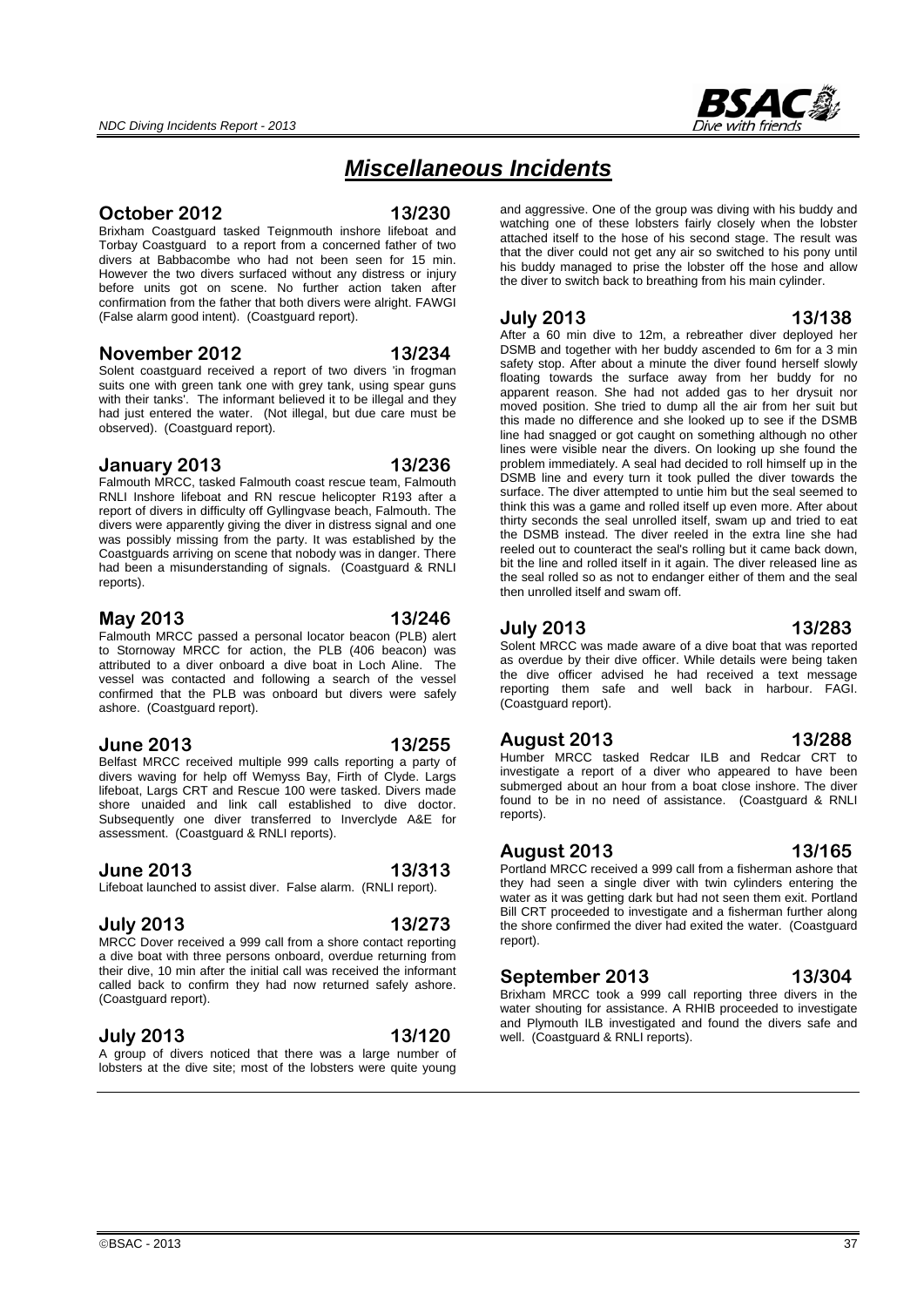# *Miscellaneous Incidents*

## October 2012 — 13/230

Brixham Coastguard tasked Teignmouth inshore lifeboat and Torbay Coastguard to a report from a concerned father of two divers at Babbacombe who had not been seen for 15 min. However the two divers surfaced without any distress or injury before units got on scene. No further action taken after confirmation from the father that both divers were alright. FAWGI (False alarm good intent). (Coastguard report).

## November 2012 — 13/234

Solent coastguard received a report of two divers 'in frogman suits one with green tank one with grey tank, using spear guns with their tanks'. The informant believed it to be illegal and they had just entered the water. (Not illegal, but due care must be observed). (Coastguard report).

## January 2013 — 13/236

Falmouth MRCC, tasked Falmouth coast rescue team, Falmouth RNLI Inshore lifeboat and RN rescue helicopter R193 after a report of divers in difficulty off Gyllingvase beach, Falmouth. The divers were apparently giving the diver in distress signal and one was possibly missing from the party. It was established by the Coastguards arriving on scene that nobody was in danger. There had been a misunderstanding of signals. (Coastguard & RNLI reports).

## May 2013 — 13/246

Falmouth MRCC passed a personal locator beacon (PLB) alert to Stornoway MRCC for action, the PLB (406 beacon) was attributed to a diver onboard a dive boat in Loch Aline. The vessel was contacted and following a search of the vessel confirmed that the PLB was onboard but divers were safely ashore. (Coastguard report).

## June 2013 — 13/255

Belfast MRCC received multiple 999 calls reporting a party of divers waving for help off Wemyss Bay, Firth of Clyde. Largs lifeboat, Largs CRT and Rescue 100 were tasked. Divers made shore unaided and link call established to dive doctor. Subsequently one diver transferred to Inverclyde A&E for assessment. (Coastguard & RNLI reports).

## June 2013 — 13/313

Lifeboat launched to assist diver. False alarm. (RNLI report).

## July 2013 — 13/273

MRCC Dover received a 999 call from a shore contact reporting a dive boat with three persons onboard, overdue returning from their dive, 10 min after the initial call was received the informant called back to confirm they had now returned safely ashore. (Coastguard report).

## July 2013 — 13/120

A group of divers noticed that there was a large number of lobsters at the dive site; most of the lobsters were quite young and aggressive. One of the group was diving with his buddy and watching one of these lobsters fairly closely when the lobster attached itself to the hose of his second stage. The result was that the diver could not get any air so switched to his pony until his buddy managed to prise the lobster off the hose and allow the diver to switch back to breathing from his main cylinder.

## July 2013 — 13/138

After a 60 min dive to 12m, a rebreather diver deployed her DSMB and together with her buddy ascended to 6m for a 3 min safety stop. After about a minute the diver found herself slowly floating towards the surface away from her buddy for no apparent reason. She had not added gas to her drysuit nor moved position. She tried to dump all the air from her suit but this made no difference and she looked up to see if the DSMB line had snagged or got caught on something although no other lines were visible near the divers. On looking up she found the problem immediately. A seal had decided to roll himself up in the DSMB line and every turn it took pulled the diver towards the surface. The diver attempted to untie him but the seal seemed to think this was a game and rolled itself up even more. After about thirty seconds the seal unrolled itself, swam up and tried to eat the DSMB instead. The diver reeled in the extra line she had reeled out to counteract the seal's rolling but it came back down, bit the line and rolled itself in it again. The diver released line as the seal rolled so as not to endanger either of them and the seal then unrolled itself and swam off.

## July 2013 — 13/283

Solent MRCC was made aware of a dive boat that was reported as overdue by their dive officer. While details were being taken the dive officer advised he had received a text message reporting them safe and well back in harbour. FAGI. (Coastguard report).

## August 2013 — 13/288

Humber MRCC tasked Redcar ILB and Redcar CRT to investigate a report of a diver who appeared to have been submerged about an hour from a boat close inshore. The diver found to be in no need of assistance. (Coastguard & RNLI reports).

## August 2013 — 13/165

Portland MRCC received a 999 call from a fisherman ashore that they had seen a single diver with twin cylinders entering the water as it was getting dark but had not seen them exit. Portland Bill CRT proceeded to investigate and a fisherman further along the shore confirmed the diver had exited the water. (Coastguard report).

## September 2013 — 13/304

Brixham MRCC took a 999 call reporting three divers in the water shouting for assistance. A RHIB proceeded to investigate and Plymouth ILB investigated and found the divers safe and well. (Coastguard & RNLI reports).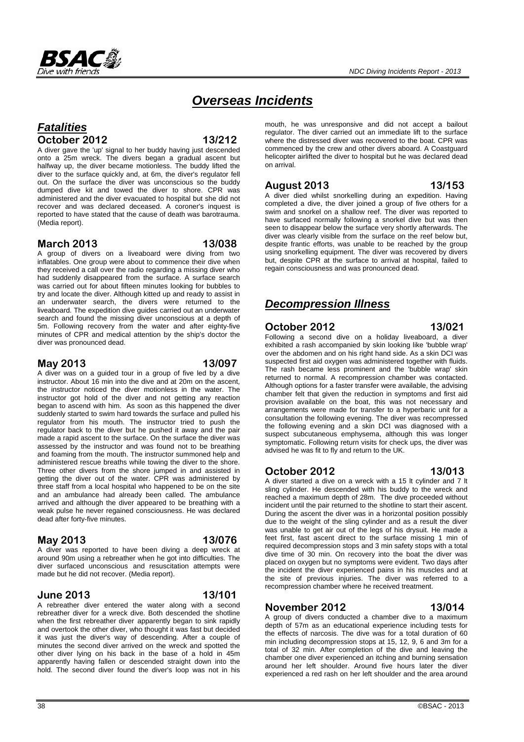# *Overseas Incidents*

## *Fatalities*

### October 2012 13/212

A diver gave the 'up' signal to her buddy having just descended onto a 25m wreck. The divers began a gradual ascent but halfway up, the diver became motionless. The buddy lifted the diver to the surface quickly and, at 6m, the diver's regulator fell out. On the surface the diver was unconscious so the buddy dumped dive kit and towed the diver to shore. CPR was administered and the diver evacuated to hospital but she did not recover and was declared deceased. A coroner's inquest is reported to have stated that the cause of death was barotrauma. (Media report).

### March 2013 13/038

A group of divers on a liveaboard were diving from two inflatables. One group were about to commence their dive when they received a call over the radio regarding a missing diver who had suddenly disappeared from the surface. A surface search was carried out for about fifteen minutes looking for bubbles to try and locate the diver. Although kitted up and ready to assist in an underwater search, the divers were returned to the liveaboard. The expedition dive guides carried out an underwater search and found the missing diver unconscious at a depth of 5m. Following recovery from the water and after eighty-five minutes of CPR and medical attention by the ship's doctor the diver was pronounced dead.

### May 2013 13/097

A diver was on a guided tour in a group of five led by a dive instructor. About 16 min into the dive and at 20m on the ascent, the instructor noticed the diver motionless in the water. The instructor got hold of the diver and not getting any reaction began to ascend with him. As soon as this happened the diver suddenly started to swim hard towards the surface and pulled his regulator from his mouth. The instructor tried to push the regulator back to the diver but he pushed it away and the pair made a rapid ascent to the surface. On the surface the diver was assessed by the instructor and was found not to be breathing and foaming from the mouth. The instructor summoned help and administered rescue breaths while towing the diver to the shore. Three other divers from the shore jumped in and assisted in getting the diver out of the water. CPR was administered by three staff from a local hospital who happened to be on the site and an ambulance had already been called. The ambulance arrived and although the diver appeared to be breathing with a weak pulse he never regained consciousness. He was declared dead after forty-five minutes.

### May 2013 13/076

A diver was reported to have been diving a deep wreck at around 90m using a rebreather when he got into difficulties. The diver surfaced unconscious and resuscitation attempts were made but he did not recover. (Media report).

### June 2013 13/101

A rebreather diver entered the water along with a second rebreather diver for a wreck dive. Both descended the shotline when the first rebreather diver apparently began to sink rapidly and overtook the other diver, who thought it was fast but decided it was just the diver's way of descending. After a couple of minutes the second diver arrived on the wreck and spotted the other diver lying on his back in the base of a hold in 45m apparently having fallen or descended straight down into the hold. The second diver found the diver's loop was not in his mouth, he was unresponsive and did not accept a bailout regulator. The diver carried out an immediate lift to the surface where the distressed diver was recovered to the boat. CPR was commenced by the crew and other divers aboard. A Coastguard helicopter airlifted the diver to hospital but he was declared dead on arrival.

### August 2013 13/153

A diver died whilst snorkelling during an expedition. Having completed a dive, the diver joined a group of five others for a swim and snorkel on a shallow reef. The diver was reported to have surfaced normally following a snorkel dive but was then seen to disappear below the surface very shortly afterwards. The diver was clearly visible from the surface on the reef below but, despite frantic efforts, was unable to be reached by the group using snorkelling equipment. The diver was recovered by divers but, despite CPR at the surface to arrival at hospital, failed to regain consciousness and was pronounced dead.

## *Decompression Illness*

### October 2012 13/021

Following a second dive on a holiday liveaboard, a diver exhibited a rash accompanied by skin looking like 'bubble wrap' over the abdomen and on his right hand side. As a skin DCI was suspected first aid oxygen was administered together with fluids. The rash became less prominent and the 'bubble wrap' skin returned to normal. A recompression chamber was contacted. Although options for a faster transfer were available, the advising chamber felt that given the reduction in symptoms and first aid provision available on the boat, this was not necessary and arrangements were made for transfer to a hyperbaric unit for a consultation the following evening. The diver was recompressed the following evening and a skin DCI was diagnosed with a suspect subcutaneous emphysema, although this was longer symptomatic. Following return visits for check ups, the diver was advised he was fit to fly and return to the UK.

### October 2012 13/013

A diver started a dive on a wreck with a 15 lt cylinder and 7 lt sling cylinder. He descended with his buddy to the wreck and reached a maximum depth of 28m. The dive proceeded without incident until the pair returned to the shotline to start their ascent. During the ascent the diver was in a horizontal position possibly due to the weight of the sling cylinder and as a result the diver was unable to get air out of the legs of his drysuit. He made a feet first, fast ascent direct to the surface missing 1 min of required decompression stops and 3 min safety stops with a total dive time of 30 min. On recovery into the boat the diver was placed on oxygen but no symptoms were evident. Two days after the incident the diver experienced pains in his muscles and at the site of previous injuries. The diver was referred to a recompression chamber where he received treatment.

### November 2012 13/014

A group of divers conducted a chamber dive to a maximum depth of 57m as an educational experience including tests for the effects of narcosis. The dive was for a total duration of 60 min including decompression stops at 15, 12, 9, 6 and 3m for a total of 32 min. After completion of the dive and leaving the chamber one diver experienced an itching and burning sensation around her left shoulder. Around five hours later the diver experienced a red rash on her left shoulder and the area around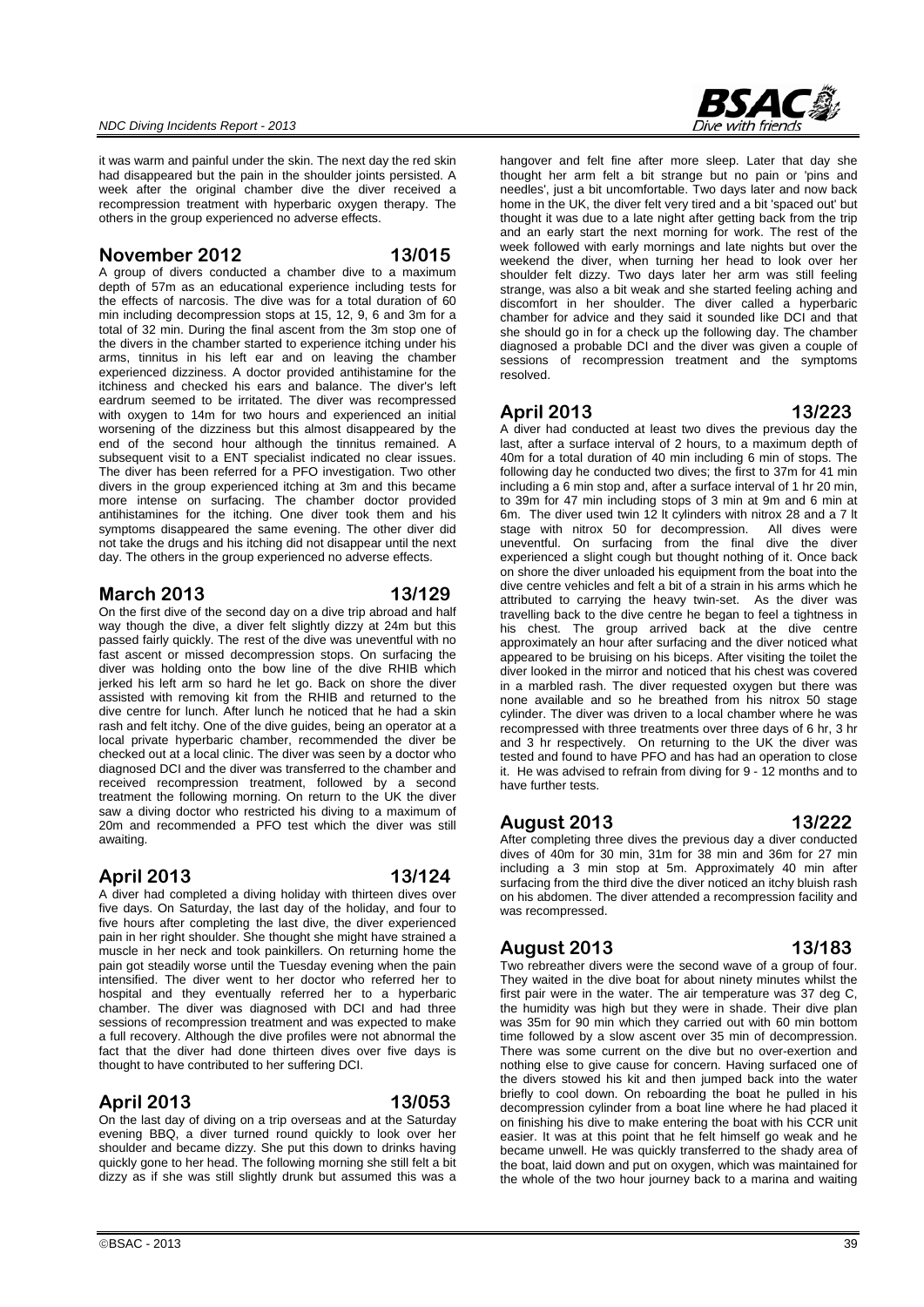it was warm and painful under the skin. The next day the red skin had disappeared but the pain in the shoulder joints persisted. A week after the original chamber dive the diver received a recompression treatment with hyperbaric oxygen therapy. The others in the group experienced no adverse effects.

## November 2012 13/015

A group of divers conducted a chamber dive to a maximum depth of 57m as an educational experience including tests for the effects of narcosis. The dive was for a total duration of 60 min including decompression stops at 15, 12, 9, 6 and 3m for a total of 32 min. During the final ascent from the 3m stop one of the divers in the chamber started to experience itching under his arms, tinnitus in his left ear and on leaving the chamber experienced dizziness. A doctor provided antihistamine for the itchiness and checked his ears and balance. The diver's left eardrum seemed to be irritated. The diver was recompressed with oxygen to 14m for two hours and experienced an initial worsening of the dizziness but this almost disappeared by the end of the second hour although the tinnitus remained. A subsequent visit to a ENT specialist indicated no clear issues. The diver has been referred for a PFO investigation. Two other divers in the group experienced itching at 3m and this became more intense on surfacing. The chamber doctor provided antihistamines for the itching. One diver took them and his symptoms disappeared the same evening. The other diver did not take the drugs and his itching did not disappear until the next day. The others in the group experienced no adverse effects.

## March 2013 13/129

On the first dive of the second day on a dive trip abroad and half way though the dive, a diver felt slightly dizzy at 24m but this passed fairly quickly. The rest of the dive was uneventful with no fast ascent or missed decompression stops. On surfacing the diver was holding onto the bow line of the dive RHIB which jerked his left arm so hard he let go. Back on shore the diver assisted with removing kit from the RHIB and returned to the dive centre for lunch. After lunch he noticed that he had a skin rash and felt itchy. One of the dive guides, being an operator at a local private hyperbaric chamber, recommended the diver be checked out at a local clinic. The diver was seen by a doctor who diagnosed DCI and the diver was transferred to the chamber and received recompression treatment, followed by a second treatment the following morning. On return to the UK the diver saw a diving doctor who restricted his diving to a maximum of 20m and recommended a PFO test which the diver was still awaiting.

## April 2013 13/124

A diver had completed a diving holiday with thirteen dives over five days. On Saturday, the last day of the holiday, and four to five hours after completing the last dive, the diver experienced pain in her right shoulder. She thought she might have strained a muscle in her neck and took painkillers. On returning home the pain got steadily worse until the Tuesday evening when the pain intensified. The diver went to her doctor who referred her to hospital and they eventually referred her to a hyperbaric chamber. The diver was diagnosed with DCI and had three sessions of recompression treatment and was expected to make a full recovery. Although the dive profiles were not abnormal the fact that the diver had done thirteen dives over five days is thought to have contributed to her suffering DCI.

## April 2013 13/053

On the last day of diving on a trip overseas and at the Saturday evening BBQ, a diver turned round quickly to look over her shoulder and became dizzy. She put this down to drinks having quickly gone to her head. The following morning she still felt a bit dizzy as if she was still slightly drunk but assumed this was a hangover and felt fine after more sleep. Later that day she thought her arm felt a bit strange but no pain or 'pins and needles', just a bit uncomfortable. Two days later and now back home in the UK, the diver felt very tired and a bit 'spaced out' but thought it was due to a late night after getting back from the trip and an early start the next morning for work. The rest of the week followed with early mornings and late nights but over the weekend the diver, when turning her head to look over her shoulder felt dizzy. Two days later her arm was still feeling strange, was also a bit weak and she started feeling aching and discomfort in her shoulder. The diver called a hyperbaric chamber for advice and they said it sounded like DCI and that she should go in for a check up the following day. The chamber diagnosed a probable DCI and the diver was given a couple of sessions of recompression treatment and the symptoms resolved.

## April 2013 13/223

A diver had conducted at least two dives the previous day the last, after a surface interval of 2 hours, to a maximum depth of 40m for a total duration of 40 min including 6 min of stops. The following day he conducted two dives; the first to 37m for 41 min including a 6 min stop and, after a surface interval of 1 hr 20 min, to 39m for 47 min including stops of 3 min at 9m and 6 min at 6m. The diver used twin 12 lt cylinders with nitrox 28 and a 7 lt stage with nitrox 50 for decompression. All dives were uneventful. On surfacing from the final dive the diver experienced a slight cough but thought nothing of it. Once back on shore the diver unloaded his equipment from the boat into the dive centre vehicles and felt a bit of a strain in his arms which he attributed to carrying the heavy twin-set. As the diver was travelling back to the dive centre he began to feel a tightness in his chest. The group arrived back at the dive centre approximately an hour after surfacing and the diver noticed what appeared to be bruising on his biceps. After visiting the toilet the diver looked in the mirror and noticed that his chest was covered in a marbled rash. The diver requested oxygen but there was none available and so he breathed from his nitrox 50 stage cylinder. The diver was driven to a local chamber where he was recompressed with three treatments over three days of 6 hr, 3 hr and 3 hr respectively. On returning to the UK the diver was tested and found to have PFO and has had an operation to close it. He was advised to refrain from diving for 9 - 12 months and to have further tests.

## August 2013 13/222

After completing three dives the previous day a diver conducted dives of 40m for 30 min, 31m for 38 min and 36m for 27 min including a 3 min stop at 5m. Approximately 40 min after surfacing from the third dive the diver noticed an itchy bluish rash on his abdomen. The diver attended a recompression facility and was recompressed.

## August 2013 13/183

Two rebreather divers were the second wave of a group of four. They waited in the dive boat for about ninety minutes whilst the first pair were in the water. The air temperature was 37 deg C, the humidity was high but they were in shade. Their dive plan was 35m for 90 min which they carried out with 60 min bottom time followed by a slow ascent over 35 min of decompression. There was some current on the dive but no over-exertion and nothing else to give cause for concern. Having surfaced one of the divers stowed his kit and then jumped back into the water briefly to cool down. On reboarding the boat he pulled in his decompression cylinder from a boat line where he had placed it on finishing his dive to make entering the boat with his CCR unit easier. It was at this point that he felt himself go weak and he became unwell. He was quickly transferred to the shady area of the boat, laid down and put on oxygen, which was maintained for the whole of the two hour journey back to a marina and waiting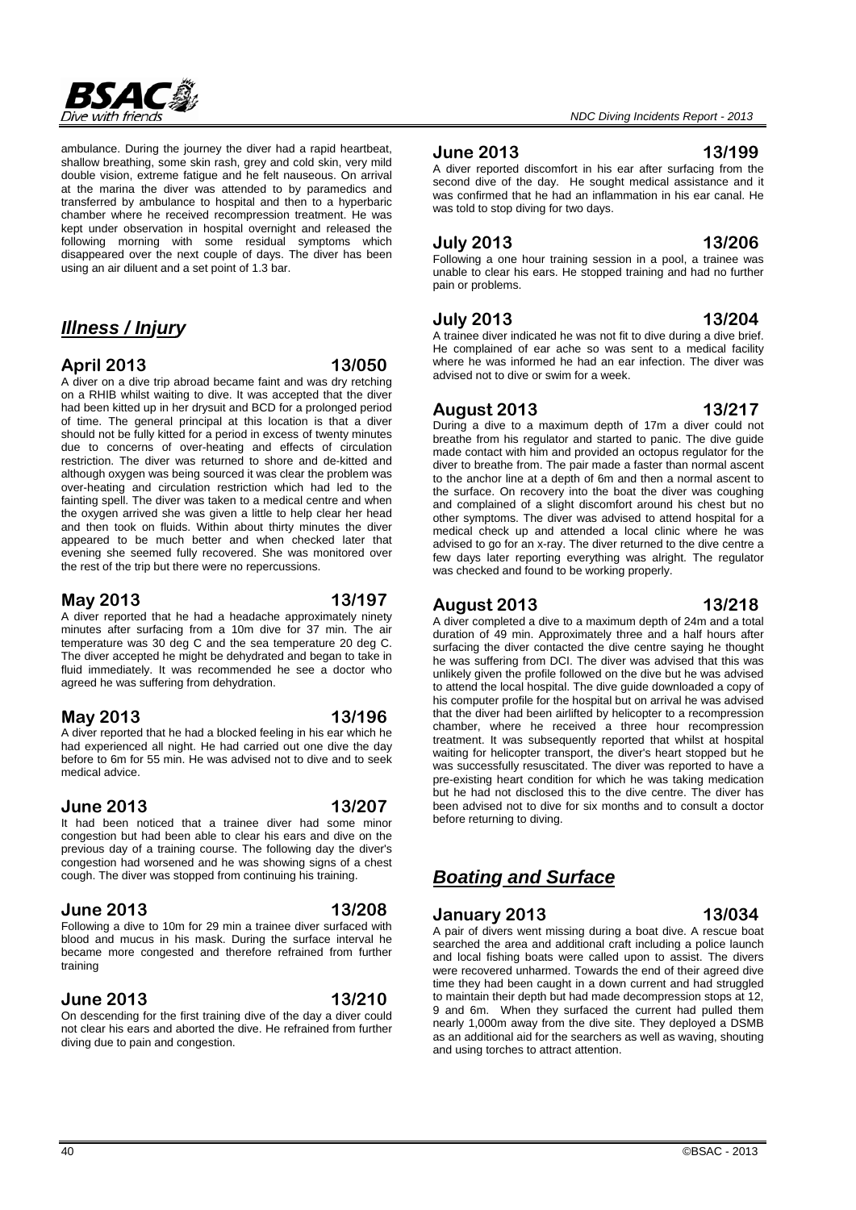ambulance. During the journey the diver had a rapid heartbeat, shallow breathing, some skin rash, grey and cold skin, very mild double vision, extreme fatigue and he felt nauseous. On arrival at the marina the diver was attended to by paramedics and transferred by ambulance to hospital and then to a hyperbaric chamber where he received recompression treatment. He was kept under observation in hospital overnight and released the following morning with some residual symptoms which disappeared over the next couple of days. The diver has been using an air diluent and a set point of 1.3 bar.

## *Illness / Injury*

### April 2013 — 13/050

A diver on a dive trip abroad became faint and was dry retching on a RHIB whilst waiting to dive. It was accepted that the diver had been kitted up in her drysuit and BCD for a prolonged period of time. The general principal at this location is that a diver should not be fully kitted for a period in excess of twenty minutes due to concerns of over-heating and effects of circulation restriction. The diver was returned to shore and de-kitted and although oxygen was being sourced it was clear the problem was over-heating and circulation restriction which had led to the fainting spell. The diver was taken to a medical centre and when the oxygen arrived she was given a little to help clear her head and then took on fluids. Within about thirty minutes the diver appeared to be much better and when checked later that evening she seemed fully recovered. She was monitored over the rest of the trip but there were no repercussions.

### May 2013 — 13/197

A diver reported that he had a headache approximately ninety minutes after surfacing from a 10m dive for 37 min. The air temperature was 30 deg C and the sea temperature 20 deg C. The diver accepted he might be dehydrated and began to take in fluid immediately. It was recommended he see a doctor who agreed he was suffering from dehydration.

### May 2013 — 13/196

A diver reported that he had a blocked feeling in his ear which he had experienced all night. He had carried out one dive the day before to 6m for 55 min. He was advised not to dive and to seek medical advice.

### June 2013 — 13/207

It had been noticed that a trainee diver had some minor congestion but had been able to clear his ears and dive on the previous day of a training course. The following day the diver's congestion had worsened and he was showing signs of a chest cough. The diver was stopped from continuing his training.

### June 2013 — 13/208

Following a dive to 10m for 29 min a trainee diver surfaced with blood and mucus in his mask. During the surface interval he became more congested and therefore refrained from further training

### June 2013 — 13/210

On descending for the first training dive of the day a diver could not clear his ears and aborted the dive. He refrained from further diving due to pain and congestion.

### June 2013 — 13/199

A diver reported discomfort in his ear after surfacing from the second dive of the day. He sought medical assistance and it was confirmed that he had an inflammation in his ear canal. He was told to stop diving for two days.

### July 2013 — 13/206

Following a one hour training session in a pool, a trainee was unable to clear his ears. He stopped training and had no further pain or problems.

### July 2013 — 13/204

A trainee diver indicated he was not fit to dive during a dive brief. He complained of ear ache so was sent to a medical facility where he was informed he had an ear infection. The diver was advised not to dive or swim for a week.

### August 2013 — 13/217

During a dive to a maximum depth of 17m a diver could not breathe from his regulator and started to panic. The dive guide made contact with him and provided an octopus regulator for the diver to breathe from. The pair made a faster than normal ascent to the anchor line at a depth of 6m and then a normal ascent to the surface. On recovery into the boat the diver was coughing and complained of a slight discomfort around his chest but no other symptoms. The diver was advised to attend hospital for a medical check up and attended a local clinic where he was advised to go for an x-ray. The diver returned to the dive centre a few days later reporting everything was alright. The regulator was checked and found to be working properly.

### August 2013 — 13/218

A diver completed a dive to a maximum depth of 24m and a total duration of 49 min. Approximately three and a half hours after surfacing the diver contacted the dive centre saying he thought he was suffering from DCI. The diver was advised that this was unlikely given the profile followed on the dive but he was advised to attend the local hospital. The dive guide downloaded a copy of his computer profile for the hospital but on arrival he was advised that the diver had been airlifted by helicopter to a recompression chamber, where he received a three hour recompression treatment. It was subsequently reported that whilst at hospital waiting for helicopter transport, the diver's heart stopped but he was successfully resuscitated. The diver was reported to have a pre-existing heart condition for which he was taking medication but he had not disclosed this to the dive centre. The diver has been advised not to dive for six months and to consult a doctor before returning to diving.

## *Boating and Surface*

### January 2013 — 13/034

A pair of divers went missing during a boat dive. A rescue boat searched the area and additional craft including a police launch and local fishing boats were called upon to assist. The divers were recovered unharmed. Towards the end of their agreed dive time they had been caught in a down current and had struggled to maintain their depth but had made decompression stops at 12, 9 and 6m. When they surfaced the current had pulled them nearly 1,000m away from the dive site. They deployed a DSMB as an additional aid for the searchers as well as waving, shouting and using torches to attract attention.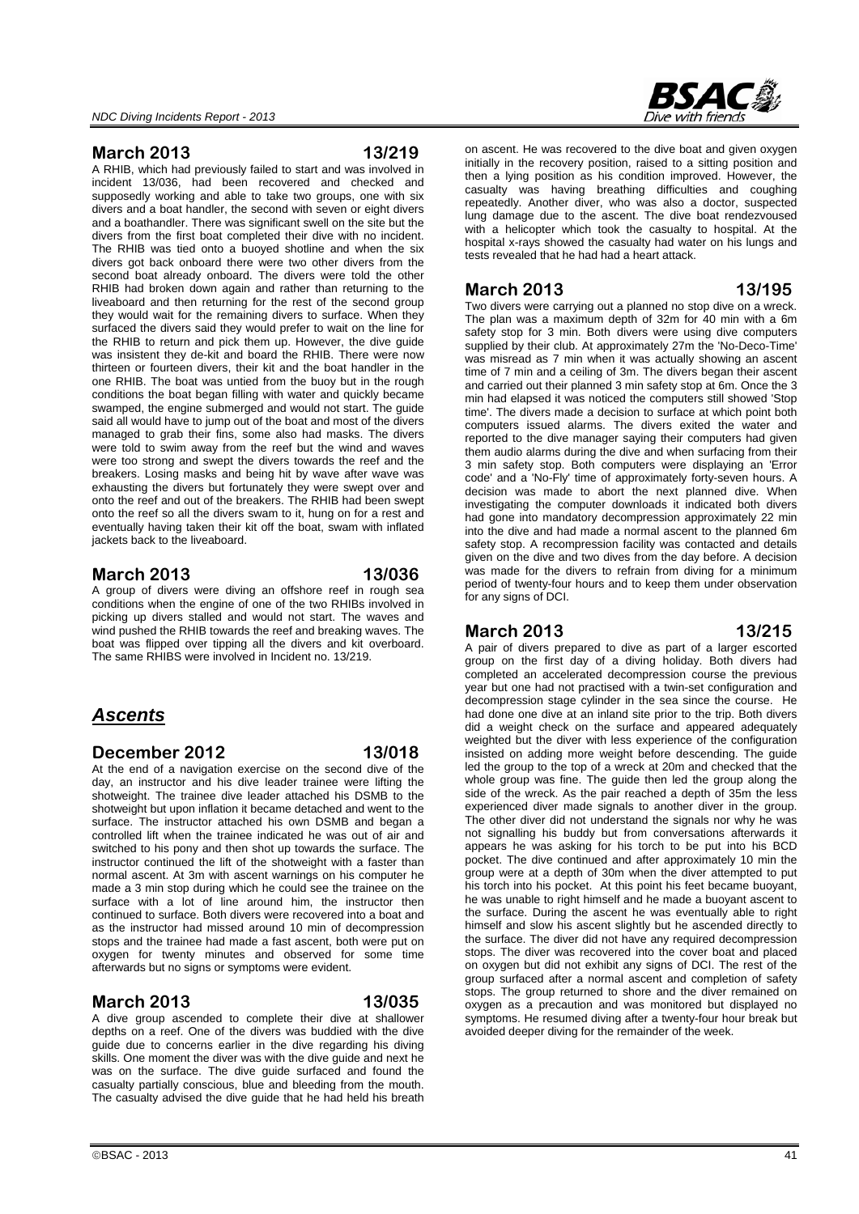## March 2013 — 13/219

A RHIB, which had previously failed to start and was involved in incident 13/036, had been recovered and checked and supposedly working and able to take two groups, one with six divers and a boat handler, the second with seven or eight divers and a boathandler. There was significant swell on the site but the divers from the first boat completed their dive with no incident. The RHIB was tied onto a buoyed shotline and when the six divers got back onboard there were two other divers from the second boat already onboard. The divers were told the other RHIB had broken down again and rather than returning to the liveaboard and then returning for the rest of the second group they would wait for the remaining divers to surface. When they surfaced the divers said they would prefer to wait on the line for the RHIB to return and pick them up. However, the dive guide was insistent they de-kit and board the RHIB. There were now thirteen or fourteen divers, their kit and the boat handler in the one RHIB. The boat was untied from the buoy but in the rough conditions the boat began filling with water and quickly became swamped, the engine submerged and would not start. The guide said all would have to jump out of the boat and most of the divers managed to grab their fins, some also had masks. The divers were told to swim away from the reef but the wind and waves were too strong and swept the divers towards the reef and the breakers. Losing masks and being hit by wave after wave was exhausting the divers but fortunately they were swept over and onto the reef and out of the breakers. The RHIB had been swept onto the reef so all the divers swam to it, hung on for a rest and eventually having taken their kit off the boat, swam with inflated jackets back to the liveaboard.

## March 2013 — 13/036

A group of divers were diving an offshore reef in rough sea conditions when the engine of one of the two RHIBs involved in picking up divers stalled and would not start. The waves and wind pushed the RHIB towards the reef and breaking waves. The boat was flipped over tipping all the divers and kit overboard. The same RHIBS were involved in Incident no. 13/219.

# *Ascents*

## December 2012 — 13/018

At the end of a navigation exercise on the second dive of the day, an instructor and his dive leader trainee were lifting the shotweight. The trainee dive leader attached his DSMB to the shotweight but upon inflation it became detached and went to the surface. The instructor attached his own DSMB and began a controlled lift when the trainee indicated he was out of air and switched to his pony and then shot up towards the surface. The instructor continued the lift of the shotweight with a faster than normal ascent. At 3m with ascent warnings on his computer he made a 3 min stop during which he could see the trainee on the surface with a lot of line around him, the instructor then continued to surface. Both divers were recovered into a boat and as the instructor had missed around 10 min of decompression stops and the trainee had made a fast ascent, both were put on oxygen for twenty minutes and observed for some time afterwards but no signs or symptoms were evident.

## March 2013 — 13/035

A dive group ascended to complete their dive at shallower depths on a reef. One of the divers was buddied with the dive guide due to concerns earlier in the dive regarding his diving skills. One moment the diver was with the dive guide and next he was on the surface. The dive guide surfaced and found the casualty partially conscious, blue and bleeding from the mouth. The casualty advised the dive guide that he had held his breath on ascent. He was recovered to the dive boat and given oxygen initially in the recovery position, raised to a sitting position and then a lying position as his condition improved. However, the casualty was having breathing difficulties and coughing repeatedly. Another diver, who was also a doctor, suspected lung damage due to the ascent. The dive boat rendezvoused with a helicopter which took the casualty to hospital. At the hospital x-rays showed the casualty had water on his lungs and tests revealed that he had had a heart attack.

## March 2013 — 13/195

Two divers were carrying out a planned no stop dive on a wreck. The plan was a maximum depth of 32m for 40 min with a 6m safety stop for 3 min. Both divers were using dive computers supplied by their club. At approximately 27m the 'No-Deco-Time' was misread as 7 min when it was actually showing an ascent time of 7 min and a ceiling of 3m. The divers began their ascent and carried out their planned 3 min safety stop at 6m. Once the 3 min had elapsed it was noticed the computers still showed 'Stop time'. The divers made a decision to surface at which point both computers issued alarms. The divers exited the water and reported to the dive manager saying their computers had given them audio alarms during the dive and when surfacing from their 3 min safety stop. Both computers were displaying an 'Error code' and a 'No-Fly' time of approximately forty-seven hours. A decision was made to abort the next planned dive. When investigating the computer downloads it indicated both divers had gone into mandatory decompression approximately 22 min into the dive and had made a normal ascent to the planned 6m safety stop. A recompression facility was contacted and details given on the dive and two dives from the day before. A decision was made for the divers to refrain from diving for a minimum period of twenty-four hours and to keep them under observation for any signs of DCI.

## March 2013 — 13/215

A pair of divers prepared to dive as part of a larger escorted group on the first day of a diving holiday. Both divers had completed an accelerated decompression course the previous year but one had not practised with a twin-set configuration and decompression stage cylinder in the sea since the course. He had done one dive at an inland site prior to the trip. Both divers did a weight check on the surface and appeared adequately weighted but the diver with less experience of the configuration insisted on adding more weight before descending. The guide led the group to the top of a wreck at 20m and checked that the whole group was fine. The guide then led the group along the side of the wreck. As the pair reached a depth of 35m the less experienced diver made signals to another diver in the group. The other diver did not understand the signals nor why he was not signalling his buddy but from conversations afterwards it appears he was asking for his torch to be put into his BCD pocket. The dive continued and after approximately 10 min the group were at a depth of 30m when the diver attempted to put his torch into his pocket. At this point his feet became buoyant, he was unable to right himself and he made a buoyant ascent to the surface. During the ascent he was eventually able to right himself and slow his ascent slightly but he ascended directly to the surface. The diver did not have any required decompression stops. The diver was recovered into the cover boat and placed on oxygen but did not exhibit any signs of DCI. The rest of the group surfaced after a normal ascent and completion of safety stops. The group returned to shore and the diver remained on oxygen as a precaution and was monitored but displayed no symptoms. He resumed diving after a twenty-four hour break but avoided deeper diving for the remainder of the week.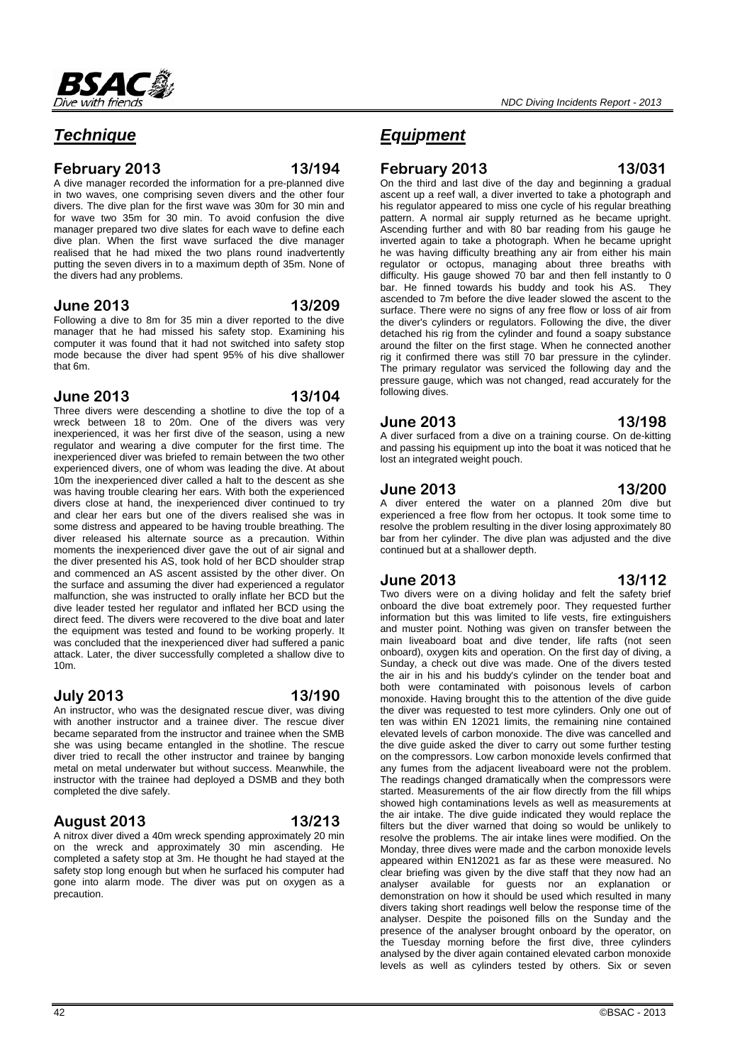## *Technique*

### February 2013 13/194

A dive manager recorded the information for a pre-planned dive in two waves, one comprising seven divers and the other four divers. The dive plan for the first wave was 30m for 30 min and for wave two 35m for 30 min. To avoid confusion the dive manager prepared two dive slates for each wave to define each dive plan. When the first wave surfaced the dive manager realised that he had mixed the two plans round inadvertently putting the seven divers in to a maximum depth of 35m. None of the divers had any problems.

### June 2013 13/209

Following a dive to 8m for 35 min a diver reported to the dive manager that he had missed his safety stop. Examining his computer it was found that it had not switched into safety stop mode because the diver had spent 95% of his dive shallower that 6m.

### June 2013 13/104

Three divers were descending a shotline to dive the top of a wreck between 18 to 20m. One of the divers was very inexperienced, it was her first dive of the season, using a new regulator and wearing a dive computer for the first time. The inexperienced diver was briefed to remain between the two other experienced divers, one of whom was leading the dive. At about 10m the inexperienced diver called a halt to the descent as she was having trouble clearing her ears. With both the experienced divers close at hand, the inexperienced diver continued to try and clear her ears but one of the divers realised she was in some distress and appeared to be having trouble breathing. The diver released his alternate source as a precaution. Within moments the inexperienced diver gave the out of air signal and the diver presented his AS, took hold of her BCD shoulder strap and commenced an AS ascent assisted by the other diver. On the surface and assuming the diver had experienced a regulator malfunction, she was instructed to orally inflate her BCD but the dive leader tested her regulator and inflated her BCD using the direct feed. The divers were recovered to the dive boat and later the equipment was tested and found to be working properly. It was concluded that the inexperienced diver had suffered a panic attack. Later, the diver successfully completed a shallow dive to 10m.

### July 2013 13/190

An instructor, who was the designated rescue diver, was diving with another instructor and a trainee diver. The rescue diver became separated from the instructor and trainee when the SMB she was using became entangled in the shotline. The rescue diver tried to recall the other instructor and trainee by banging metal on metal underwater but without success. Meanwhile, the instructor with the trainee had deployed a DSMB and they both completed the dive safely.

### August 2013 13/213

A nitrox diver dived a 40m wreck spending approximately 20 min on the wreck and approximately 30 min ascending. He completed a safety stop at 3m. He thought he had stayed at the safety stop long enough but when he surfaced his computer had gone into alarm mode. The diver was put on oxygen as a precaution.

## *Equipment*

### February 2013 13/031

On the third and last dive of the day and beginning a gradual ascent up a reef wall, a diver inverted to take a photograph and his regulator appeared to miss one cycle of his regular breathing pattern. A normal air supply returned as he became upright. Ascending further and with 80 bar reading from his gauge he inverted again to take a photograph. When he became upright he was having difficulty breathing any air from either his main regulator or octopus, managing about three breaths with difficulty. His gauge showed 70 bar and then fell instantly to 0 bar. He finned towards his buddy and took his AS. They ascended to 7m before the dive leader slowed the ascent to the surface. There were no signs of any free flow or loss of air from the diver's cylinders or regulators. Following the dive, the diver detached his rig from the cylinder and found a soapy substance around the filter on the first stage. When he connected another rig it confirmed there was still 70 bar pressure in the cylinder. The primary regulator was serviced the following day and the pressure gauge, which was not changed, read accurately for the following dives.

### June 2013 13/198

A diver surfaced from a dive on a training course. On de-kitting and passing his equipment up into the boat it was noticed that he lost an integrated weight pouch.

### June 2013 13/200

A diver entered the water on a planned 20m dive but experienced a free flow from her octopus. It took some time to resolve the problem resulting in the diver losing approximately 80 bar from her cylinder. The dive plan was adjusted and the dive continued but at a shallower depth.

### June 2013 13/112

Two divers were on a diving holiday and felt the safety brief onboard the dive boat extremely poor. They requested further information but this was limited to life vests, fire extinguishers and muster point. Nothing was given on transfer between the main liveaboard boat and dive tender, life rafts (not seen onboard), oxygen kits and operation. On the first day of diving, a Sunday, a check out dive was made. One of the divers tested the air in his and his buddy's cylinder on the tender boat and both were contaminated with poisonous levels of carbon monoxide. Having brought this to the attention of the dive guide the diver was requested to test more cylinders. Only one out of ten was within EN 12021 limits, the remaining nine contained elevated levels of carbon monoxide. The dive was cancelled and the dive guide asked the diver to carry out some further testing on the compressors. Low carbon monoxide levels confirmed that any fumes from the adjacent liveaboard were not the problem. The readings changed dramatically when the compressors were started. Measurements of the air flow directly from the fill whips showed high contaminations levels as well as measurements at the air intake. The dive guide indicated they would replace the filters but the diver warned that doing so would be unlikely to resolve the problems. The air intake lines were modified. On the Monday, three dives were made and the carbon monoxide levels appeared within EN12021 as far as these were measured. No clear briefing was given by the dive staff that they now had an analyser available for guests nor an explanation or demonstration on how it should be used which resulted in many divers taking short readings well below the response time of the analyser. Despite the poisoned fills on the Sunday and the presence of the analyser brought onboard by the operator, on the Tuesday morning before the first dive, three cylinders analysed by the diver again contained elevated carbon monoxide levels as well as cylinders tested by others. Six or seven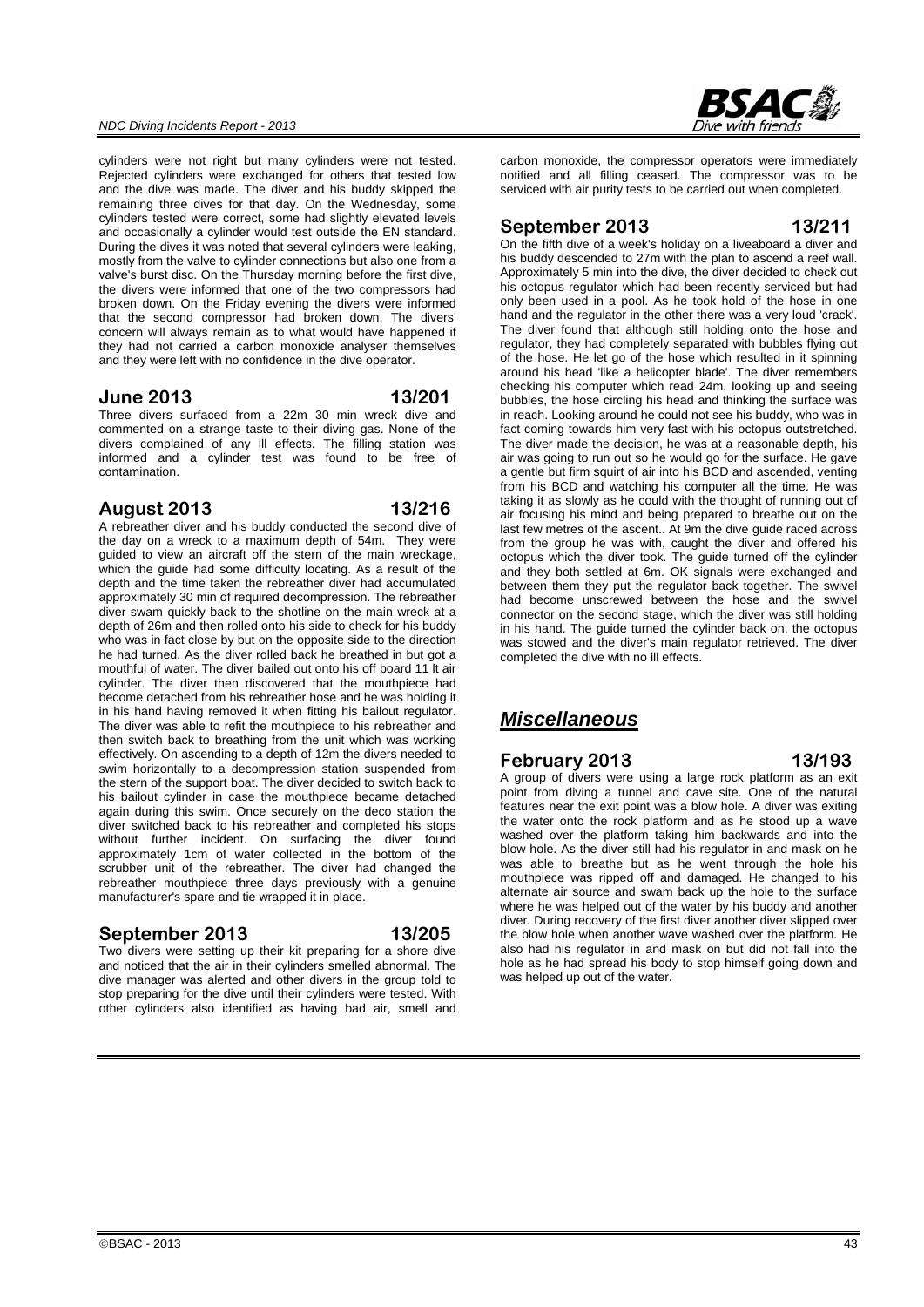cylinders were not right but many cylinders were not tested. Rejected cylinders were exchanged for others that tested low and the dive was made. The diver and his buddy skipped the remaining three dives for that day. On the Wednesday, some cylinders tested were correct, some had slightly elevated levels and occasionally a cylinder would test outside the EN standard. During the dives it was noted that several cylinders were leaking, mostly from the valve to cylinder connections but also one from a valve's burst disc. On the Thursday morning before the first dive, the divers were informed that one of the two compressors had broken down. On the Friday evening the divers were informed that the second compressor had broken down. The divers' concern will always remain as to what would have happened if they had not carried a carbon monoxide analyser themselves and they were left with no confidence in the dive operator.

### June 2013 13/201

Three divers surfaced from a 22m 30 min wreck dive and commented on a strange taste to their diving gas. None of the divers complained of any ill effects. The filling station was informed and a cylinder test was found to be free of contamination.

### August 2013 13/216

A rebreather diver and his buddy conducted the second dive of the day on a wreck to a maximum depth of 54m. They were guided to view an aircraft off the stern of the main wreckage, which the guide had some difficulty locating. As a result of the depth and the time taken the rebreather diver had accumulated approximately 30 min of required decompression. The rebreather diver swam quickly back to the shotline on the main wreck at a depth of 26m and then rolled onto his side to check for his buddy who was in fact close by but on the opposite side to the direction he had turned. As the diver rolled back he breathed in but got a mouthful of water. The diver bailed out onto his off board 11 lt air cylinder. The diver then discovered that the mouthpiece had become detached from his rebreather hose and he was holding it in his hand having removed it when fitting his bailout regulator. The diver was able to refit the mouthpiece to his rebreather and then switch back to breathing from the unit which was working effectively. On ascending to a depth of 12m the divers needed to swim horizontally to a decompression station suspended from the stern of the support boat. The diver decided to switch back to his bailout cylinder in case the mouthpiece became detached again during this swim. Once securely on the deco station the diver switched back to his rebreather and completed his stops without further incident. On surfacing the diver found approximately 1cm of water collected in the bottom of the scrubber unit of the rebreather. The diver had changed the rebreather mouthpiece three days previously with a genuine manufacturer's spare and tie wrapped it in place.

### September 2013 13/205

Two divers were setting up their kit preparing for a shore dive and noticed that the air in their cylinders smelled abnormal. The dive manager was alerted and other divers in the group told to stop preparing for the dive until their cylinders were tested. With other cylinders also identified as having bad air, smell and carbon monoxide, the compressor operators were immediately notified and all filling ceased. The compressor was to be serviced with air purity tests to be carried out when completed.

### September 2013 13/211

On the fifth dive of a week's holiday on a liveaboard a diver and his buddy descended to 27m with the plan to ascend a reef wall. Approximately 5 min into the dive, the diver decided to check out his octopus regulator which had been recently serviced but had only been used in a pool. As he took hold of the hose in one hand and the regulator in the other there was a very loud 'crack'. The diver found that although still holding onto the hose and regulator, they had completely separated with bubbles flying out of the hose. He let go of the hose which resulted in it spinning around his head 'like a helicopter blade'. The diver remembers checking his computer which read 24m, looking up and seeing bubbles, the hose circling his head and thinking the surface was in reach. Looking around he could not see his buddy, who was in fact coming towards him very fast with his octopus outstretched. The diver made the decision, he was at a reasonable depth, his air was going to run out so he would go for the surface. He gave a gentle but firm squirt of air into his BCD and ascended, venting from his BCD and watching his computer all the time. He was taking it as slowly as he could with the thought of running out of air focusing his mind and being prepared to breathe out on the last few metres of the ascent.. At 9m the dive guide raced across from the group he was with, caught the diver and offered his octopus which the diver took. The guide turned off the cylinder and they both settled at 6m. OK signals were exchanged and between them they put the regulator back together. The swivel had become unscrewed between the hose and the swivel connector on the second stage, which the diver was still holding in his hand. The guide turned the cylinder back on, the octopus was stowed and the diver's main regulator retrieved. The diver completed the dive with no ill effects.

## *Miscellaneous*

### February 2013 13/193

A group of divers were using a large rock platform as an exit point from diving a tunnel and cave site. One of the natural features near the exit point was a blow hole. A diver was exiting the water onto the rock platform and as he stood up a wave washed over the platform taking him backwards and into the blow hole. As the diver still had his regulator in and mask on he was able to breathe but as he went through the hole his mouthpiece was ripped off and damaged. He changed to his alternate air source and swam back up the hole to the surface where he was helped out of the water by his buddy and another diver. During recovery of the first diver another diver slipped over the blow hole when another wave washed over the platform. He also had his regulator in and mask on but did not fall into the hole as he had spread his body to stop himself going down and was helped up out of the water.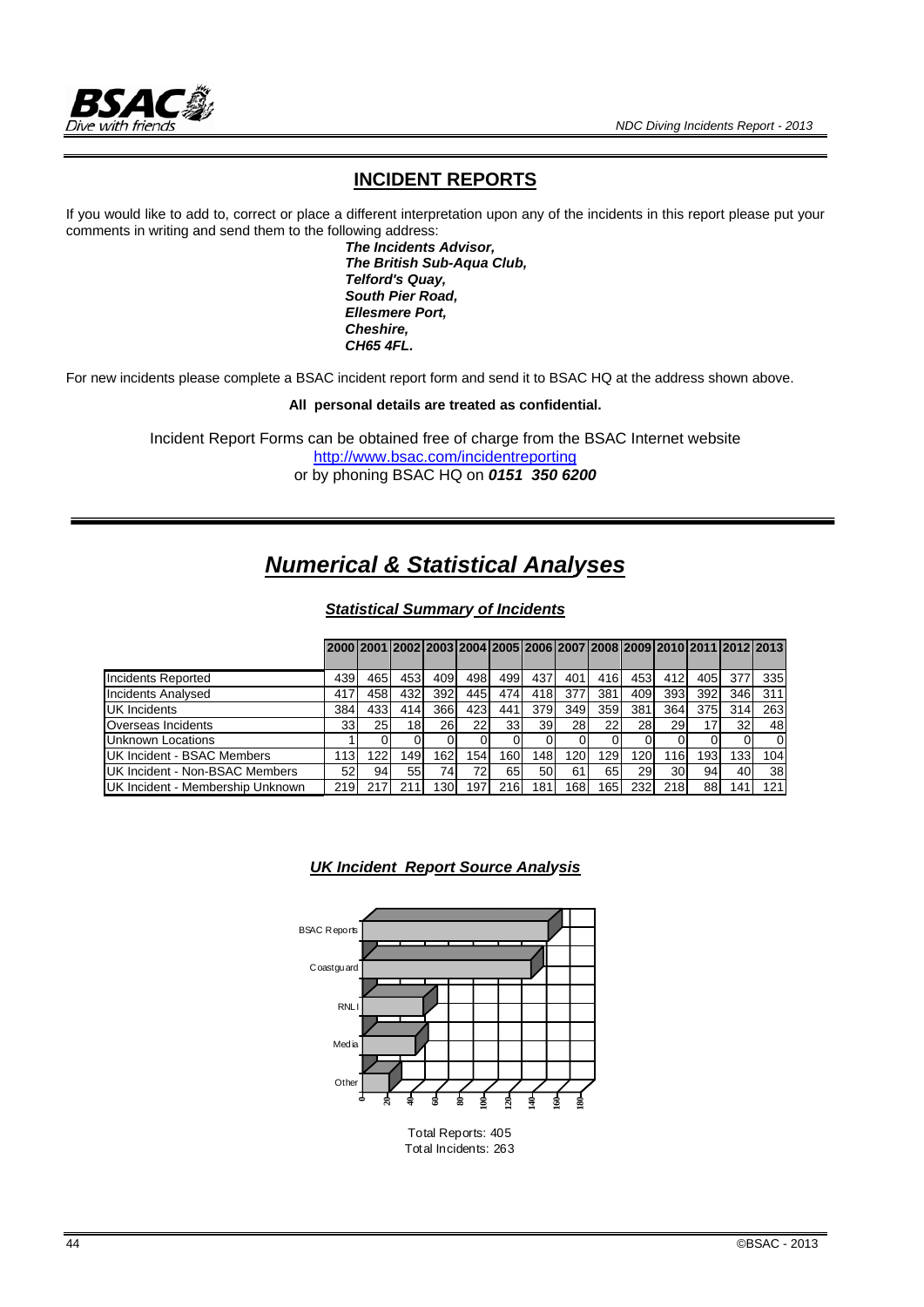## INCIDENT REPORTS

If you would like to add to, correct or place a different interpretation upon any of the incidents in this report please put your comments in writing and send them to the following address:

***The Incidents Advisor,***
***The British Sub-Aqua Club,***
***Telford's Quay,***
***South Pier Road,***
***Ellesmere Port,***
***Cheshire,***
***CH65 4FL.***

For new incidents please complete a BSAC incident report form and send it to BSAC HQ at the address shown above.

**All personal details are treated as confidential.**

Incident Report Forms can be obtained free of charge from the BSAC Internet website
http://www.bsac.com/incidentreporting
or by phoning BSAC HQ on ***0151 350 6200***

# *Numerical & Statistical Analyses*

### *Statistical Summary of Incidents*

| | 2000 | 2001 | 2002 | 2003 | 2004 | 2005 | 2006 | 2007 | 2008 | 2009 | 2010 | 2011 | 2012 | 2013 |
|---|---|---|---|---|---|---|---|---|---|---|---|---|---|---|
| Incidents Reported | 439 | 465 | 453 | 409 | 498 | 499 | 437 | 401 | 416 | 453 | 412 | 405 | 377 | 335 |
| Incidents Analysed | 417 | 458 | 432 | 392 | 445 | 474 | 418 | 377 | 381 | 409 | 393 | 392 | 346 | 311 |
| UK Incidents | 384 | 433 | 414 | 366 | 423 | 441 | 379 | 349 | 359 | 381 | 364 | 375 | 314 | 263 |
| Overseas Incidents | 33 | 25 | 18 | 26 | 22 | 33 | 39 | 28 | 22 | 28 | 29 | 17 | 32 | 48 |
| Unknown Locations | 1 | 0 | 0 | 0 | 0 | 0 | 0 | 0 | 0 | 0 | 0 | 0 | 0 | 0 |
| UK Incident - BSAC Members | 113 | 122 | 149 | 162 | 154 | 160 | 148 | 120 | 129 | 120 | 116 | 193 | 133 | 104 |
| UK Incident - Non-BSAC Members | 52 | 94 | 55 | 74 | 72 | 65 | 50 | 61 | 65 | 29 | 30 | 94 | 40 | 38 |
| UK Incident - Membership Unknown | 219 | 217 | 211 | 130 | 197 | 216 | 181 | 168 | 165 | 232 | 218 | 88 | 141 | 121 |

### *UK Incident Report Source Analysis*

Total Reports: 405
Total Incidents: 263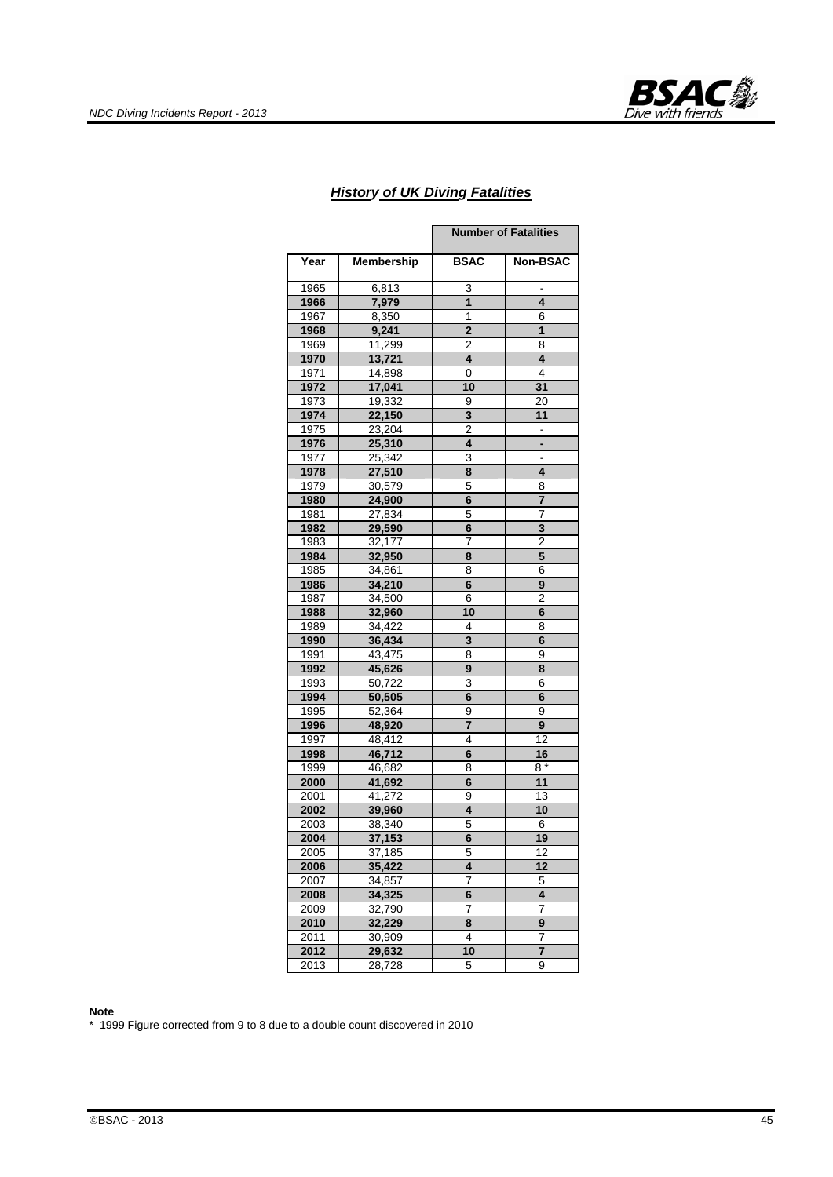## *History of UK Diving Fatalities*

| | | Number of Fatalities | |
|---|---|---|---|
| **Year** | **Membership** | **BSAC** | **Non-BSAC** |
| 1965 | 6,813 | 3 | - |
| **1966** | **7,979** | **1** | **4** |
| 1967 | 8,350 | 1 | 6 |
| **1968** | **9,241** | **2** | **1** |
| 1969 | 11,299 | 2 | 8 |
| **1970** | **13,721** | **4** | **4** |
| 1971 | 14,898 | 0 | 4 |
| **1972** | **17,041** | **10** | **31** |
| 1973 | 19,332 | 9 | 20 |
| **1974** | **22,150** | **3** | **11** |
| 1975 | 23,204 | 2 | - |
| **1976** | **25,310** | **4** | **-** |
| 1977 | 25,342 | 3 | - |
| **1978** | **27,510** | **8** | **4** |
| 1979 | 30,579 | 5 | 8 |
| **1980** | **24,900** | **6** | **7** |
| 1981 | 27,834 | 5 | 7 |
| **1982** | **29,590** | **6** | **3** |
| 1983 | 32,177 | 7 | 2 |
| **1984** | **32,950** | **8** | **5** |
| 1985 | 34,861 | 8 | 6 |
| **1986** | **34,210** | **6** | **9** |
| 1987 | 34,500 | 6 | 2 |
| **1988** | **32,960** | **10** | **6** |
| 1989 | 34,422 | 4 | 8 |
| **1990** | **36,434** | **3** | **6** |
| 1991 | 43,475 | 8 | 9 |
| **1992** | **45,626** | **9** | **8** |
| 1993 | 50,722 | 3 | 6 |
| **1994** | **50,505** | **6** | **6** |
| 1995 | 52,364 | 9 | 9 |
| **1996** | **48,920** | **7** | **9** |
| 1997 | 48,412 | 4 | 12 |
| **1998** | **46,712** | **6** | **16** |
| 1999 | 46,682 | 8 | 8 * |
| **2000** | **41,692** | **6** | **11** |
| 2001 | 41,272 | 9 | 13 |
| **2002** | **39,960** | **4** | **10** |
| 2003 | 38,340 | 5 | 6 |
| **2004** | **37,153** | **6** | **19** |
| 2005 | 37,185 | 5 | 12 |
| **2006** | **35,422** | **4** | **12** |
| 2007 | 34,857 | 7 | 5 |
| **2008** | **34,325** | **6** | **4** |
| 2009 | 32,790 | 7 | 7 |
| **2010** | **32,229** | **8** | **9** |
| 2011 | 30,909 | 4 | 7 |
| **2012** | **29,632** | **10** | **7** |
| 2013 | 28,728 | 5 | 9 |

**Note**

* 1999 Figure corrected from 9 to 8 due to a double count discovered in 2010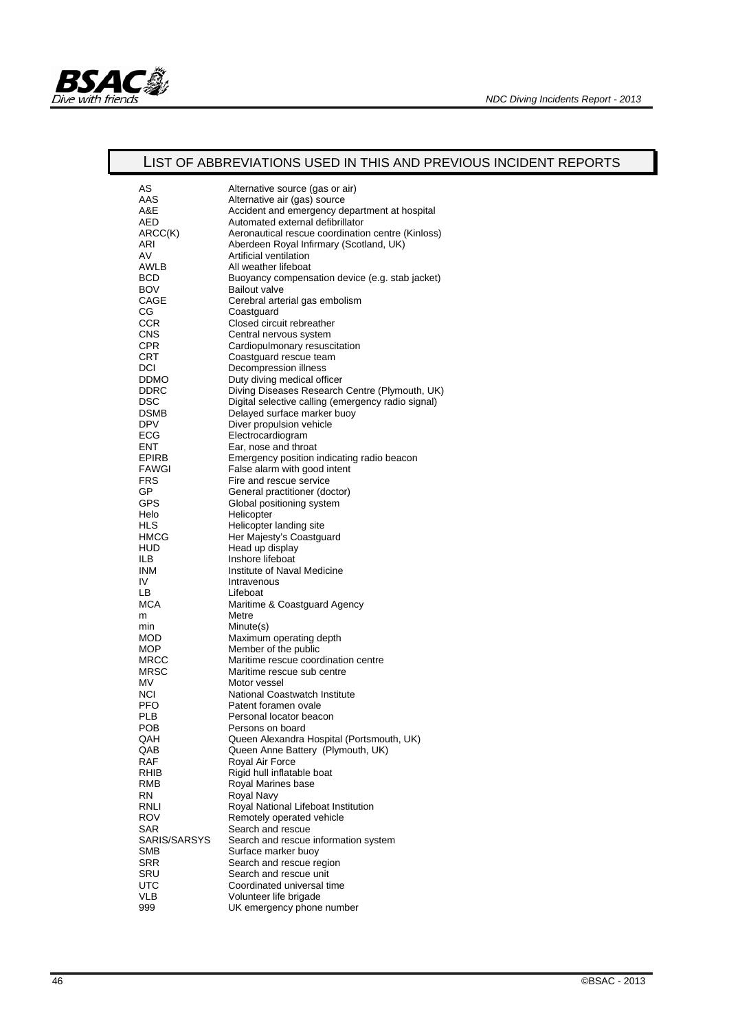# List of abbreviations used in this and previous incident reports

| | |
|---|---|
| AS | Alternative source (gas or air) |
| AAS | Alternative air (gas) source |
| A&E | Accident and emergency department at hospital |
| AED | Automated external defibrillator |
| ARCC(K) | Aeronautical rescue coordination centre (Kinloss) |
| ARI | Aberdeen Royal Infirmary (Scotland, UK) |
| AV | Artificial ventilation |
| AWLB | All weather lifeboat |
| BCD | Buoyancy compensation device (e.g. stab jacket) |
| BOV | Bailout valve |
| CAGE | Cerebral arterial gas embolism |
| CG | Coastguard |
| CCR | Closed circuit rebreather |
| CNS | Central nervous system |
| CPR | Cardiopulmonary resuscitation |
| CRT | Coastguard rescue team |
| DCI | Decompression illness |
| DDMO | Duty diving medical officer |
| DDRC | Diving Diseases Research Centre (Plymouth, UK) |
| DSC | Digital selective calling (emergency radio signal) |
| DSMB | Delayed surface marker buoy |
| DPV | Diver propulsion vehicle |
| ECG | Electrocardiogram |
| ENT | Ear, nose and throat |
| EPIRB | Emergency position indicating radio beacon |
| FAWGI | False alarm with good intent |
| FRS | Fire and rescue service |
| GP | General practitioner (doctor) |
| GPS | Global positioning system |
| Helo | Helicopter |
| HLS | Helicopter landing site |
| HMCG | Her Majesty's Coastguard |
| HUD | Head up display |
| ILB | Inshore lifeboat |
| INM | Institute of Naval Medicine |
| IV | Intravenous |
| LB | Lifeboat |
| MCA | Maritime & Coastguard Agency |
| m | Metre |
| min | Minute(s) |
| MOD | Maximum operating depth |
| MOP | Member of the public |
| MRCC | Maritime rescue coordination centre |
| MRSC | Maritime rescue sub centre |
| MV | Motor vessel |
| NCI | National Coastwatch Institute |
| PFO | Patent foramen ovale |
| PLB | Personal locator beacon |
| POB | Persons on board |
| QAH | Queen Alexandra Hospital (Portsmouth, UK) |
| QAB | Queen Anne Battery (Plymouth, UK) |
| RAF | Royal Air Force |
| RHIB | Rigid hull inflatable boat |
| RMB | Royal Marines base |
| RN | Royal Navy |
| RNLI | Royal National Lifeboat Institution |
| ROV | Remotely operated vehicle |
| SAR | Search and rescue |
| SARIS/SARSYS | Search and rescue information system |
| SMB | Surface marker buoy |
| SRR | Search and rescue region |
| SRU | Search and rescue unit |
| UTC | Coordinated universal time |
| VLB | Volunteer life brigade |
| 999 | UK emergency phone number |